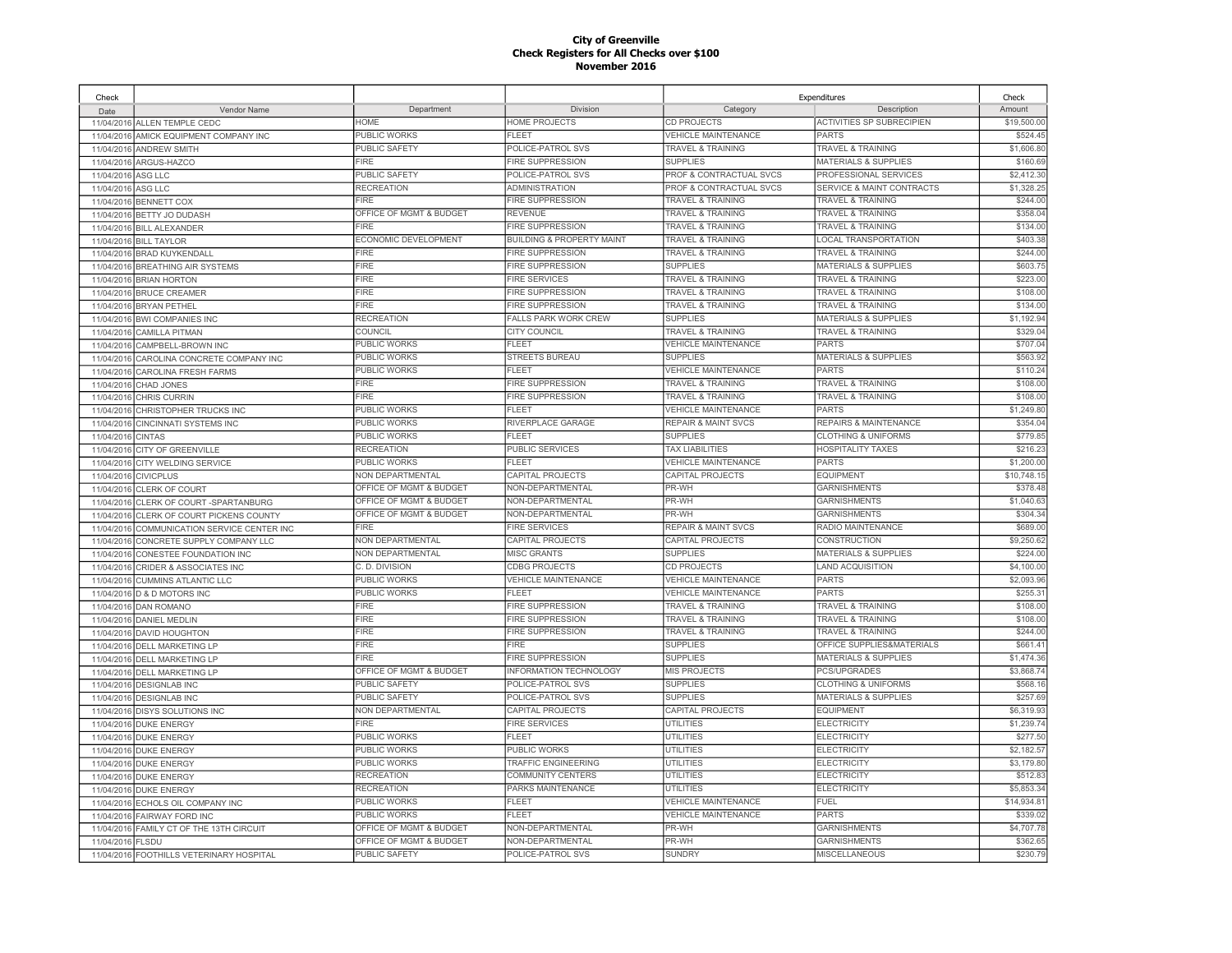# City of Greenville
## Check Registers for All Checks over $100
## November 2016

| Check | | | | Expenditures | | Check |
|---|---|---|---|---|---|---|
| Date | Vendor Name | Department | Division | Category | Description | Amount |
| 11/04/2016 | ALLEN TEMPLE CEDC | HOME | HOME PROJECTS | CD PROJECTS | ACTIVITIES SP SUBRECIPIEN | $19,500.00 |
| 11/04/2016 | AMICK EQUIPMENT COMPANY INC | PUBLIC WORKS | FLEET | VEHICLE MAINTENANCE | PARTS | $524.45 |
| 11/04/2016 | ANDREW SMITH | PUBLIC SAFETY | POLICE-PATROL SVS | TRAVEL & TRAINING | TRAVEL & TRAINING | $1,606.80 |
| 11/04/2016 | ARGUS-HAZCO | FIRE | FIRE SUPPRESSION | SUPPLIES | MATERIALS & SUPPLIES | $160.69 |
| 11/04/2016 | ASG LLC | PUBLIC SAFETY | POLICE-PATROL SVS | PROF & CONTRACTUAL SVCS | PROFESSIONAL SERVICES | $2,412.30 |
| 11/04/2016 | ASG LLC | RECREATION | ADMINISTRATION | PROF & CONTRACTUAL SVCS | SERVICE & MAINT CONTRACTS | $1,328.25 |
| 11/04/2016 | BENNETT COX | FIRE | FIRE SUPPRESSION | TRAVEL & TRAINING | TRAVEL & TRAINING | $244.00 |
| 11/04/2016 | BETTY JO DUDASH | OFFICE OF MGMT & BUDGET | REVENUE | TRAVEL & TRAINING | TRAVEL & TRAINING | $358.04 |
| 11/04/2016 | BILL ALEXANDER | FIRE | FIRE SUPPRESSION | TRAVEL & TRAINING | TRAVEL & TRAINING | $134.00 |
| 11/04/2016 | BILL TAYLOR | ECONOMIC DEVELOPMENT | BUILDING & PROPERTY MAINT | TRAVEL & TRAINING | LOCAL TRANSPORTATION | $403.38 |
| 11/04/2016 | BRAD KUYKENDALL | FIRE | FIRE SUPPRESSION | TRAVEL & TRAINING | TRAVEL & TRAINING | $244.00 |
| 11/04/2016 | BREATHING AIR SYSTEMS | FIRE | FIRE SUPPRESSION | SUPPLIES | MATERIALS & SUPPLIES | $603.75 |
| 11/04/2016 | BRIAN HORTON | FIRE | FIRE SERVICES | TRAVEL & TRAINING | TRAVEL & TRAINING | $223.00 |
| 11/04/2016 | BRUCE CREAMER | FIRE | FIRE SUPPRESSION | TRAVEL & TRAINING | TRAVEL & TRAINING | $108.00 |
| 11/04/2016 | BRYAN PETHEL | FIRE | FIRE SUPPRESSION | TRAVEL & TRAINING | TRAVEL & TRAINING | $134.00 |
| 11/04/2016 | BWI COMPANIES INC | RECREATION | FALLS PARK WORK CREW | SUPPLIES | MATERIALS & SUPPLIES | $1,192.94 |
| 11/04/2016 | CAMILLA PITMAN | COUNCIL | CITY COUNCIL | TRAVEL & TRAINING | TRAVEL & TRAINING | $329.04 |
| 11/04/2016 | CAMPBELL-BROWN INC | PUBLIC WORKS | FLEET | VEHICLE MAINTENANCE | PARTS | $707.04 |
| 11/04/2016 | CAROLINA CONCRETE COMPANY INC | PUBLIC WORKS | STREETS BUREAU | SUPPLIES | MATERIALS & SUPPLIES | $563.92 |
| 11/04/2016 | CAROLINA FRESH FARMS | PUBLIC WORKS | FLEET | VEHICLE MAINTENANCE | PARTS | $110.24 |
| 11/04/2016 | CHAD JONES | FIRE | FIRE SUPPRESSION | TRAVEL & TRAINING | TRAVEL & TRAINING | $108.00 |
| 11/04/2016 | CHRIS CURRIN | FIRE | FIRE SUPPRESSION | TRAVEL & TRAINING | TRAVEL & TRAINING | $108.00 |
| 11/04/2016 | CHRISTOPHER TRUCKS INC | PUBLIC WORKS | FLEET | VEHICLE MAINTENANCE | PARTS | $1,249.80 |
| 11/04/2016 | CINCINNATI SYSTEMS INC | PUBLIC WORKS | RIVERPLACE GARAGE | REPAIR & MAINT SVCS | REPAIRS & MAINTENANCE | $354.04 |
| 11/04/2016 | CINTAS | PUBLIC WORKS | FLEET | SUPPLIES | CLOTHING & UNIFORMS | $779.85 |
| 11/04/2016 | CITY OF GREENVILLE | RECREATION | PUBLIC SERVICES | TAX LIABILITIES | HOSPITALITY TAXES | $216.23 |
| 11/04/2016 | CITY WELDING SERVICE | PUBLIC WORKS | FLEET | VEHICLE MAINTENANCE | PARTS | $1,200.00 |
| 11/04/2016 | CIVICPLUS | NON DEPARTMENTAL | CAPITAL PROJECTS | CAPITAL PROJECTS | EQUIPMENT | $10,748.15 |
| 11/04/2016 | CLERK OF COURT | OFFICE OF MGMT & BUDGET | NON-DEPARTMENTAL | PR-WH | GARNISHMENTS | $378.48 |
| 11/04/2016 | CLERK OF COURT -SPARTANBURG | OFFICE OF MGMT & BUDGET | NON-DEPARTMENTAL | PR-WH | GARNISHMENTS | $1,040.63 |
| 11/04/2016 | CLERK OF COURT PICKENS COUNTY | OFFICE OF MGMT & BUDGET | NON-DEPARTMENTAL | PR-WH | GARNISHMENTS | $304.34 |
| 11/04/2016 | COMMUNICATION SERVICE CENTER INC | FIRE | FIRE SERVICES | REPAIR & MAINT SVCS | RADIO MAINTENANCE | $689.00 |
| 11/04/2016 | CONCRETE SUPPLY COMPANY LLC | NON DEPARTMENTAL | CAPITAL PROJECTS | CAPITAL PROJECTS | CONSTRUCTION | $9,250.62 |
| 11/04/2016 | CONESTEE FOUNDATION INC | NON DEPARTMENTAL | MISC GRANTS | SUPPLIES | MATERIALS & SUPPLIES | $224.00 |
| 11/04/2016 | CRIDER & ASSOCIATES INC | C. D. DIVISION | CDBG PROJECTS | CD PROJECTS | LAND ACQUISITION | $4,100.00 |
| 11/04/2016 | CUMMINS ATLANTIC LLC | PUBLIC WORKS | VEHICLE MAINTENANCE | VEHICLE MAINTENANCE | PARTS | $2,093.96 |
| 11/04/2016 | D & D MOTORS INC | PUBLIC WORKS | FLEET | VEHICLE MAINTENANCE | PARTS | $255.31 |
| 11/04/2016 | DAN ROMANO | FIRE | FIRE SUPPRESSION | TRAVEL & TRAINING | TRAVEL & TRAINING | $108.00 |
| 11/04/2016 | DANIEL MEDLIN | FIRE | FIRE SUPPRESSION | TRAVEL & TRAINING | TRAVEL & TRAINING | $108.00 |
| 11/04/2016 | DAVID HOUGHTON | FIRE | FIRE SUPPRESSION | TRAVEL & TRAINING | TRAVEL & TRAINING | $244.00 |
| 11/04/2016 | DELL MARKETING LP | FIRE | FIRE | SUPPLIES | OFFICE SUPPLIES&MATERIALS | $661.41 |
| 11/04/2016 | DELL MARKETING LP | FIRE | FIRE SUPPRESSION | SUPPLIES | MATERIALS & SUPPLIES | $1,474.36 |
| 11/04/2016 | DELL MARKETING LP | OFFICE OF MGMT & BUDGET | INFORMATION TECHNOLOGY | MIS PROJECTS | PCS/UPGRADES | $3,868.74 |
| 11/04/2016 | DESIGNLAB INC | PUBLIC SAFETY | POLICE-PATROL SVS | SUPPLIES | CLOTHING & UNIFORMS | $568.16 |
| 11/04/2016 | DESIGNLAB INC | PUBLIC SAFETY | POLICE-PATROL SVS | SUPPLIES | MATERIALS & SUPPLIES | $257.69 |
| 11/04/2016 | DISYS SOLUTIONS INC | NON DEPARTMENTAL | CAPITAL PROJECTS | CAPITAL PROJECTS | EQUIPMENT | $6,319.93 |
| 11/04/2016 | DUKE ENERGY | FIRE | FIRE SERVICES | UTILITIES | ELECTRICITY | $1,239.74 |
| 11/04/2016 | DUKE ENERGY | PUBLIC WORKS | FLEET | UTILITIES | ELECTRICITY | $277.50 |
| 11/04/2016 | DUKE ENERGY | PUBLIC WORKS | PUBLIC WORKS | UTILITIES | ELECTRICITY | $2,182.57 |
| 11/04/2016 | DUKE ENERGY | PUBLIC WORKS | TRAFFIC ENGINEERING | UTILITIES | ELECTRICITY | $3,179.80 |
| 11/04/2016 | DUKE ENERGY | RECREATION | COMMUNITY CENTERS | UTILITIES | ELECTRICITY | $512.83 |
| 11/04/2016 | DUKE ENERGY | RECREATION | PARKS MAINTENANCE | UTILITIES | ELECTRICITY | $5,853.34 |
| 11/04/2016 | ECHOLS OIL COMPANY INC | PUBLIC WORKS | FLEET | VEHICLE MAINTENANCE | FUEL | $14,934.81 |
| 11/04/2016 | FAIRWAY FORD INC | PUBLIC WORKS | FLEET | VEHICLE MAINTENANCE | PARTS | $339.02 |
| 11/04/2016 | FAMILY CT OF THE 13TH CIRCUIT | OFFICE OF MGMT & BUDGET | NON-DEPARTMENTAL | PR-WH | GARNISHMENTS | $4,707.78 |
| 11/04/2016 | FLSDU | OFFICE OF MGMT & BUDGET | NON-DEPARTMENTAL | PR-WH | GARNISHMENTS | $362.65 |
| 11/04/2016 | FOOTHILLS VETERINARY HOSPITAL | PUBLIC SAFETY | POLICE-PATROL SVS | SUNDRY | MISCELLANEOUS | $230.79 |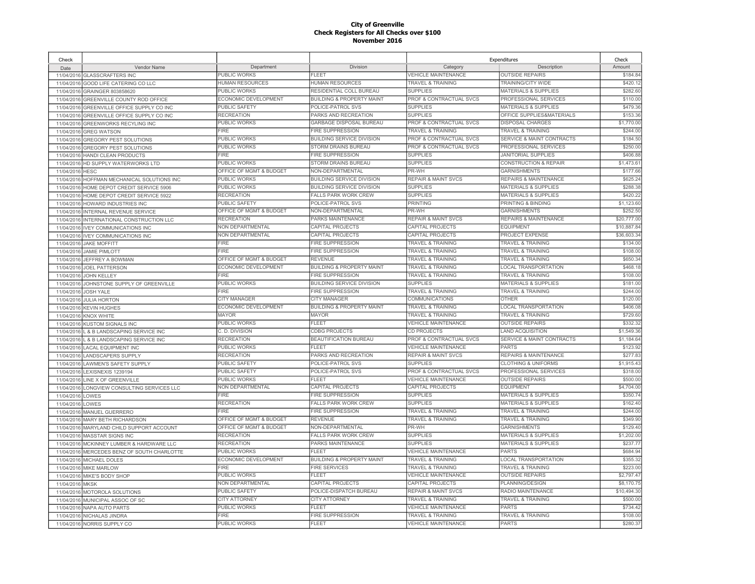# City of Greenville
## Check Registers for All Checks over $100
## November 2016

| Check Date | Vendor Name | Department | Division | Expenditures Category | Expenditures Description | Check Amount |
|---|---|---|---|---|---|---|
| 11/04/2016 | GLASSCRAFTERS INC | PUBLIC WORKS | FLEET | VEHICLE MAINTENANCE | OUTSIDE REPAIRS | $184.84 |
| 11/04/2016 | GOOD LIFE CATERING CO LLC | HUMAN RESOURCES | HUMAN RESOURCES | TRAVEL & TRAINING | TRAINING/CITY WIDE | $420.12 |
| 11/04/2016 | GRAINGER 803858620 | PUBLIC WORKS | RESIDENTIAL COLL BUREAU | SUPPLIES | MATERIALS & SUPPLIES | $282.60 |
| 11/04/2016 | GREENVILLE COUNTY ROD OFFICE | ECONOMIC DEVELOPMENT | BUILDING & PROPERTY MAINT | PROF & CONTRACTUAL SVCS | PROFESSIONAL SERVICES | $110.00 |
| 11/04/2016 | GREENVILLE OFFICE SUPPLY CO INC | PUBLIC SAFETY | POLICE-PATROL SVS | SUPPLIES | MATERIALS & SUPPLIES | $479.36 |
| 11/04/2016 | GREENVILLE OFFICE SUPPLY CO INC | RECREATION | PARKS AND RECREATION | SUPPLIES | OFFICE SUPPLIES&MATERIALS | $153.36 |
| 11/04/2016 | GREENWORKS RECYLING INC | PUBLIC WORKS | GARBAGE DISPOSAL BUREAU | PROF & CONTRACTUAL SVCS | DISPOSAL CHARGES | $1,770.00 |
| 11/04/2016 | GREG WATSON | FIRE | FIRE SUPPRESSION | TRAVEL & TRAINING | TRAVEL & TRAINING | $244.00 |
| 11/04/2016 | GREGORY PEST SOLUTIONS | PUBLIC WORKS | BUILDING SERVICE DIVISION | PROF & CONTRACTUAL SVCS | SERVICE & MAINT CONTRACTS | $184.50 |
| 11/04/2016 | GREGORY PEST SOLUTIONS | PUBLIC WORKS | STORM DRAINS BUREAU | PROF & CONTRACTUAL SVCS | PROFESSIONAL SERVICES | $250.00 |
| 11/04/2016 | HANDI CLEAN PRODUCTS | FIRE | FIRE SUPPRESSION | SUPPLIES | JANITORIAL SUPPLIES | $406.88 |
| 11/04/2016 | HD SUPPLY WATERWORKS LTD | PUBLIC WORKS | STORM DRAINS BUREAU | SUPPLIES | CONSTRUCTION & REPAIR | $1,473.61 |
| 11/04/2016 | HESC | OFFICE OF MGMT & BUDGET | NON-DEPARTMENTAL | PR-WH | GARNISHMENTS | $177.66 |
| 11/04/2016 | HOFFMAN MECHANICAL SOLUTIONS INC | PUBLIC WORKS | BUILDING SERVICE DIVISION | REPAIR & MAINT SVCS | REPAIRS & MAINTENANCE | $625.24 |
| 11/04/2016 | HOME DEPOT CREDIT SERVICE 5906 | PUBLIC WORKS | BUILDING SERVICE DIVISION | SUPPLIES | MATERIALS & SUPPLIES | $288.38 |
| 11/04/2016 | HOME DEPOT CREDIT SERVICE 5922 | RECREATION | FALLS PARK WORK CREW | SUPPLIES | MATERIALS & SUPPLIES | $420.22 |
| 11/04/2016 | HOWARD INDUSTRIES INC | PUBLIC SAFETY | POLICE-PATROL SVS | PRINTING | PRINTING & BINDING | $1,123.60 |
| 11/04/2016 | INTERNAL REVENUE SERVICE | OFFICE OF MGMT & BUDGET | NON-DEPARTMENTAL | PR-WH | GARNISHMENTS | $252.50 |
| 11/04/2016 | INTERNATIONAL CONSTRUCTION LLC | RECREATION | PARKS MAINTENANCE | REPAIR & MAINT SVCS | REPAIRS & MAINTENANCE | $20,777.00 |
| 11/04/2016 | IVEY COMMUNICATIONS INC | NON DEPARTMENTAL | CAPITAL PROJECTS | CAPITAL PROJECTS | EQUIPMENT | $10,887.84 |
| 11/04/2016 | IVEY COMMUNICATIONS INC | NON DEPARTMENTAL | CAPITAL PROJECTS | CAPITAL PROJECTS | PROJECT EXPENSE | $36,603.34 |
| 11/04/2016 | JAKE MOFFITT | FIRE | FIRE SUPPRESSION | TRAVEL & TRAINING | TRAVEL & TRAINING | $134.00 |
| 11/04/2016 | JAMIE PIMLOTT | FIRE | FIRE SUPPRESSION | TRAVEL & TRAINING | TRAVEL & TRAINING | $108.00 |
| 11/04/2016 | JEFFREY A BOWMAN | OFFICE OF MGMT & BUDGET | REVENUE | TRAVEL & TRAINING | TRAVEL & TRAINING | $650.34 |
| 11/04/2016 | JOEL PATTERSON | ECONOMIC DEVELOPMENT | BUILDING & PROPERTY MAINT | TRAVEL & TRAINING | LOCAL TRANSPORTATION | $468.18 |
| 11/04/2016 | JOHN KELLEY | FIRE | FIRE SUPPRESSION | TRAVEL & TRAINING | TRAVEL & TRAINING | $108.00 |
| 11/04/2016 | JOHNSTONE SUPPLY OF GREENVILLE | PUBLIC WORKS | BUILDING SERVICE DIVISION | SUPPLIES | MATERIALS & SUPPLIES | $181.00 |
| 11/04/2016 | JOSH YALE | FIRE | FIRE SUPPRESSION | TRAVEL & TRAINING | TRAVEL & TRAINING | $244.00 |
| 11/04/2016 | JULIA HORTON | CITY MANAGER | CITY MANAGER | COMMUNICATIONS | OTHER | $120.00 |
| 11/04/2016 | KEVIN HUGHES | ECONOMIC DEVELOPMENT | BUILDING & PROPERTY MAINT | TRAVEL & TRAINING | LOCAL TRANSPORTATION | $406.08 |
| 11/04/2016 | KNOX WHITE | MAYOR | MAYOR | TRAVEL & TRAINING | TRAVEL & TRAINING | $729.60 |
| 11/04/2016 | KUSTOM SIGNALS INC | PUBLIC WORKS | FLEET | VEHICLE MAINTENANCE | OUTSIDE REPAIRS | $332.32 |
| 11/04/2016 | L & B LANDSCAPING SERVICE INC | C. D. DIVISION | CDBG PROJECTS | CD PROJECTS | LAND ACQUISITION | $1,549.36 |
| 11/04/2016 | L & B LANDSCAPING SERVICE INC | RECREATION | BEAUTIFICATION BUREAU | PROF & CONTRACTUAL SVCS | SERVICE & MAINT CONTRACTS | $1,184.64 |
| 11/04/2016 | LACAL EQUIPMENT INC | PUBLIC WORKS | FLEET | VEHICLE MAINTENANCE | PARTS | $123.92 |
| 11/04/2016 | LANDSCAPERS SUPPLY | RECREATION | PARKS AND RECREATION | REPAIR & MAINT SVCS | REPAIRS & MAINTENANCE | $277.83 |
| 11/04/2016 | LAWMEN'S SAFETY SUPPLY | PUBLIC SAFETY | POLICE-PATROL SVS | SUPPLIES | CLOTHING & UNIFORMS | $1,915.43 |
| 11/04/2016 | LEXISNEXIS 1239194 | PUBLIC SAFETY | POLICE-PATROL SVS | PROF & CONTRACTUAL SVCS | PROFESSIONAL SERVICES | $318.00 |
| 11/04/2016 | LINE X OF GREENVILLE | PUBLIC WORKS | FLEET | VEHICLE MAINTENANCE | OUTSIDE REPAIRS | $500.00 |
| 11/04/2016 | LONGVIEW CONSULTING SERVICES LLC | NON DEPARTMENTAL | CAPITAL PROJECTS | CAPITAL PROJECTS | EQUIPMENT | $4,704.00 |
| 11/04/2016 | LOWES | FIRE | FIRE SUPPRESSION | SUPPLIES | MATERIALS & SUPPLIES | $350.74 |
| 11/04/2016 | LOWES | RECREATION | FALLS PARK WORK CREW | SUPPLIES | MATERIALS & SUPPLIES | $162.40 |
| 11/04/2016 | MANUEL GUERRERO | FIRE | FIRE SUPPRESSION | TRAVEL & TRAINING | TRAVEL & TRAINING | $244.00 |
| 11/04/2016 | MARY BETH RICHARDSON | OFFICE OF MGMT & BUDGET | REVENUE | TRAVEL & TRAINING | TRAVEL & TRAINING | $349.90 |
| 11/04/2016 | MARYLAND CHILD SUPPORT ACCOUNT | OFFICE OF MGMT & BUDGET | NON-DEPARTMENTAL | PR-WH | GARNISHMENTS | $129.40 |
| 11/04/2016 | MASSTAR SIGNS INC | RECREATION | FALLS PARK WORK CREW | SUPPLIES | MATERIALS & SUPPLIES | $1,202.00 |
| 11/04/2016 | MCKINNEY LUMBER & HARDWARE LLC | RECREATION | PARKS MAINTENANCE | SUPPLIES | MATERIALS & SUPPLIES | $237.77 |
| 11/04/2016 | MERCEDES BENZ OF SOUTH CHARLOTTE | PUBLIC WORKS | FLEET | VEHICLE MAINTENANCE | PARTS | $684.94 |
| 11/04/2016 | MICHAEL DOLES | ECONOMIC DEVELOPMENT | BUILDING & PROPERTY MAINT | TRAVEL & TRAINING | LOCAL TRANSPORTATION | $355.32 |
| 11/04/2016 | MIKE MARLOW | FIRE | FIRE SERVICES | TRAVEL & TRAINING | TRAVEL & TRAINING | $223.00 |
| 11/04/2016 | MIKE'S BODY SHOP | PUBLIC WORKS | FLEET | VEHICLE MAINTENANCE | OUTSIDE REPAIRS | $2,797.47 |
| 11/04/2016 | MKSK | NON DEPARTMENTAL | CAPITAL PROJECTS | CAPITAL PROJECTS | PLANNING/DESIGN | $8,170.75 |
| 11/04/2016 | MOTOROLA SOLUTIONS | PUBLIC SAFETY | POLICE-DISPATCH BUREAU | REPAIR & MAINT SVCS | RADIO MAINTENANCE | $10,494.30 |
| 11/04/2016 | MUNICIPAL ASSOC OF SC | CITY ATTORNEY | CITY ATTORNEY | TRAVEL & TRAINING | TRAVEL & TRAINING | $500.00 |
| 11/04/2016 | NAPA AUTO PARTS | PUBLIC WORKS | FLEET | VEHICLE MAINTENANCE | PARTS | $734.42 |
| 11/04/2016 | NICHALAS JINDRA | FIRE | FIRE SUPPRESSION | TRAVEL & TRAINING | TRAVEL & TRAINING | $108.00 |
| 11/04/2016 | NORRIS SUPPLY CO | PUBLIC WORKS | FLEET | VEHICLE MAINTENANCE | PARTS | $280.37 |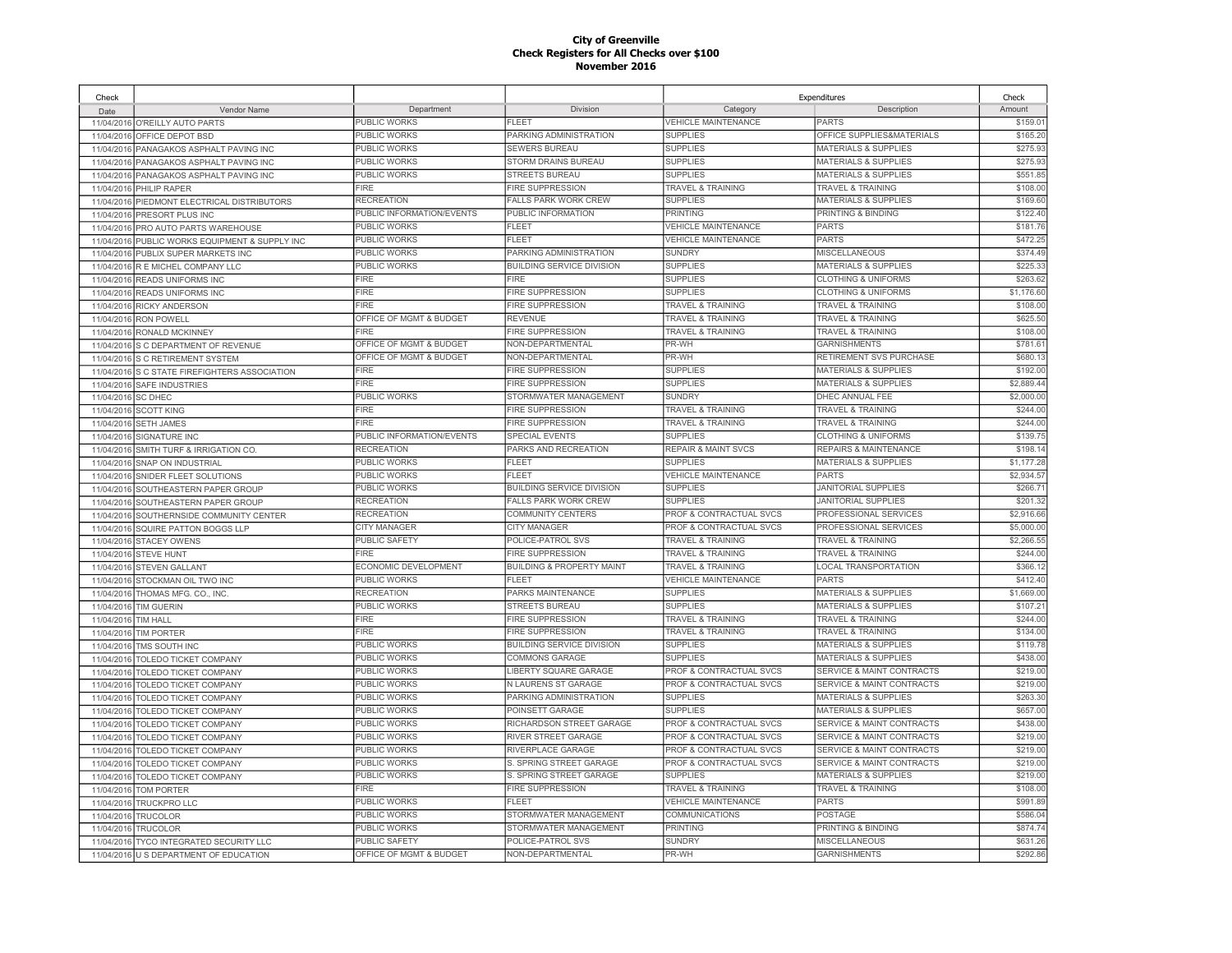**City of Greenville**
**Check Registers for All Checks over $100**
**November 2016**

| Check Date | Vendor Name | Department | Division | Expenditures Category | Expenditures Description | Check Amount |
|---|---|---|---|---|---|---|
| 11/04/2016 | O'REILLY AUTO PARTS | PUBLIC WORKS | FLEET | VEHICLE MAINTENANCE | PARTS | $159.01 |
| 11/04/2016 | OFFICE DEPOT BSD | PUBLIC WORKS | PARKING ADMINISTRATION | SUPPLIES | OFFICE SUPPLIES&MATERIALS | $165.20 |
| 11/04/2016 | PANAGAKOS ASPHALT PAVING INC | PUBLIC WORKS | SEWERS BUREAU | SUPPLIES | MATERIALS & SUPPLIES | $275.93 |
| 11/04/2016 | PANAGAKOS ASPHALT PAVING INC | PUBLIC WORKS | STORM DRAINS BUREAU | SUPPLIES | MATERIALS & SUPPLIES | $275.93 |
| 11/04/2016 | PANAGAKOS ASPHALT PAVING INC | PUBLIC WORKS | STREETS BUREAU | SUPPLIES | MATERIALS & SUPPLIES | $551.85 |
| 11/04/2016 | PHILIP RAPER | FIRE | FIRE SUPPRESSION | TRAVEL & TRAINING | TRAVEL & TRAINING | $108.00 |
| 11/04/2016 | PIEDMONT ELECTRICAL DISTRIBUTORS | RECREATION | FALLS PARK WORK CREW | SUPPLIES | MATERIALS & SUPPLIES | $169.60 |
| 11/04/2016 | PRESORT PLUS INC | PUBLIC INFORMATION/EVENTS | PUBLIC INFORMATION | PRINTING | PRINTING & BINDING | $122.40 |
| 11/04/2016 | PRO AUTO PARTS WAREHOUSE | PUBLIC WORKS | FLEET | VEHICLE MAINTENANCE | PARTS | $181.76 |
| 11/04/2016 | PUBLIC WORKS EQUIPMENT & SUPPLY INC | PUBLIC WORKS | FLEET | VEHICLE MAINTENANCE | PARTS | $472.25 |
| 11/04/2016 | PUBLIX SUPER MARKETS INC | PUBLIC WORKS | PARKING ADMINISTRATION | SUNDRY | MISCELLANEOUS | $374.49 |
| 11/04/2016 | R E MICHEL COMPANY LLC | PUBLIC WORKS | BUILDING SERVICE DIVISION | SUPPLIES | MATERIALS & SUPPLIES | $225.33 |
| 11/04/2016 | READS UNIFORMS INC | FIRE | FIRE | SUPPLIES | CLOTHING & UNIFORMS | $263.62 |
| 11/04/2016 | READS UNIFORMS INC | FIRE | FIRE SUPPRESSION | SUPPLIES | CLOTHING & UNIFORMS | $1,176.60 |
| 11/04/2016 | RICKY ANDERSON | FIRE | FIRE SUPPRESSION | TRAVEL & TRAINING | TRAVEL & TRAINING | $108.00 |
| 11/04/2016 | RON POWELL | OFFICE OF MGMT & BUDGET | REVENUE | TRAVEL & TRAINING | TRAVEL & TRAINING | $625.50 |
| 11/04/2016 | RONALD MCKINNEY | FIRE | FIRE SUPPRESSION | TRAVEL & TRAINING | TRAVEL & TRAINING | $108.00 |
| 11/04/2016 | S C DEPARTMENT OF REVENUE | OFFICE OF MGMT & BUDGET | NON-DEPARTMENTAL | PR-WH | GARNISHMENTS | $781.61 |
| 11/04/2016 | S C RETIREMENT SYSTEM | OFFICE OF MGMT & BUDGET | NON-DEPARTMENTAL | PR-WH | RETIREMENT SVS PURCHASE | $680.13 |
| 11/04/2016 | S C STATE FIREFIGHTERS ASSOCIATION | FIRE | FIRE SUPPRESSION | SUPPLIES | MATERIALS & SUPPLIES | $192.00 |
| 11/04/2016 | SAFE INDUSTRIES | FIRE | FIRE SUPPRESSION | SUPPLIES | MATERIALS & SUPPLIES | $2,889.44 |
| 11/04/2016 | SC DHEC | PUBLIC WORKS | STORMWATER MANAGEMENT | SUNDRY | DHEC ANNUAL FEE | $2,000.00 |
| 11/04/2016 | SCOTT KING | FIRE | FIRE SUPPRESSION | TRAVEL & TRAINING | TRAVEL & TRAINING | $244.00 |
| 11/04/2016 | SETH JAMES | FIRE | FIRE SUPPRESSION | TRAVEL & TRAINING | TRAVEL & TRAINING | $244.00 |
| 11/04/2016 | SIGNATURE INC | PUBLIC INFORMATION/EVENTS | SPECIAL EVENTS | SUPPLIES | CLOTHING & UNIFORMS | $139.75 |
| 11/04/2016 | SMITH TURF & IRRIGATION CO. | RECREATION | PARKS AND RECREATION | REPAIR & MAINT SVCS | REPAIRS & MAINTENANCE | $198.14 |
| 11/04/2016 | SNAP ON INDUSTRIAL | PUBLIC WORKS | FLEET | SUPPLIES | MATERIALS & SUPPLIES | $1,177.28 |
| 11/04/2016 | SNIDER FLEET SOLUTIONS | PUBLIC WORKS | FLEET | VEHICLE MAINTENANCE | PARTS | $2,934.57 |
| 11/04/2016 | SOUTHEASTERN PAPER GROUP | PUBLIC WORKS | BUILDING SERVICE DIVISION | SUPPLIES | JANITORIAL SUPPLIES | $266.71 |
| 11/04/2016 | SOUTHEASTERN PAPER GROUP | RECREATION | FALLS PARK WORK CREW | SUPPLIES | JANITORIAL SUPPLIES | $201.32 |
| 11/04/2016 | SOUTHERNSIDE COMMUNITY CENTER | RECREATION | COMMUNITY CENTERS | PROF & CONTRACTUAL SVCS | PROFESSIONAL SERVICES | $2,916.66 |
| 11/04/2016 | SQUIRE PATTON BOGGS LLP | CITY MANAGER | CITY MANAGER | PROF & CONTRACTUAL SVCS | PROFESSIONAL SERVICES | $5,000.00 |
| 11/04/2016 | STACEY OWENS | PUBLIC SAFETY | POLICE-PATROL SVS | TRAVEL & TRAINING | TRAVEL & TRAINING | $2,266.55 |
| 11/04/2016 | STEVE HUNT | FIRE | FIRE SUPPRESSION | TRAVEL & TRAINING | TRAVEL & TRAINING | $244.00 |
| 11/04/2016 | STEVEN GALLANT | ECONOMIC DEVELOPMENT | BUILDING & PROPERTY MAINT | TRAVEL & TRAINING | LOCAL TRANSPORTATION | $366.12 |
| 11/04/2016 | STOCKMAN OIL TWO INC | PUBLIC WORKS | FLEET | VEHICLE MAINTENANCE | PARTS | $412.40 |
| 11/04/2016 | THOMAS MFG. CO., INC. | RECREATION | PARKS MAINTENANCE | SUPPLIES | MATERIALS & SUPPLIES | $1,669.00 |
| 11/04/2016 | TIM GUERIN | PUBLIC WORKS | STREETS BUREAU | SUPPLIES | MATERIALS & SUPPLIES | $107.21 |
| 11/04/2016 | TIM HALL | FIRE | FIRE SUPPRESSION | TRAVEL & TRAINING | TRAVEL & TRAINING | $244.00 |
| 11/04/2016 | TIM PORTER | FIRE | FIRE SUPPRESSION | TRAVEL & TRAINING | TRAVEL & TRAINING | $134.00 |
| 11/04/2016 | TMS SOUTH INC | PUBLIC WORKS | BUILDING SERVICE DIVISION | SUPPLIES | MATERIALS & SUPPLIES | $119.78 |
| 11/04/2016 | TOLEDO TICKET COMPANY | PUBLIC WORKS | COMMONS GARAGE | SUPPLIES | MATERIALS & SUPPLIES | $438.00 |
| 11/04/2016 | TOLEDO TICKET COMPANY | PUBLIC WORKS | LIBERTY SQUARE GARAGE | PROF & CONTRACTUAL SVCS | SERVICE & MAINT CONTRACTS | $219.00 |
| 11/04/2016 | TOLEDO TICKET COMPANY | PUBLIC WORKS | N LAURENS ST GARAGE | PROF & CONTRACTUAL SVCS | SERVICE & MAINT CONTRACTS | $219.00 |
| 11/04/2016 | TOLEDO TICKET COMPANY | PUBLIC WORKS | PARKING ADMINISTRATION | SUPPLIES | MATERIALS & SUPPLIES | $263.30 |
| 11/04/2016 | TOLEDO TICKET COMPANY | PUBLIC WORKS | POINSETT GARAGE | SUPPLIES | MATERIALS & SUPPLIES | $657.00 |
| 11/04/2016 | TOLEDO TICKET COMPANY | PUBLIC WORKS | RICHARDSON STREET GARAGE | PROF & CONTRACTUAL SVCS | SERVICE & MAINT CONTRACTS | $438.00 |
| 11/04/2016 | TOLEDO TICKET COMPANY | PUBLIC WORKS | RIVER STREET GARAGE | PROF & CONTRACTUAL SVCS | SERVICE & MAINT CONTRACTS | $219.00 |
| 11/04/2016 | TOLEDO TICKET COMPANY | PUBLIC WORKS | RIVERPLACE GARAGE | PROF & CONTRACTUAL SVCS | SERVICE & MAINT CONTRACTS | $219.00 |
| 11/04/2016 | TOLEDO TICKET COMPANY | PUBLIC WORKS | S. SPRING STREET GARAGE | PROF & CONTRACTUAL SVCS | SERVICE & MAINT CONTRACTS | $219.00 |
| 11/04/2016 | TOLEDO TICKET COMPANY | PUBLIC WORKS | S. SPRING STREET GARAGE | SUPPLIES | MATERIALS & SUPPLIES | $219.00 |
| 11/04/2016 | TOM PORTER | FIRE | FIRE SUPPRESSION | TRAVEL & TRAINING | TRAVEL & TRAINING | $108.00 |
| 11/04/2016 | TRUCKPRO LLC | PUBLIC WORKS | FLEET | VEHICLE MAINTENANCE | PARTS | $991.89 |
| 11/04/2016 | TRUCOLOR | PUBLIC WORKS | STORMWATER MANAGEMENT | COMMUNICATIONS | POSTAGE | $586.04 |
| 11/04/2016 | TRUCOLOR | PUBLIC WORKS | STORMWATER MANAGEMENT | PRINTING | PRINTING & BINDING | $874.74 |
| 11/04/2016 | TYCO INTEGRATED SECURITY LLC | PUBLIC SAFETY | POLICE-PATROL SVS | SUNDRY | MISCELLANEOUS | $631.26 |
| 11/04/2016 | U S DEPARTMENT OF EDUCATION | OFFICE OF MGMT & BUDGET | NON-DEPARTMENTAL | PR-WH | GARNISHMENTS | $292.86 |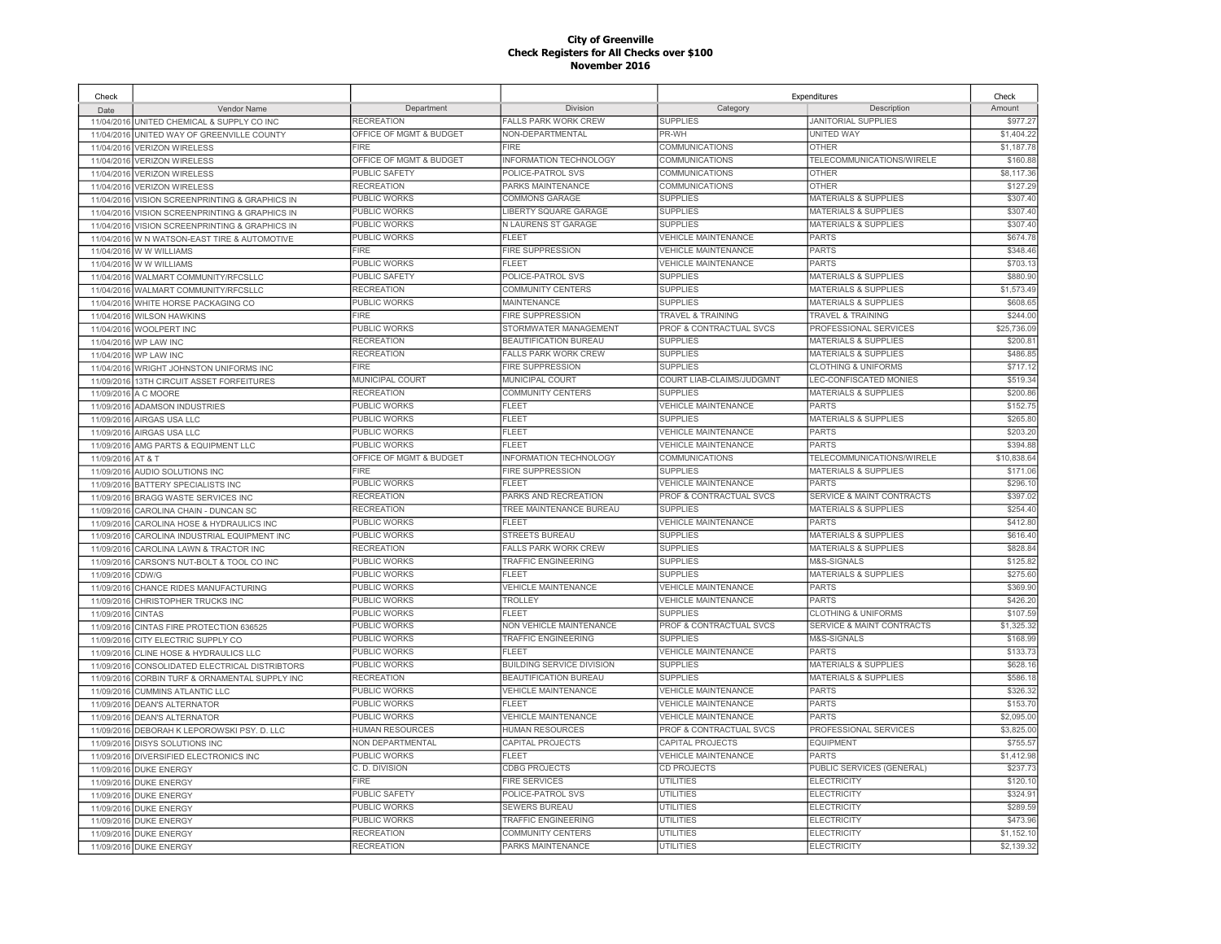# City of Greenville
## Check Registers for All Checks over $100
## November 2016

| Check Date | Vendor Name | Department | Division | Expenditures Category | Expenditures Description | Check Amount |
|---|---|---|---|---|---|---|
| 11/04/2016 | UNITED CHEMICAL & SUPPLY CO INC | RECREATION | FALLS PARK WORK CREW | SUPPLIES | JANITORIAL SUPPLIES | $977.27 |
| 11/04/2016 | UNITED WAY OF GREENVILLE COUNTY | OFFICE OF MGMT & BUDGET | NON-DEPARTMENTAL | PR-WH | UNITED WAY | $1,404.22 |
| 11/04/2016 | VERIZON WIRELESS | FIRE | FIRE | COMMUNICATIONS | OTHER | $1,187.78 |
| 11/04/2016 | VERIZON WIRELESS | OFFICE OF MGMT & BUDGET | INFORMATION TECHNOLOGY | COMMUNICATIONS | TELECOMMUNICATIONS/WIRELE | $160.88 |
| 11/04/2016 | VERIZON WIRELESS | PUBLIC SAFETY | POLICE-PATROL SVS | COMMUNICATIONS | OTHER | $8,117.36 |
| 11/04/2016 | VERIZON WIRELESS | RECREATION | PARKS MAINTENANCE | COMMUNICATIONS | OTHER | $127.29 |
| 11/04/2016 | VISION SCREENPRINTING & GRAPHICS IN | PUBLIC WORKS | COMMONS GARAGE | SUPPLIES | MATERIALS & SUPPLIES | $307.40 |
| 11/04/2016 | VISION SCREENPRINTING & GRAPHICS IN | PUBLIC WORKS | LIBERTY SQUARE GARAGE | SUPPLIES | MATERIALS & SUPPLIES | $307.40 |
| 11/04/2016 | VISION SCREENPRINTING & GRAPHICS IN | PUBLIC WORKS | N LAURENS ST GARAGE | SUPPLIES | MATERIALS & SUPPLIES | $307.40 |
| 11/04/2016 | W N WATSON-EAST TIRE & AUTOMOTIVE | PUBLIC WORKS | FLEET | VEHICLE MAINTENANCE | PARTS | $674.78 |
| 11/04/2016 | W W WILLIAMS | FIRE | FIRE SUPPRESSION | VEHICLE MAINTENANCE | PARTS | $348.46 |
| 11/04/2016 | W W WILLIAMS | PUBLIC WORKS | FLEET | VEHICLE MAINTENANCE | PARTS | $703.13 |
| 11/04/2016 | WALMART COMMUNITY/RFCSLLC | PUBLIC SAFETY | POLICE-PATROL SVS | SUPPLIES | MATERIALS & SUPPLIES | $880.90 |
| 11/04/2016 | WALMART COMMUNITY/RFCSLLC | RECREATION | COMMUNITY CENTERS | SUPPLIES | MATERIALS & SUPPLIES | $1,573.49 |
| 11/04/2016 | WHITE HORSE PACKAGING CO | PUBLIC WORKS | MAINTENANCE | SUPPLIES | MATERIALS & SUPPLIES | $608.65 |
| 11/04/2016 | WILSON HAWKINS | FIRE | FIRE SUPPRESSION | TRAVEL & TRAINING | TRAVEL & TRAINING | $244.00 |
| 11/04/2016 | WOOLPERT INC | PUBLIC WORKS | STORMWATER MANAGEMENT | PROF & CONTRACTUAL SVCS | PROFESSIONAL SERVICES | $25,736.09 |
| 11/04/2016 | WP LAW INC | RECREATION | BEAUTIFICATION BUREAU | SUPPLIES | MATERIALS & SUPPLIES | $200.81 |
| 11/04/2016 | WP LAW INC | RECREATION | FALLS PARK WORK CREW | SUPPLIES | MATERIALS & SUPPLIES | $486.85 |
| 11/04/2016 | WRIGHT JOHNSTON UNIFORMS INC | FIRE | FIRE SUPPRESSION | SUPPLIES | CLOTHING & UNIFORMS | $717.12 |
| 11/09/2016 | 13TH CIRCUIT ASSET FORFEITURES | MUNICIPAL COURT | MUNICIPAL COURT | COURT LIAB-CLAIMS/JUDGMNT | LEC-CONFISCATED MONIES | $519.34 |
| 11/09/2016 | A C MOORE | RECREATION | COMMUNITY CENTERS | SUPPLIES | MATERIALS & SUPPLIES | $200.86 |
| 11/09/2016 | ADAMSON INDUSTRIES | PUBLIC WORKS | FLEET | VEHICLE MAINTENANCE | PARTS | $152.75 |
| 11/09/2016 | AIRGAS USA LLC | PUBLIC WORKS | FLEET | SUPPLIES | MATERIALS & SUPPLIES | $265.80 |
| 11/09/2016 | AIRGAS USA LLC | PUBLIC WORKS | FLEET | VEHICLE MAINTENANCE | PARTS | $203.20 |
| 11/09/2016 | AMG PARTS & EQUIPMENT LLC | PUBLIC WORKS | FLEET | VEHICLE MAINTENANCE | PARTS | $394.88 |
| 11/09/2016 | AT & T | OFFICE OF MGMT & BUDGET | INFORMATION TECHNOLOGY | COMMUNICATIONS | TELECOMMUNICATIONS/WIRELE | $10,838.64 |
| 11/09/2016 | AUDIO SOLUTIONS INC | FIRE | FIRE SUPPRESSION | SUPPLIES | MATERIALS & SUPPLIES | $171.06 |
| 11/09/2016 | BATTERY SPECIALISTS INC | PUBLIC WORKS | FLEET | VEHICLE MAINTENANCE | PARTS | $296.10 |
| 11/09/2016 | BRAGG WASTE SERVICES INC | RECREATION | PARKS AND RECREATION | PROF & CONTRACTUAL SVCS | SERVICE & MAINT CONTRACTS | $397.02 |
| 11/09/2016 | CAROLINA CHAIN - DUNCAN SC | RECREATION | TREE MAINTENANCE BUREAU | SUPPLIES | MATERIALS & SUPPLIES | $254.40 |
| 11/09/2016 | CAROLINA HOSE & HYDRAULICS INC | PUBLIC WORKS | FLEET | VEHICLE MAINTENANCE | PARTS | $412.80 |
| 11/09/2016 | CAROLINA INDUSTRIAL EQUIPMENT INC | PUBLIC WORKS | STREETS BUREAU | SUPPLIES | MATERIALS & SUPPLIES | $616.40 |
| 11/09/2016 | CAROLINA LAWN & TRACTOR INC | RECREATION | FALLS PARK WORK CREW | SUPPLIES | MATERIALS & SUPPLIES | $828.84 |
| 11/09/2016 | CARSON'S NUT-BOLT & TOOL CO INC | PUBLIC WORKS | TRAFFIC ENGINEERING | SUPPLIES | M&S-SIGNALS | $125.82 |
| 11/09/2016 | CDW/G | PUBLIC WORKS | FLEET | SUPPLIES | MATERIALS & SUPPLIES | $275.60 |
| 11/09/2016 | CHANCE RIDES MANUFACTURING | PUBLIC WORKS | VEHICLE MAINTENANCE | VEHICLE MAINTENANCE | PARTS | $369.90 |
| 11/09/2016 | CHRISTOPHER TRUCKS INC | PUBLIC WORKS | TROLLEY | VEHICLE MAINTENANCE | PARTS | $426.20 |
| 11/09/2016 | CINTAS | PUBLIC WORKS | FLEET | SUPPLIES | CLOTHING & UNIFORMS | $107.59 |
| 11/09/2016 | CINTAS FIRE PROTECTION 636525 | PUBLIC WORKS | NON VEHICLE MAINTENANCE | PROF & CONTRACTUAL SVCS | SERVICE & MAINT CONTRACTS | $1,325.32 |
| 11/09/2016 | CITY ELECTRIC SUPPLY CO | PUBLIC WORKS | TRAFFIC ENGINEERING | SUPPLIES | M&S-SIGNALS | $168.99 |
| 11/09/2016 | CLINE HOSE & HYDRAULICS LLC | PUBLIC WORKS | FLEET | VEHICLE MAINTENANCE | PARTS | $133.73 |
| 11/09/2016 | CONSOLIDATED ELECTRICAL DISTRIBTORS | PUBLIC WORKS | BUILDING SERVICE DIVISION | SUPPLIES | MATERIALS & SUPPLIES | $628.16 |
| 11/09/2016 | CORBIN TURF & ORNAMENTAL SUPPLY INC | RECREATION | BEAUTIFICATION BUREAU | SUPPLIES | MATERIALS & SUPPLIES | $586.18 |
| 11/09/2016 | CUMMINS ATLANTIC LLC | PUBLIC WORKS | VEHICLE MAINTENANCE | VEHICLE MAINTENANCE | PARTS | $326.32 |
| 11/09/2016 | DEAN'S ALTERNATOR | PUBLIC WORKS | FLEET | VEHICLE MAINTENANCE | PARTS | $153.70 |
| 11/09/2016 | DEAN'S ALTERNATOR | PUBLIC WORKS | VEHICLE MAINTENANCE | VEHICLE MAINTENANCE | PARTS | $2,095.00 |
| 11/09/2016 | DEBORAH K LEPOROWSKI PSY. D. LLC | HUMAN RESOURCES | HUMAN RESOURCES | PROF & CONTRACTUAL SVCS | PROFESSIONAL SERVICES | $3,825.00 |
| 11/09/2016 | DISYS SOLUTIONS INC | NON DEPARTMENTAL | CAPITAL PROJECTS | CAPITAL PROJECTS | EQUIPMENT | $755.57 |
| 11/09/2016 | DIVERSIFIED ELECTRONICS INC | PUBLIC WORKS | FLEET | VEHICLE MAINTENANCE | PARTS | $1,412.98 |
| 11/09/2016 | DUKE ENERGY | C. D. DIVISION | CDBG PROJECTS | CD PROJECTS | PUBLIC SERVICES (GENERAL) | $237.73 |
| 11/09/2016 | DUKE ENERGY | FIRE | FIRE SERVICES | UTILITIES | ELECTRICITY | $120.10 |
| 11/09/2016 | DUKE ENERGY | PUBLIC SAFETY | POLICE-PATROL SVS | UTILITIES | ELECTRICITY | $324.91 |
| 11/09/2016 | DUKE ENERGY | PUBLIC WORKS | SEWERS BUREAU | UTILITIES | ELECTRICITY | $289.59 |
| 11/09/2016 | DUKE ENERGY | PUBLIC WORKS | TRAFFIC ENGINEERING | UTILITIES | ELECTRICITY | $473.96 |
| 11/09/2016 | DUKE ENERGY | RECREATION | COMMUNITY CENTERS | UTILITIES | ELECTRICITY | $1,152.10 |
| 11/09/2016 | DUKE ENERGY | RECREATION | PARKS MAINTENANCE | UTILITIES | ELECTRICITY | $2,139.32 |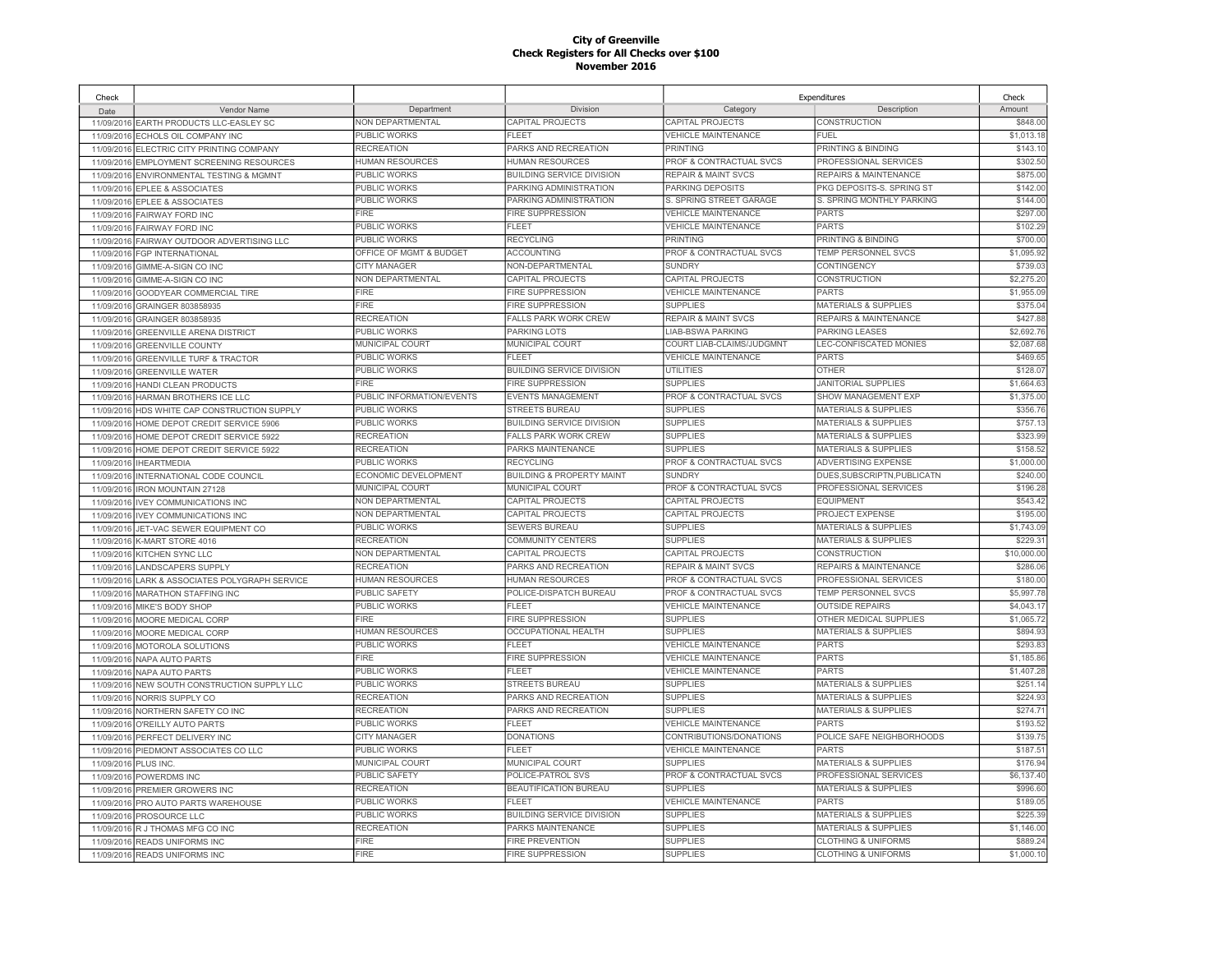# City of Greenville
## Check Registers for All Checks over $100
## November 2016

| Check Date | Vendor Name | Department | Division | Expenditures Category | Expenditures Description | Check Amount |
|---|---|---|---|---|---|---|
| 11/09/2016 | EARTH PRODUCTS LLC-EASLEY SC | NON DEPARTMENTAL | CAPITAL PROJECTS | CAPITAL PROJECTS | CONSTRUCTION | $848.00 |
| 11/09/2016 | ECHOLS OIL COMPANY INC | PUBLIC WORKS | FLEET | VEHICLE MAINTENANCE | FUEL | $1,013.18 |
| 11/09/2016 | ELECTRIC CITY PRINTING COMPANY | RECREATION | PARKS AND RECREATION | PRINTING | PRINTING & BINDING | $143.10 |
| 11/09/2016 | EMPLOYMENT SCREENING RESOURCES | HUMAN RESOURCES | HUMAN RESOURCES | PROF & CONTRACTUAL SVCS | PROFESSIONAL SERVICES | $302.50 |
| 11/09/2016 | ENVIRONMENTAL TESTING & MGMNT | PUBLIC WORKS | BUILDING SERVICE DIVISION | REPAIR & MAINT SVCS | REPAIRS & MAINTENANCE | $875.00 |
| 11/09/2016 | EPLEE & ASSOCIATES | PUBLIC WORKS | PARKING ADMINISTRATION | PARKING DEPOSITS | PKG DEPOSITS-S. SPRING ST | $142.00 |
| 11/09/2016 | EPLEE & ASSOCIATES | PUBLIC WORKS | PARKING ADMINISTRATION | S. SPRING STREET GARAGE | S. SPRING MONTHLY PARKING | $144.00 |
| 11/09/2016 | FAIRWAY FORD INC | FIRE | FIRE SUPPRESSION | VEHICLE MAINTENANCE | PARTS | $297.00 |
| 11/09/2016 | FAIRWAY FORD INC | PUBLIC WORKS | FLEET | VEHICLE MAINTENANCE | PARTS | $102.29 |
| 11/09/2016 | FAIRWAY OUTDOOR ADVERTISING LLC | PUBLIC WORKS | RECYCLING | PRINTING | PRINTING & BINDING | $700.00 |
| 11/09/2016 | FGP INTERNATIONAL | OFFICE OF MGMT & BUDGET | ACCOUNTING | PROF & CONTRACTUAL SVCS | TEMP PERSONNEL SVCS | $1,095.92 |
| 11/09/2016 | GIMME-A-SIGN CO INC | CITY MANAGER | NON-DEPARTMENTAL | SUNDRY | CONTINGENCY | $739.03 |
| 11/09/2016 | GIMME-A-SIGN CO INC | NON DEPARTMENTAL | CAPITAL PROJECTS | CAPITAL PROJECTS | CONSTRUCTION | $2,275.20 |
| 11/09/2016 | GOODYEAR COMMERCIAL TIRE | FIRE | FIRE SUPPRESSION | VEHICLE MAINTENANCE | PARTS | $1,955.09 |
| 11/09/2016 | GRAINGER 803858935 | FIRE | FIRE SUPPRESSION | SUPPLIES | MATERIALS & SUPPLIES | $375.04 |
| 11/09/2016 | GRAINGER 803858935 | RECREATION | FALLS PARK WORK CREW | REPAIR & MAINT SVCS | REPAIRS & MAINTENANCE | $427.88 |
| 11/09/2016 | GREENVILLE ARENA DISTRICT | PUBLIC WORKS | PARKING LOTS | LIAB-BSWA PARKING | PARKING LEASES | $2,692.76 |
| 11/09/2016 | GREENVILLE COUNTY | MUNICIPAL COURT | MUNICIPAL COURT | COURT LIAB-CLAIMS/JUDGMNT | LEC-CONFISCATED MONIES | $2,087.68 |
| 11/09/2016 | GREENVILLE TURF & TRACTOR | PUBLIC WORKS | FLEET | VEHICLE MAINTENANCE | PARTS | $469.65 |
| 11/09/2016 | GREENVILLE WATER | PUBLIC WORKS | BUILDING SERVICE DIVISION | UTILITIES | OTHER | $128.07 |
| 11/09/2016 | HANDI CLEAN PRODUCTS | FIRE | FIRE SUPPRESSION | SUPPLIES | JANITORIAL SUPPLIES | $1,664.63 |
| 11/09/2016 | HARMAN BROTHERS ICE LLC | PUBLIC INFORMATION/EVENTS | EVENTS MANAGEMENT | PROF & CONTRACTUAL SVCS | SHOW MANAGEMENT EXP | $1,375.00 |
| 11/09/2016 | HDS WHITE CAP CONSTRUCTION SUPPLY | PUBLIC WORKS | STREETS BUREAU | SUPPLIES | MATERIALS & SUPPLIES | $356.76 |
| 11/09/2016 | HOME DEPOT CREDIT SERVICE 5906 | PUBLIC WORKS | BUILDING SERVICE DIVISION | SUPPLIES | MATERIALS & SUPPLIES | $757.13 |
| 11/09/2016 | HOME DEPOT CREDIT SERVICE 5922 | RECREATION | FALLS PARK WORK CREW | SUPPLIES | MATERIALS & SUPPLIES | $323.99 |
| 11/09/2016 | HOME DEPOT CREDIT SERVICE 5922 | RECREATION | PARKS MAINTENANCE | SUPPLIES | MATERIALS & SUPPLIES | $158.52 |
| 11/09/2016 | IHEARTMEDIA | PUBLIC WORKS | RECYCLING | PROF & CONTRACTUAL SVCS | ADVERTISING EXPENSE | $1,000.00 |
| 11/09/2016 | INTERNATIONAL CODE COUNCIL | ECONOMIC DEVELOPMENT | BUILDING & PROPERTY MAINT | SUNDRY | DUES,SUBSCRIPTN,PUBLICATN | $240.00 |
| 11/09/2016 | IRON MOUNTAIN 27128 | MUNICIPAL COURT | MUNICIPAL COURT | PROF & CONTRACTUAL SVCS | PROFESSIONAL SERVICES | $196.28 |
| 11/09/2016 | IVEY COMMUNICATIONS INC | NON DEPARTMENTAL | CAPITAL PROJECTS | CAPITAL PROJECTS | EQUIPMENT | $543.42 |
| 11/09/2016 | IVEY COMMUNICATIONS INC | NON DEPARTMENTAL | CAPITAL PROJECTS | CAPITAL PROJECTS | PROJECT EXPENSE | $195.00 |
| 11/09/2016 | JET-VAC SEWER EQUIPMENT CO | PUBLIC WORKS | SEWERS BUREAU | SUPPLIES | MATERIALS & SUPPLIES | $1,743.09 |
| 11/09/2016 | K-MART STORE 4016 | RECREATION | COMMUNITY CENTERS | SUPPLIES | MATERIALS & SUPPLIES | $229.31 |
| 11/09/2016 | KITCHEN SYNC LLC | NON DEPARTMENTAL | CAPITAL PROJECTS | CAPITAL PROJECTS | CONSTRUCTION | $10,000.00 |
| 11/09/2016 | LANDSCAPERS SUPPLY | RECREATION | PARKS AND RECREATION | REPAIR & MAINT SVCS | REPAIRS & MAINTENANCE | $286.06 |
| 11/09/2016 | LARK & ASSOCIATES POLYGRAPH SERVICE | HUMAN RESOURCES | HUMAN RESOURCES | PROF & CONTRACTUAL SVCS | PROFESSIONAL SERVICES | $180.00 |
| 11/09/2016 | MARATHON STAFFING INC | PUBLIC SAFETY | POLICE-DISPATCH BUREAU | PROF & CONTRACTUAL SVCS | TEMP PERSONNEL SVCS | $5,997.78 |
| 11/09/2016 | MIKE'S BODY SHOP | PUBLIC WORKS | FLEET | VEHICLE MAINTENANCE | OUTSIDE REPAIRS | $4,043.17 |
| 11/09/2016 | MOORE MEDICAL CORP | FIRE | FIRE SUPPRESSION | SUPPLIES | OTHER MEDICAL SUPPLIES | $1,065.72 |
| 11/09/2016 | MOORE MEDICAL CORP | HUMAN RESOURCES | OCCUPATIONAL HEALTH | SUPPLIES | MATERIALS & SUPPLIES | $894.93 |
| 11/09/2016 | MOTOROLA SOLUTIONS | PUBLIC WORKS | FLEET | VEHICLE MAINTENANCE | PARTS | $293.83 |
| 11/09/2016 | NAPA AUTO PARTS | FIRE | FIRE SUPPRESSION | VEHICLE MAINTENANCE | PARTS | $1,185.86 |
| 11/09/2016 | NAPA AUTO PARTS | PUBLIC WORKS | FLEET | VEHICLE MAINTENANCE | PARTS | $1,407.28 |
| 11/09/2016 | NEW SOUTH CONSTRUCTION SUPPLY LLC | PUBLIC WORKS | STREETS BUREAU | SUPPLIES | MATERIALS & SUPPLIES | $251.14 |
| 11/09/2016 | NORRIS SUPPLY CO | RECREATION | PARKS AND RECREATION | SUPPLIES | MATERIALS & SUPPLIES | $224.93 |
| 11/09/2016 | NORTHERN SAFETY CO INC | RECREATION | PARKS AND RECREATION | SUPPLIES | MATERIALS & SUPPLIES | $274.71 |
| 11/09/2016 | O'REILLY AUTO PARTS | PUBLIC WORKS | FLEET | VEHICLE MAINTENANCE | PARTS | $193.52 |
| 11/09/2016 | PERFECT DELIVERY INC | CITY MANAGER | DONATIONS | CONTRIBUTIONS/DONATIONS | POLICE SAFE NEIGHBORHOODS | $139.75 |
| 11/09/2016 | PIEDMONT ASSOCIATES CO LLC | PUBLIC WORKS | FLEET | VEHICLE MAINTENANCE | PARTS | $187.51 |
| 11/09/2016 | PLUS INC. | MUNICIPAL COURT | MUNICIPAL COURT | SUPPLIES | MATERIALS & SUPPLIES | $176.94 |
| 11/09/2016 | POWERDMS INC | PUBLIC SAFETY | POLICE-PATROL SVS | PROF & CONTRACTUAL SVCS | PROFESSIONAL SERVICES | $6,137.40 |
| 11/09/2016 | PREMIER GROWERS INC | RECREATION | BEAUTIFICATION BUREAU | SUPPLIES | MATERIALS & SUPPLIES | $996.60 |
| 11/09/2016 | PRO AUTO PARTS WAREHOUSE | PUBLIC WORKS | FLEET | VEHICLE MAINTENANCE | PARTS | $189.05 |
| 11/09/2016 | PROSOURCE LLC | PUBLIC WORKS | BUILDING SERVICE DIVISION | SUPPLIES | MATERIALS & SUPPLIES | $225.39 |
| 11/09/2016 | R J THOMAS MFG CO INC | RECREATION | PARKS MAINTENANCE | SUPPLIES | MATERIALS & SUPPLIES | $1,146.00 |
| 11/09/2016 | READS UNIFORMS INC | FIRE | FIRE PREVENTION | SUPPLIES | CLOTHING & UNIFORMS | $889.24 |
| 11/09/2016 | READS UNIFORMS INC | FIRE | FIRE SUPPRESSION | SUPPLIES | CLOTHING & UNIFORMS | $1,000.10 |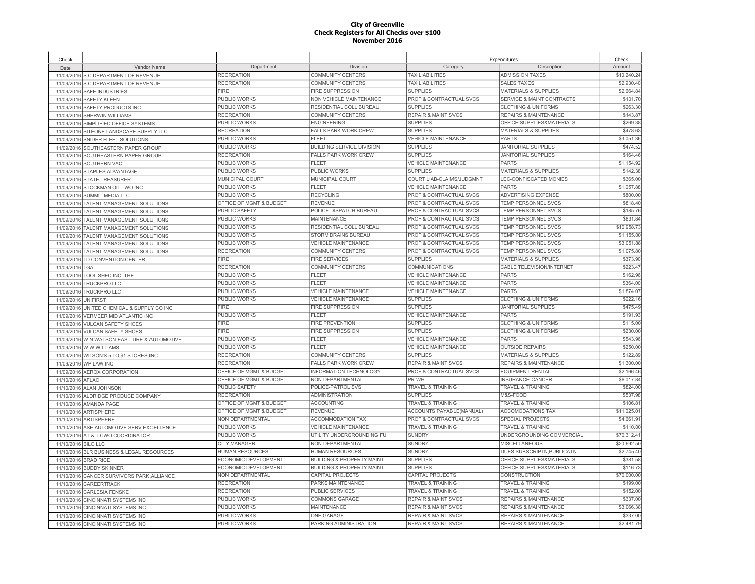# City of Greenville
## Check Registers for All Checks over $100
## November 2016

| Check Date | Vendor Name | Department | Division | Expenditures Category | Expenditures Description | Check Amount |
|---|---|---|---|---|---|---|
| 11/09/2016 | S C DEPARTMENT OF REVENUE | RECREATION | COMMUNITY CENTERS | TAX LIABILITIES | ADMISSION TAXES | $10,240.24 |
| 11/09/2016 | S C DEPARTMENT OF REVENUE | RECREATION | COMMUNITY CENTERS | TAX LIABILITIES | SALES TAXES | $2,930.40 |
| 11/09/2016 | SAFE INDUSTRIES | FIRE | FIRE SUPPRESSION | SUPPLIES | MATERIALS & SUPPLIES | $2,664.84 |
| 11/09/2016 | SAFETY KLEEN | PUBLIC WORKS | NON VEHICLE MAINTENANCE | PROF & CONTRACTUAL SVCS | SERVICE & MAINT CONTRACTS | $101.70 |
| 11/09/2016 | SAFETY PRODUCTS INC | PUBLIC WORKS | RESIDENTIAL COLL BUREAU | SUPPLIES | CLOTHING & UNIFORMS | $263.30 |
| 11/09/2016 | SHERWIN WILLIAMS | RECREATION | COMMUNITY CENTERS | REPAIR & MAINT SVCS | REPAIRS & MAINTENANCE | $143.87 |
| 11/09/2016 | SIMPLIFIED OFFICE SYSTEMS | PUBLIC WORKS | ENGINEERING | SUPPLIES | OFFICE SUPPLIES&MATERIALS | $269.38 |
| 11/09/2016 | SITEONE LANDSCAPE SUPPLY LLC | RECREATION | FALLS PARK WORK CREW | SUPPLIES | MATERIALS & SUPPLIES | $478.63 |
| 11/09/2016 | SNIDER FLEET SOLUTIONS | PUBLIC WORKS | FLEET | VEHICLE MAINTENANCE | PARTS | $3,051.36 |
| 11/09/2016 | SOUTHEASTERN PAPER GROUP | PUBLIC WORKS | BUILDING SERVICE DIVISION | SUPPLIES | JANITORIAL SUPPLIES | $474.52 |
| 11/09/2016 | SOUTHEASTERN PAPER GROUP | RECREATION | FALLS PARK WORK CREW | SUPPLIES | JANITORIAL SUPPLIES | $164.46 |
| 11/09/2016 | SOUTHERN VAC | PUBLIC WORKS | FLEET | VEHICLE MAINTENANCE | PARTS | $1,154.92 |
| 11/09/2016 | STAPLES ADVANTAGE | PUBLIC WORKS | PUBLIC WORKS | SUPPLIES | MATERIALS & SUPPLIES | $142.38 |
| 11/09/2016 | STATE TREASURER | MUNICIPAL COURT | MUNICIPAL COURT | COURT LIAB-CLAIMS/JUDGMNT | LEC-CONFISCATED MONIES | $365.00 |
| 11/09/2016 | STOCKMAN OIL TWO INC | PUBLIC WORKS | FLEET | VEHICLE MAINTENANCE | PARTS | $1,057.88 |
| 11/09/2016 | SUMMIT MEDIA LLC | PUBLIC WORKS | RECYCLING | PROF & CONTRACTUAL SVCS | ADVERTISING EXPENSE | $800.00 |
| 11/09/2016 | TALENT MANAGEMENT SOLUTIONS | OFFICE OF MGMT & BUDGET | REVENUE | PROF & CONTRACTUAL SVCS | TEMP PERSONNEL SVCS | $818.40 |
| 11/09/2016 | TALENT MANAGEMENT SOLUTIONS | PUBLIC SAFETY | POLICE-DISPATCH BUREAU | PROF & CONTRACTUAL SVCS | TEMP PERSONNEL SVCS | $185.76 |
| 11/09/2016 | TALENT MANAGEMENT SOLUTIONS | PUBLIC WORKS | MAINTENANCE | PROF & CONTRACTUAL SVCS | TEMP PERSONNEL SVCS | $831.84 |
| 11/09/2016 | TALENT MANAGEMENT SOLUTIONS | PUBLIC WORKS | RESIDENTIAL COLL BUREAU | PROF & CONTRACTUAL SVCS | TEMP PERSONNEL SVCS | $10,958.73 |
| 11/09/2016 | TALENT MANAGEMENT SOLUTIONS | PUBLIC WORKS | STORM DRAINS BUREAU | PROF & CONTRACTUAL SVCS | TEMP PERSONNEL SVCS | $1,155.00 |
| 11/09/2016 | TALENT MANAGEMENT SOLUTIONS | PUBLIC WORKS | VEHICLE MAINTENANCE | PROF & CONTRACTUAL SVCS | TEMP PERSONNEL SVCS | $3,051.88 |
| 11/09/2016 | TALENT MANAGEMENT SOLUTIONS | RECREATION | COMMUNITY CENTERS | PROF & CONTRACTUAL SVCS | TEMP PERSONNEL SVCS | $1,075.80 |
| 11/09/2016 | TD CONVENTION CENTER | FIRE | FIRE SERVICES | SUPPLIES | MATERIALS & SUPPLIES | $373.90 |
| 11/09/2016 | TGA | RECREATION | COMMUNITY CENTERS | COMMUNICATIONS | CABLE TELEVISION/INTERNET | $223.47 |
| 11/09/2016 | TOOL SHED INC, THE | PUBLIC WORKS | FLEET | VEHICLE MAINTENANCE | PARTS | $162.96 |
| 11/09/2016 | TRUCKPRO LLC | PUBLIC WORKS | FLEET | VEHICLE MAINTENANCE | PARTS | $364.00 |
| 11/09/2016 | TRUCKPRO LLC | PUBLIC WORKS | VEHICLE MAINTENANCE | VEHICLE MAINTENANCE | PARTS | $1,874.07 |
| 11/09/2016 | UNIFIRST | PUBLIC WORKS | VEHICLE MAINTENANCE | SUPPLIES | CLOTHING & UNIFORMS | $222.16 |
| 11/09/2016 | UNITED CHEMICAL & SUPPLY CO INC | FIRE | FIRE SUPPRESSION | SUPPLIES | JANITORIAL SUPPLIES | $475.49 |
| 11/09/2016 | VERMEER MID ATLANTIC INC | PUBLIC WORKS | FLEET | VEHICLE MAINTENANCE | PARTS | $191.93 |
| 11/09/2016 | VULCAN SAFETY SHOES | FIRE | FIRE PREVENTION | SUPPLIES | CLOTHING & UNIFORMS | $115.00 |
| 11/09/2016 | VULCAN SAFETY SHOES | FIRE | FIRE SUPPRESSION | SUPPLIES | CLOTHING & UNIFORMS | $230.00 |
| 11/09/2016 | W N WATSON-EAST TIRE & AUTOMOTIVE | PUBLIC WORKS | FLEET | VEHICLE MAINTENANCE | PARTS | $543.96 |
| 11/09/2016 | W W WILLIAMS | PUBLIC WORKS | FLEET | VEHICLE MAINTENANCE | OUTSIDE REPAIRS | $250.00 |
| 11/09/2016 | WILSON'S 5 TO $1 STORES INC | RECREATION | COMMUNITY CENTERS | SUPPLIES | MATERIALS & SUPPLIES | $122.89 |
| 11/09/2016 | WP LAW INC | RECREATION | FALLS PARK WORK CREW | REPAIR & MAINT SVCS | REPAIRS & MAINTENANCE | $1,300.00 |
| 11/09/2016 | XEROX CORPORATION | OFFICE OF MGMT & BUDGET | INFORMATION TECHNOLOGY | PROF & CONTRACTUAL SVCS | EQUIPMENT RENTAL | $2,166.46 |
| 11/10/2016 | AFLAC | OFFICE OF MGMT & BUDGET | NON-DEPARTMENTAL | PR-WH | INSURANCE-CANCER | $6,017.84 |
| 11/10/2016 | ALAN JOHNSON | PUBLIC SAFETY | POLICE-PATROL SVS | TRAVEL & TRAINING | TRAVEL & TRAINING | $824.00 |
| 11/10/2016 | ALDRIDGE PRODUCE COMPANY | RECREATION | ADMINISTRATION | SUPPLIES | M&S-FOOD | $537.98 |
| 11/10/2016 | AMANDA PAGE | OFFICE OF MGMT & BUDGET | ACCOUNTING | TRAVEL & TRAINING | TRAVEL & TRAINING | $106.81 |
| 11/10/2016 | ARTISPHERE | OFFICE OF MGMT & BUDGET | REVENUE | ACCOUNTS PAYABLE(MANUAL) | ACCOMODATIONS TAX | $11,025.01 |
| 11/10/2016 | ARTISPHERE | NON DEPARTMENTAL | ACCOMMODATION TAX | PROF & CONTRACTUAL SVCS | SPECIAL PROJECTS | $4,661.91 |
| 11/10/2016 | ASE AUTOMOTIVE SERV EXCELLENCE | PUBLIC WORKS | VEHICLE MAINTENANCE | TRAVEL & TRAINING | TRAVEL & TRAINING | $110.00 |
| 11/10/2016 | AT & T CWO COORDINATOR | PUBLIC WORKS | UTILITY UNDERGROUNDING FU | SUNDRY | UNDERGROUNDING COMMERCIAL | $70,312.41 |
| 11/10/2016 | BILO LLC | CITY MANAGER | NON-DEPARTMENTAL | SUNDRY | MISCELLANEOUS | $20,692.50 |
| 11/10/2016 | BLR BUSINESS & LEGAL RESOURCES | HUMAN RESOURCES | HUMAN RESOURCES | SUNDRY | DUES,SUBSCRIPTN,PUBLICATN | $2,745.40 |
| 11/10/2016 | BRAD RICE | ECONOMIC DEVELOPMENT | BUILDING & PROPERTY MAINT | SUPPLIES | OFFICE SUPPLIES&MATERIALS | $381.58 |
| 11/10/2016 | BUDDY SKINNER | ECONOMIC DEVELOPMENT | BUILDING & PROPERTY MAINT | SUPPLIES | OFFICE SUPPLIES&MATERIALS | $116.73 |
| 11/10/2016 | CANCER SURVIVORS PARK ALLIANCE | NON DEPARTMENTAL | CAPITAL PROJECTS | CAPITAL PROJECTS | CONSTRUCTION | $70,000.00 |
| 11/10/2016 | CAREERTRACK | RECREATION | PARKS MAINTENANCE | TRAVEL & TRAINING | TRAVEL & TRAINING | $199.00 |
| 11/10/2016 | CARLESIA FENSKE | RECREATION | PUBLIC SERVICES | TRAVEL & TRAINING | TRAVEL & TRAINING | $152.00 |
| 11/10/2016 | CINCINNATI SYSTEMS INC | PUBLIC WORKS | COMMONS GARAGE | REPAIR & MAINT SVCS | REPAIRS & MAINTENANCE | $337.00 |
| 11/10/2016 | CINCINNATI SYSTEMS INC | PUBLIC WORKS | MAINTENANCE | REPAIR & MAINT SVCS | REPAIRS & MAINTENANCE | $3,066.38 |
| 11/10/2016 | CINCINNATI SYSTEMS INC | PUBLIC WORKS | ONE GARAGE | REPAIR & MAINT SVCS | REPAIRS & MAINTENANCE | $337.00 |
| 11/10/2016 | CINCINNATI SYSTEMS INC | PUBLIC WORKS | PARKING ADMINISTRATION | REPAIR & MAINT SVCS | REPAIRS & MAINTENANCE | $2,481.79 |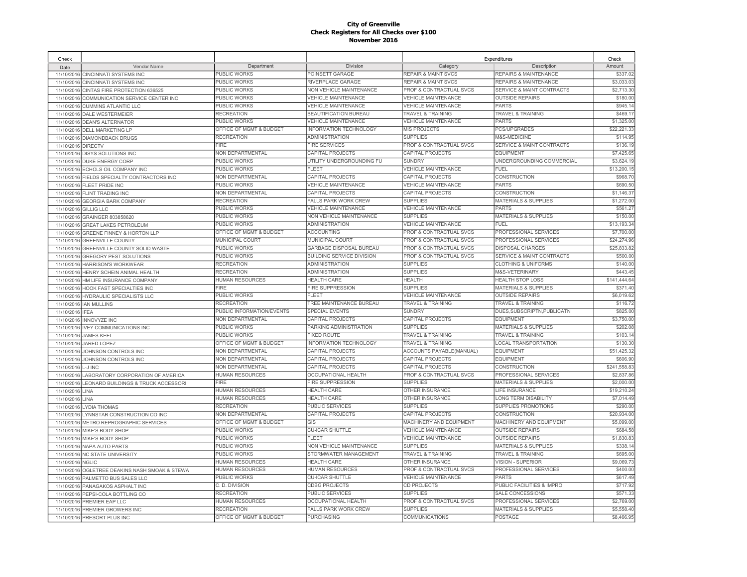**City of Greenville**
**Check Registers for All Checks over $100**
**November 2016**

| Check Date | Vendor Name | Department | Division | Expenditures Category | Description | Check Amount |
|---|---|---|---|---|---|---|
| 11/10/2016 | CINCINNATI SYSTEMS INC | PUBLIC WORKS | POINSETT GARAGE | REPAIR & MAINT SVCS | REPAIRS & MAINTENANCE | $337.02 |
| 11/10/2016 | CINCINNATI SYSTEMS INC | PUBLIC WORKS | RIVERPLACE GARAGE | REPAIR & MAINT SVCS | REPAIRS & MAINTENANCE | $3,033.03 |
| 11/10/2016 | CINTAS FIRE PROTECTION 636525 | PUBLIC WORKS | NON VEHICLE MAINTENANCE | PROF & CONTRACTUAL SVCS | SERVICE & MAINT CONTRACTS | $2,713.30 |
| 11/10/2016 | COMMUNICATION SERVICE CENTER INC | PUBLIC WORKS | VEHICLE MAINTENANCE | VEHICLE MAINTENANCE | OUTSIDE REPAIRS | $180.00 |
| 11/10/2016 | CUMMINS ATLANTIC LLC | PUBLIC WORKS | VEHICLE MAINTENANCE | VEHICLE MAINTENANCE | PARTS | $945.14 |
| 11/10/2016 | DALE WESTERMEIER | RECREATION | BEAUTIFICATION BUREAU | TRAVEL & TRAINING | TRAVEL & TRAINING | $469.17 |
| 11/10/2016 | DEAN'S ALTERNATOR | PUBLIC WORKS | VEHICLE MAINTENANCE | VEHICLE MAINTENANCE | PARTS | $1,325.00 |
| 11/10/2016 | DELL MARKETING LP | OFFICE OF MGMT & BUDGET | INFORMATION TECHNOLOGY | MIS PROJECTS | PCS/UPGRADES | $22,221.33 |
| 11/10/2016 | DIAMONDBACK DRUGS | RECREATION | ADMINISTRATION | SUPPLIES | M&S-MEDICINE | $114.95 |
| 11/10/2016 | DIRECTV | FIRE | FIRE SERVICES | PROF & CONTRACTUAL SVCS | SERVICE & MAINT CONTRACTS | $136.19 |
| 11/10/2016 | DISYS SOLUTIONS INC | NON DEPARTMENTAL | CAPITAL PROJECTS | CAPITAL PROJECTS | EQUIPMENT | $7,425.65 |
| 11/10/2016 | DUKE ENERGY CORP | PUBLIC WORKS | UTILITY UNDERGROUNDING FU | SUNDRY | UNDERGROUNDING COMMERCIAL | $3,624.19 |
| 11/10/2016 | ECHOLS OIL COMPANY INC | PUBLIC WORKS | FLEET | VEHICLE MAINTENANCE | FUEL | $13,200.15 |
| 11/10/2016 | FIELDS SPECIALTY CONTRACTORS INC | NON DEPARTMENTAL | CAPITAL PROJECTS | CAPITAL PROJECTS | CONSTRUCTION | $968.70 |
| 11/10/2016 | FLEET PRIDE INC | PUBLIC WORKS | VEHICLE MAINTENANCE | VEHICLE MAINTENANCE | PARTS | $690.50 |
| 11/10/2016 | FLINT TRADING INC | NON DEPARTMENTAL | CAPITAL PROJECTS | CAPITAL PROJECTS | CONSTRUCTION | $1,146.37 |
| 11/10/2016 | GEORGIA BARK COMPANY | RECREATION | FALLS PARK WORK CREW | SUPPLIES | MATERIALS & SUPPLIES | $1,272.00 |
| 11/10/2016 | GILLIG LLC | PUBLIC WORKS | VEHICLE MAINTENANCE | VEHICLE MAINTENANCE | PARTS | $561.27 |
| 11/10/2016 | GRAINGER 803858620 | PUBLIC WORKS | NON VEHICLE MAINTENANCE | SUPPLIES | MATERIALS & SUPPLIES | $150.00 |
| 11/10/2016 | GREAT LAKES PETROLEUM | PUBLIC WORKS | ADMINISTRATION | VEHICLE MAINTENANCE | FUEL | $13,193.34 |
| 11/10/2016 | GREENE FINNEY & HORTON LLP | OFFICE OF MGMT & BUDGET | ACCOUNTING | PROF & CONTRACTUAL SVCS | PROFESSIONAL SERVICES | $7,700.00 |
| 11/10/2016 | GREENVILLE COUNTY | MUNICIPAL COURT | MUNICIPAL COURT | PROF & CONTRACTUAL SVCS | PROFESSIONAL SERVICES | $24,274.96 |
| 11/10/2016 | GREENVILLE COUNTY SOLID WASTE | PUBLIC WORKS | GARBAGE DISPOSAL BUREAU | PROF & CONTRACTUAL SVCS | DISPOSAL CHARGES | $25,833.82 |
| 11/10/2016 | GREGORY PEST SOLUTIONS | PUBLIC WORKS | BUILDING SERVICE DIVISION | PROF & CONTRACTUAL SVCS | SERVICE & MAINT CONTRACTS | $500.00 |
| 11/10/2016 | HARRISON'S WORKWEAR | RECREATION | ADMINISTRATION | SUPPLIES | CLOTHING & UNIFORMS | $140.00 |
| 11/10/2016 | HENRY SCHEIN ANIMAL HEALTH | RECREATION | ADMINISTRATION | SUPPLIES | M&S-VETERINARY | $443.45 |
| 11/10/2016 | HM LIFE INSURANCE COMPANY | HUMAN RESOURCES | HEALTH CARE | HEALTH | HEALTH STOP LOSS | $141,444.64 |
| 11/10/2016 | HOOK FAST SPECIALTIES INC | FIRE | FIRE SUPPRESSION | SUPPLIES | MATERIALS & SUPPLIES | $371.40 |
| 11/10/2016 | HYDRAULIC SPECIALISTS LLC | PUBLIC WORKS | FLEET | VEHICLE MAINTENANCE | OUTSIDE REPAIRS | $6,019.62 |
| 11/10/2016 | IAN MULLINS | RECREATION | TREE MAINTENANCE BUREAU | TRAVEL & TRAINING | TRAVEL & TRAINING | $116.72 |
| 11/10/2016 | IFEA | PUBLIC INFORMATION/EVENTS | SPECIAL EVENTS | SUNDRY | DUES,SUBSCRIPTN,PUBLICATN | $825.00 |
| 11/10/2016 | INNOVYZE INC | NON DEPARTMENTAL | CAPITAL PROJECTS | CAPITAL PROJECTS | EQUIPMENT | $3,750.00 |
| 11/10/2016 | IVEY COMMUNICATIONS INC | PUBLIC WORKS | PARKING ADMINISTRATION | SUPPLIES | MATERIALS & SUPPLIES | $202.08 |
| 11/10/2016 | JAMES KEEL | PUBLIC WORKS | FIXED ROUTE | TRAVEL & TRAINING | TRAVEL & TRAINING | $103.14 |
| 11/10/2016 | JARED LOPEZ | OFFICE OF MGMT & BUDGET | INFORMATION TECHNOLOGY | TRAVEL & TRAINING | LOCAL TRANSPORTATION | $130.30 |
| 11/10/2016 | JOHNSON CONTROLS INC | NON DEPARTMENTAL | CAPITAL PROJECTS | ACCOUNTS PAYABLE(MANUAL) | EQUIPMENT | $51,425.32 |
| 11/10/2016 | JOHNSON CONTROLS INC | NON DEPARTMENTAL | CAPITAL PROJECTS | CAPITAL PROJECTS | EQUIPMENT | $606.90 |
| 11/10/2016 | L-J INC | NON DEPARTMENTAL | CAPITAL PROJECTS | CAPITAL PROJECTS | CONSTRUCTION | $241,558.83 |
| 11/10/2016 | LABORATORY CORPORATION OF AMERICA | HUMAN RESOURCES | OCCUPATIONAL HEALTH | PROF & CONTRACTUAL SVCS | PROFESSIONAL SERVICES | $2,837.86 |
| 11/10/2016 | LEONARD BUILDINGS & TRUCK ACCESSORI | FIRE | FIRE SUPPRESSION | SUPPLIES | MATERIALS & SUPPLIES | $2,000.00 |
| 11/10/2016 | LINA | HUMAN RESOURCES | HEALTH CARE | OTHER INSURANCE | LIFE INSURANCE | $19,210.24 |
| 11/10/2016 | LINA | HUMAN RESOURCES | HEALTH CARE | OTHER INSURANCE | LONG TERM DISABILITY | $7,014.49 |
| 11/10/2016 | LYDIA THOMAS | RECREATION | PUBLIC SERVICES | SUPPLIES | SUPPLIES PROMOTIONS | $290.00 |
| 11/10/2016 | LYNNSTAR CONSTRUCTION CO INC | NON DEPARTMENTAL | CAPITAL PROJECTS | CAPITAL PROJECTS | CONSTRUCTION | $20,934.00 |
| 11/10/2016 | METRO REPROGRAPHIC SERVICES | OFFICE OF MGMT & BUDGET | GIS | MACHINERY AND EQUIPMENT | MACHINERY AND EQUIPMENT | $5,099.00 |
| 11/10/2016 | MIKE'S BODY SHOP | PUBLIC WORKS | CU-ICAR SHUTTLE | VEHICLE MAINTENANCE | OUTSIDE REPAIRS | $684.58 |
| 11/10/2016 | MIKE'S BODY SHOP | PUBLIC WORKS | FLEET | VEHICLE MAINTENANCE | OUTSIDE REPAIRS | $1,830.83 |
| 11/10/2016 | NAPA AUTO PARTS | PUBLIC WORKS | NON VEHICLE MAINTENANCE | SUPPLIES | MATERIALS & SUPPLIES | $338.14 |
| 11/10/2016 | NC STATE UNIVERSITY | PUBLIC WORKS | STORMWATER MANAGEMENT | TRAVEL & TRAINING | TRAVEL & TRAINING | $695.00 |
| 11/10/2016 | NGLIC | HUMAN RESOURCES | HEALTH CARE | OTHER INSURANCE | VISION - SUPERIOR | $9,069.73 |
| 11/10/2016 | OGLETREE DEAKINS NASH SMOAK & STEWA | HUMAN RESOURCES | HUMAN RESOURCES | PROF & CONTRACTUAL SVCS | PROFESSIONAL SERVICES | $400.00 |
| 11/10/2016 | PALMETTO BUS SALES LLC | PUBLIC WORKS | CU-ICAR SHUTTLE | VEHICLE MAINTENANCE | PARTS | $617.49 |
| 11/10/2016 | PANAGAKOS ASPHALT INC | C. D. DIVISION | CDBG PROJECTS | CD PROJECTS | PUBLIC FACILITIES & IMPRO | $717.92 |
| 11/10/2016 | PEPSI-COLA BOTTLING CO | RECREATION | PUBLIC SERVICES | SUPPLIES | SALE CONCESSIONS | $571.33 |
| 11/10/2016 | PREMIER EAP LLC | HUMAN RESOURCES | OCCUPATIONAL HEALTH | PROF & CONTRACTUAL SVCS | PROFESSIONAL SERVICES | $2,769.00 |
| 11/10/2016 | PREMIER GROWERS INC | RECREATION | FALLS PARK WORK CREW | SUPPLIES | MATERIALS & SUPPLIES | $5,558.40 |
| 11/10/2016 | PRESORT PLUS INC | OFFICE OF MGMT & BUDGET | PURCHASING | COMMUNICATIONS | POSTAGE | $8,466.95 |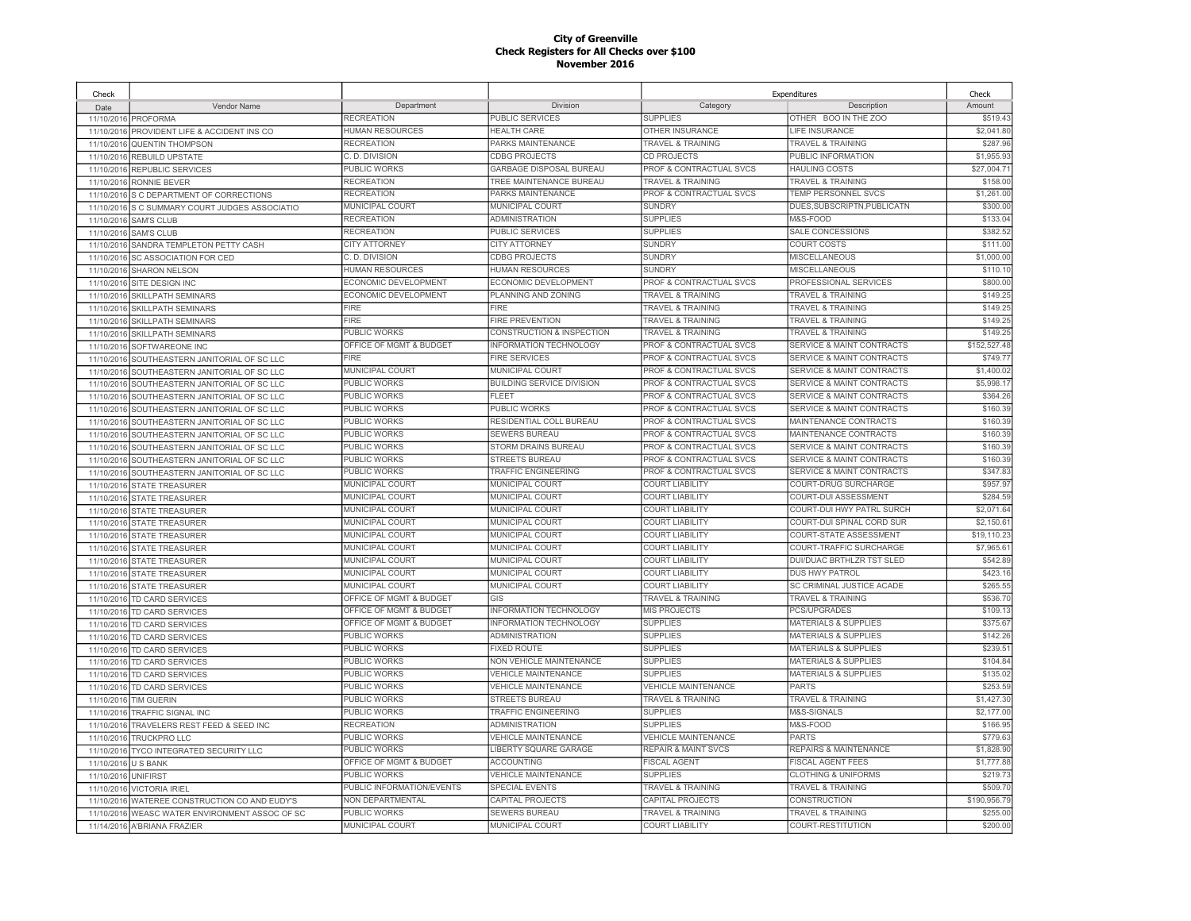# City of Greenville
## Check Registers for All Checks over $100
## November 2016

| Check Date | Vendor Name | Department | Division | Expenditures Category | Expenditures Description | Check Amount |
|---|---|---|---|---|---|---|
| 11/10/2016 | PROFORMA | RECREATION | PUBLIC SERVICES | SUPPLIES | OTHER BOO IN THE ZOO | $519.43 |
| 11/10/2016 | PROVIDENT LIFE & ACCIDENT INS CO | HUMAN RESOURCES | HEALTH CARE | OTHER INSURANCE | LIFE INSURANCE | $2,041.80 |
| 11/10/2016 | QUENTIN THOMPSON | RECREATION | PARKS MAINTENANCE | TRAVEL & TRAINING | TRAVEL & TRAINING | $287.96 |
| 11/10/2016 | REBUILD UPSTATE | C. D. DIVISION | CDBG PROJECTS | CD PROJECTS | PUBLIC INFORMATION | $1,955.93 |
| 11/10/2016 | REPUBLIC SERVICES | PUBLIC WORKS | GARBAGE DISPOSAL BUREAU | PROF & CONTRACTUAL SVCS | HAULING COSTS | $27,004.71 |
| 11/10/2016 | RONNIE BEVER | RECREATION | TREE MAINTENANCE BUREAU | TRAVEL & TRAINING | TRAVEL & TRAINING | $158.00 |
| 11/10/2016 | S C DEPARTMENT OF CORRECTIONS | RECREATION | PARKS MAINTENANCE | PROF & CONTRACTUAL SVCS | TEMP PERSONNEL SVCS | $1,261.00 |
| 11/10/2016 | S C SUMMARY COURT JUDGES ASSOCIATIO | MUNICIPAL COURT | MUNICIPAL COURT | SUNDRY | DUES,SUBSCRIPTN,PUBLICATN | $300.00 |
| 11/10/2016 | SAM'S CLUB | RECREATION | ADMINISTRATION | SUPPLIES | M&S-FOOD | $133.04 |
| 11/10/2016 | SAM'S CLUB | RECREATION | PUBLIC SERVICES | SUPPLIES | SALE CONCESSIONS | $382.52 |
| 11/10/2016 | SANDRA TEMPLETON PETTY CASH | CITY ATTORNEY | CITY ATTORNEY | SUNDRY | COURT COSTS | $111.00 |
| 11/10/2016 | SC ASSOCIATION FOR CED | C. D. DIVISION | CDBG PROJECTS | SUNDRY | MISCELLANEOUS | $1,000.00 |
| 11/10/2016 | SHARON NELSON | HUMAN RESOURCES | HUMAN RESOURCES | SUNDRY | MISCELLANEOUS | $110.10 |
| 11/10/2016 | SITE DESIGN INC | ECONOMIC DEVELOPMENT | ECONOMIC DEVELOPMENT | PROF & CONTRACTUAL SVCS | PROFESSIONAL SERVICES | $800.00 |
| 11/10/2016 | SKILLPATH SEMINARS | ECONOMIC DEVELOPMENT | PLANNING AND ZONING | TRAVEL & TRAINING | TRAVEL & TRAINING | $149.25 |
| 11/10/2016 | SKILLPATH SEMINARS | FIRE | FIRE | TRAVEL & TRAINING | TRAVEL & TRAINING | $149.25 |
| 11/10/2016 | SKILLPATH SEMINARS | FIRE | FIRE PREVENTION | TRAVEL & TRAINING | TRAVEL & TRAINING | $149.25 |
| 11/10/2016 | SKILLPATH SEMINARS | PUBLIC WORKS | CONSTRUCTION & INSPECTION | TRAVEL & TRAINING | TRAVEL & TRAINING | $149.25 |
| 11/10/2016 | SOFTWAREONE INC | OFFICE OF MGMT & BUDGET | INFORMATION TECHNOLOGY | PROF & CONTRACTUAL SVCS | SERVICE & MAINT CONTRACTS | $152,527.48 |
| 11/10/2016 | SOUTHEASTERN JANITORIAL OF SC LLC | FIRE | FIRE SERVICES | PROF & CONTRACTUAL SVCS | SERVICE & MAINT CONTRACTS | $749.77 |
| 11/10/2016 | SOUTHEASTERN JANITORIAL OF SC LLC | MUNICIPAL COURT | MUNICIPAL COURT | PROF & CONTRACTUAL SVCS | SERVICE & MAINT CONTRACTS | $1,400.02 |
| 11/10/2016 | SOUTHEASTERN JANITORIAL OF SC LLC | PUBLIC WORKS | BUILDING SERVICE DIVISION | PROF & CONTRACTUAL SVCS | SERVICE & MAINT CONTRACTS | $5,998.17 |
| 11/10/2016 | SOUTHEASTERN JANITORIAL OF SC LLC | PUBLIC WORKS | FLEET | PROF & CONTRACTUAL SVCS | SERVICE & MAINT CONTRACTS | $364.26 |
| 11/10/2016 | SOUTHEASTERN JANITORIAL OF SC LLC | PUBLIC WORKS | PUBLIC WORKS | PROF & CONTRACTUAL SVCS | SERVICE & MAINT CONTRACTS | $160.39 |
| 11/10/2016 | SOUTHEASTERN JANITORIAL OF SC LLC | PUBLIC WORKS | RESIDENTIAL COLL BUREAU | PROF & CONTRACTUAL SVCS | MAINTENANCE CONTRACTS | $160.39 |
| 11/10/2016 | SOUTHEASTERN JANITORIAL OF SC LLC | PUBLIC WORKS | SEWERS BUREAU | PROF & CONTRACTUAL SVCS | MAINTENANCE CONTRACTS | $160.39 |
| 11/10/2016 | SOUTHEASTERN JANITORIAL OF SC LLC | PUBLIC WORKS | STORM DRAINS BUREAU | PROF & CONTRACTUAL SVCS | SERVICE & MAINT CONTRACTS | $160.39 |
| 11/10/2016 | SOUTHEASTERN JANITORIAL OF SC LLC | PUBLIC WORKS | STREETS BUREAU | PROF & CONTRACTUAL SVCS | SERVICE & MAINT CONTRACTS | $160.39 |
| 11/10/2016 | SOUTHEASTERN JANITORIAL OF SC LLC | PUBLIC WORKS | TRAFFIC ENGINEERING | PROF & CONTRACTUAL SVCS | SERVICE & MAINT CONTRACTS | $347.83 |
| 11/10/2016 | STATE TREASURER | MUNICIPAL COURT | MUNICIPAL COURT | COURT LIABILITY | COURT-DRUG SURCHARGE | $957.97 |
| 11/10/2016 | STATE TREASURER | MUNICIPAL COURT | MUNICIPAL COURT | COURT LIABILITY | COURT-DUI ASSESSMENT | $284.59 |
| 11/10/2016 | STATE TREASURER | MUNICIPAL COURT | MUNICIPAL COURT | COURT LIABILITY | COURT-DUI HWY PATRL SURCH | $2,071.64 |
| 11/10/2016 | STATE TREASURER | MUNICIPAL COURT | MUNICIPAL COURT | COURT LIABILITY | COURT-DUI SPINAL CORD SUR | $2,150.61 |
| 11/10/2016 | STATE TREASURER | MUNICIPAL COURT | MUNICIPAL COURT | COURT LIABILITY | COURT-STATE ASSESSMENT | $19,110.23 |
| 11/10/2016 | STATE TREASURER | MUNICIPAL COURT | MUNICIPAL COURT | COURT LIABILITY | COURT-TRAFFIC SURCHARGE | $7,965.61 |
| 11/10/2016 | STATE TREASURER | MUNICIPAL COURT | MUNICIPAL COURT | COURT LIABILITY | DUI/DUAC BRTHLZR TST SLED | $542.89 |
| 11/10/2016 | STATE TREASURER | MUNICIPAL COURT | MUNICIPAL COURT | COURT LIABILITY | DUS HWY PATROL | $423.16 |
| 11/10/2016 | STATE TREASURER | MUNICIPAL COURT | MUNICIPAL COURT | COURT LIABILITY | SC CRIMINAL JUSTICE ACADE | $265.55 |
| 11/10/2016 | TD CARD SERVICES | OFFICE OF MGMT & BUDGET | GIS | TRAVEL & TRAINING | TRAVEL & TRAINING | $536.70 |
| 11/10/2016 | TD CARD SERVICES | OFFICE OF MGMT & BUDGET | INFORMATION TECHNOLOGY | MIS PROJECTS | PCS/UPGRADES | $109.13 |
| 11/10/2016 | TD CARD SERVICES | OFFICE OF MGMT & BUDGET | INFORMATION TECHNOLOGY | SUPPLIES | MATERIALS & SUPPLIES | $375.67 |
| 11/10/2016 | TD CARD SERVICES | PUBLIC WORKS | ADMINISTRATION | SUPPLIES | MATERIALS & SUPPLIES | $142.26 |
| 11/10/2016 | TD CARD SERVICES | PUBLIC WORKS | FIXED ROUTE | SUPPLIES | MATERIALS & SUPPLIES | $239.51 |
| 11/10/2016 | TD CARD SERVICES | PUBLIC WORKS | NON VEHICLE MAINTENANCE | SUPPLIES | MATERIALS & SUPPLIES | $104.84 |
| 11/10/2016 | TD CARD SERVICES | PUBLIC WORKS | VEHICLE MAINTENANCE | SUPPLIES | MATERIALS & SUPPLIES | $135.02 |
| 11/10/2016 | TD CARD SERVICES | PUBLIC WORKS | VEHICLE MAINTENANCE | VEHICLE MAINTENANCE | PARTS | $253.59 |
| 11/10/2016 | TIM GUERIN | PUBLIC WORKS | STREETS BUREAU | TRAVEL & TRAINING | TRAVEL & TRAINING | $1,427.30 |
| 11/10/2016 | TRAFFIC SIGNAL INC | PUBLIC WORKS | TRAFFIC ENGINEERING | SUPPLIES | M&S-SIGNALS | $2,177.00 |
| 11/10/2016 | TRAVELERS REST FEED & SEED INC | RECREATION | ADMINISTRATION | SUPPLIES | M&S-FOOD | $166.95 |
| 11/10/2016 | TRUCKPRO LLC | PUBLIC WORKS | VEHICLE MAINTENANCE | VEHICLE MAINTENANCE | PARTS | $779.63 |
| 11/10/2016 | TYCO INTEGRATED SECURITY LLC | PUBLIC WORKS | LIBERTY SQUARE GARAGE | REPAIR & MAINT SVCS | REPAIRS & MAINTENANCE | $1,828.90 |
| 11/10/2016 | U S BANK | OFFICE OF MGMT & BUDGET | ACCOUNTING | FISCAL AGENT | FISCAL AGENT FEES | $1,777.88 |
| 11/10/2016 | UNIFIRST | PUBLIC WORKS | VEHICLE MAINTENANCE | SUPPLIES | CLOTHING & UNIFORMS | $219.73 |
| 11/10/2016 | VICTORIA IRIEL | PUBLIC INFORMATION/EVENTS | SPECIAL EVENTS | TRAVEL & TRAINING | TRAVEL & TRAINING | $509.70 |
| 11/10/2016 | WATEREE CONSTRUCTION CO AND EUDY'S | NON DEPARTMENTAL | CAPITAL PROJECTS | CAPITAL PROJECTS | CONSTRUCTION | $190,956.79 |
| 11/10/2016 | WEASC WATER ENVIRONMENT ASSOC OF SC | PUBLIC WORKS | SEWERS BUREAU | TRAVEL & TRAINING | TRAVEL & TRAINING | $255.00 |
| 11/14/2016 | A'BRIANA FRAZIER | MUNICIPAL COURT | MUNICIPAL COURT | COURT LIABILITY | COURT-RESTITUTION | $200.00 |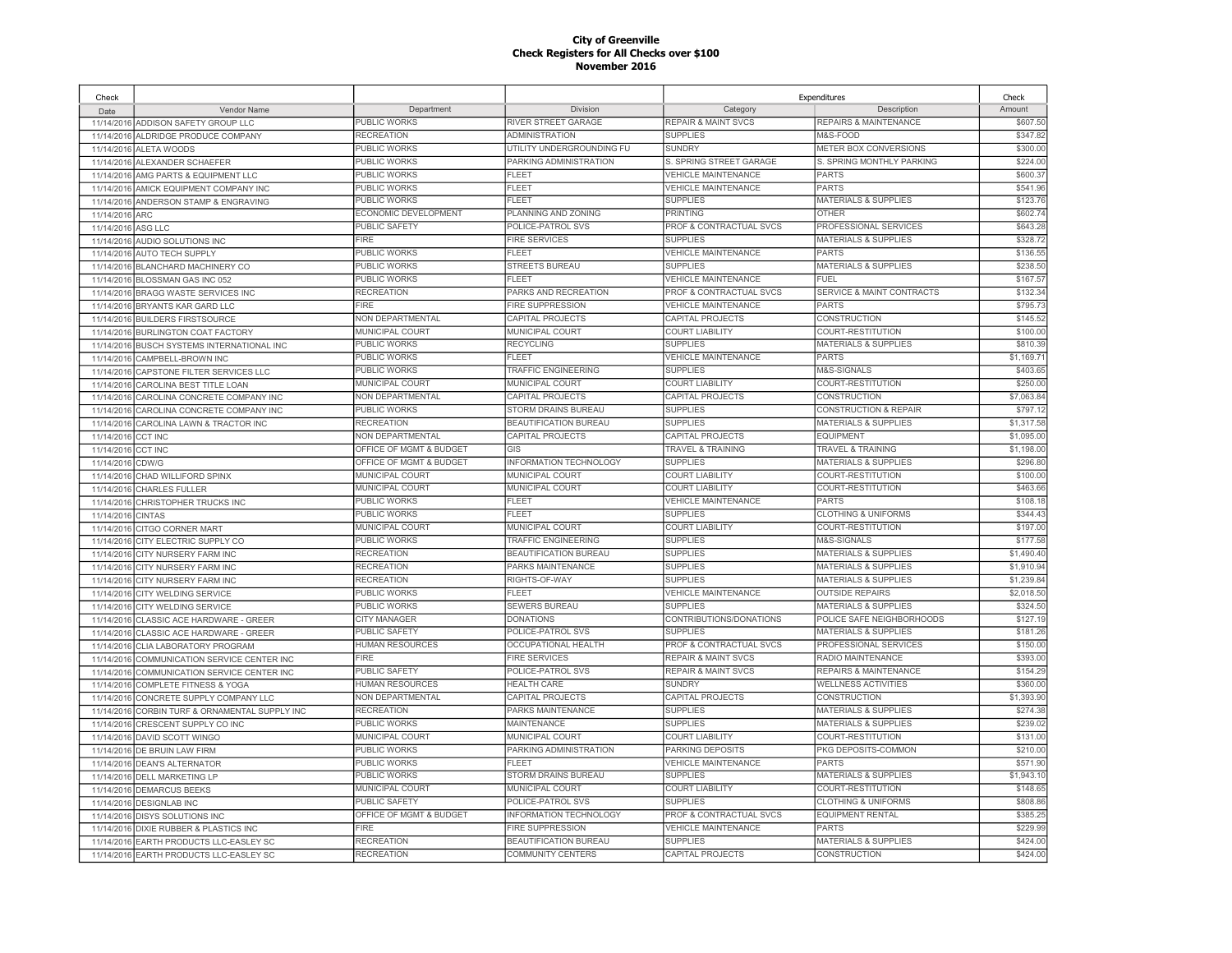**City of Greenville**
**Check Registers for All Checks over $100**
**November 2016**

| Check Date | Vendor Name | Department | Division | Expenditures Category | Description | Check Amount |
|---|---|---|---|---|---|---|
| 11/14/2016 | ADDISON SAFETY GROUP LLC | PUBLIC WORKS | RIVER STREET GARAGE | REPAIR & MAINT SVCS | REPAIRS & MAINTENANCE | $607.50 |
| 11/14/2016 | ALDRIDGE PRODUCE COMPANY | RECREATION | ADMINISTRATION | SUPPLIES | M&S-FOOD | $347.82 |
| 11/14/2016 | ALETA WOODS | PUBLIC WORKS | UTILITY UNDERGROUNDING FU | SUNDRY | METER BOX CONVERSIONS | $300.00 |
| 11/14/2016 | ALEXANDER SCHAEFER | PUBLIC WORKS | PARKING ADMINISTRATION | S. SPRING STREET GARAGE | S. SPRING MONTHLY PARKING | $224.00 |
| 11/14/2016 | AMG PARTS & EQUIPMENT LLC | PUBLIC WORKS | FLEET | VEHICLE MAINTENANCE | PARTS | $600.37 |
| 11/14/2016 | AMICK EQUIPMENT COMPANY INC | PUBLIC WORKS | FLEET | VEHICLE MAINTENANCE | PARTS | $541.96 |
| 11/14/2016 | ANDERSON STAMP & ENGRAVING | PUBLIC WORKS | FLEET | SUPPLIES | MATERIALS & SUPPLIES | $123.76 |
| 11/14/2016 | ARC | ECONOMIC DEVELOPMENT | PLANNING AND ZONING | PRINTING | OTHER | $602.74 |
| 11/14/2016 | ASG LLC | PUBLIC SAFETY | POLICE-PATROL SVS | PROF & CONTRACTUAL SVCS | PROFESSIONAL SERVICES | $643.28 |
| 11/14/2016 | AUDIO SOLUTIONS INC | FIRE | FIRE SERVICES | SUPPLIES | MATERIALS & SUPPLIES | $328.72 |
| 11/14/2016 | AUTO TECH SUPPLY | PUBLIC WORKS | FLEET | VEHICLE MAINTENANCE | PARTS | $136.55 |
| 11/14/2016 | BLANCHARD MACHINERY CO | PUBLIC WORKS | STREETS BUREAU | SUPPLIES | MATERIALS & SUPPLIES | $238.50 |
| 11/14/2016 | BLOSSMAN GAS INC 052 | PUBLIC WORKS | FLEET | VEHICLE MAINTENANCE | FUEL | $167.57 |
| 11/14/2016 | BRAGG WASTE SERVICES INC | RECREATION | PARKS AND RECREATION | PROF & CONTRACTUAL SVCS | SERVICE & MAINT CONTRACTS | $132.34 |
| 11/14/2016 | BRYANTS KAR GARD LLC | FIRE | FIRE SUPPRESSION | VEHICLE MAINTENANCE | PARTS | $795.73 |
| 11/14/2016 | BUILDERS FIRSTSOURCE | NON DEPARTMENTAL | CAPITAL PROJECTS | CAPITAL PROJECTS | CONSTRUCTION | $145.52 |
| 11/14/2016 | BURLINGTON COAT FACTORY | MUNICIPAL COURT | MUNICIPAL COURT | COURT LIABILITY | COURT-RESTITUTION | $100.00 |
| 11/14/2016 | BUSCH SYSTEMS INTERNATIONAL INC | PUBLIC WORKS | RECYCLING | SUPPLIES | MATERIALS & SUPPLIES | $810.39 |
| 11/14/2016 | CAMPBELL-BROWN INC | PUBLIC WORKS | FLEET | VEHICLE MAINTENANCE | PARTS | $1,169.71 |
| 11/14/2016 | CAPSTONE FILTER SERVICES LLC | PUBLIC WORKS | TRAFFIC ENGINEERING | SUPPLIES | M&S-SIGNALS | $403.65 |
| 11/14/2016 | CAROLINA BEST TITLE LOAN | MUNICIPAL COURT | MUNICIPAL COURT | COURT LIABILITY | COURT-RESTITUTION | $250.00 |
| 11/14/2016 | CAROLINA CONCRETE COMPANY INC | NON DEPARTMENTAL | CAPITAL PROJECTS | CAPITAL PROJECTS | CONSTRUCTION | $7,063.84 |
| 11/14/2016 | CAROLINA CONCRETE COMPANY INC | PUBLIC WORKS | STORM DRAINS BUREAU | SUPPLIES | CONSTRUCTION & REPAIR | $797.12 |
| 11/14/2016 | CAROLINA LAWN & TRACTOR INC | RECREATION | BEAUTIFICATION BUREAU | SUPPLIES | MATERIALS & SUPPLIES | $1,317.58 |
| 11/14/2016 | CCT INC | NON DEPARTMENTAL | CAPITAL PROJECTS | CAPITAL PROJECTS | EQUIPMENT | $1,095.00 |
| 11/14/2016 | CCT INC | OFFICE OF MGMT & BUDGET | GIS | TRAVEL & TRAINING | TRAVEL & TRAINING | $1,198.00 |
| 11/14/2016 | CDW/G | OFFICE OF MGMT & BUDGET | INFORMATION TECHNOLOGY | SUPPLIES | MATERIALS & SUPPLIES | $296.80 |
| 11/14/2016 | CHAD WILLIFORD SPINX | MUNICIPAL COURT | MUNICIPAL COURT | COURT LIABILITY | COURT-RESTITUTION | $100.00 |
| 11/14/2016 | CHARLES FULLER | MUNICIPAL COURT | MUNICIPAL COURT | COURT LIABILITY | COURT-RESTITUTION | $463.66 |
| 11/14/2016 | CHRISTOPHER TRUCKS INC | PUBLIC WORKS | FLEET | VEHICLE MAINTENANCE | PARTS | $108.18 |
| 11/14/2016 | CINTAS | PUBLIC WORKS | FLEET | SUPPLIES | CLOTHING & UNIFORMS | $344.43 |
| 11/14/2016 | CITGO CORNER MART | MUNICIPAL COURT | MUNICIPAL COURT | COURT LIABILITY | COURT-RESTITUTION | $197.00 |
| 11/14/2016 | CITY ELECTRIC SUPPLY CO | PUBLIC WORKS | TRAFFIC ENGINEERING | SUPPLIES | M&S-SIGNALS | $177.58 |
| 11/14/2016 | CITY NURSERY FARM INC | RECREATION | BEAUTIFICATION BUREAU | SUPPLIES | MATERIALS & SUPPLIES | $1,490.40 |
| 11/14/2016 | CITY NURSERY FARM INC | RECREATION | PARKS MAINTENANCE | SUPPLIES | MATERIALS & SUPPLIES | $1,910.94 |
| 11/14/2016 | CITY NURSERY FARM INC | RECREATION | RIGHTS-OF-WAY | SUPPLIES | MATERIALS & SUPPLIES | $1,239.84 |
| 11/14/2016 | CITY WELDING SERVICE | PUBLIC WORKS | FLEET | VEHICLE MAINTENANCE | OUTSIDE REPAIRS | $2,018.50 |
| 11/14/2016 | CITY WELDING SERVICE | PUBLIC WORKS | SEWERS BUREAU | SUPPLIES | MATERIALS & SUPPLIES | $324.50 |
| 11/14/2016 | CLASSIC ACE HARDWARE - GREER | CITY MANAGER | DONATIONS | CONTRIBUTIONS/DONATIONS | POLICE SAFE NEIGHBORHOODS | $127.19 |
| 11/14/2016 | CLASSIC ACE HARDWARE - GREER | PUBLIC SAFETY | POLICE-PATROL SVS | SUPPLIES | MATERIALS & SUPPLIES | $181.26 |
| 11/14/2016 | CLIA LABORATORY PROGRAM | HUMAN RESOURCES | OCCUPATIONAL HEALTH | PROF & CONTRACTUAL SVCS | PROFESSIONAL SERVICES | $150.00 |
| 11/14/2016 | COMMUNICATION SERVICE CENTER INC | FIRE | FIRE SERVICES | REPAIR & MAINT SVCS | RADIO MAINTENANCE | $393.00 |
| 11/14/2016 | COMMUNICATION SERVICE CENTER INC | PUBLIC SAFETY | POLICE-PATROL SVS | REPAIR & MAINT SVCS | REPAIRS & MAINTENANCE | $154.29 |
| 11/14/2016 | COMPLETE FITNESS & YOGA | HUMAN RESOURCES | HEALTH CARE | SUNDRY | WELLNESS ACTIVITIES | $360.00 |
| 11/14/2016 | CONCRETE SUPPLY COMPANY LLC | NON DEPARTMENTAL | CAPITAL PROJECTS | CAPITAL PROJECTS | CONSTRUCTION | $1,393.90 |
| 11/14/2016 | CORBIN TURF & ORNAMENTAL SUPPLY INC | RECREATION | PARKS MAINTENANCE | SUPPLIES | MATERIALS & SUPPLIES | $274.38 |
| 11/14/2016 | CRESCENT SUPPLY CO INC | PUBLIC WORKS | MAINTENANCE | SUPPLIES | MATERIALS & SUPPLIES | $239.02 |
| 11/14/2016 | DAVID SCOTT WINGO | MUNICIPAL COURT | MUNICIPAL COURT | COURT LIABILITY | COURT-RESTITUTION | $131.00 |
| 11/14/2016 | DE BRUIN LAW FIRM | PUBLIC WORKS | PARKING ADMINISTRATION | PARKING DEPOSITS | PKG DEPOSITS-COMMON | $210.00 |
| 11/14/2016 | DEAN'S ALTERNATOR | PUBLIC WORKS | FLEET | VEHICLE MAINTENANCE | PARTS | $571.90 |
| 11/14/2016 | DELL MARKETING LP | PUBLIC WORKS | STORM DRAINS BUREAU | SUPPLIES | MATERIALS & SUPPLIES | $1,943.10 |
| 11/14/2016 | DEMARCUS BEEKS | MUNICIPAL COURT | MUNICIPAL COURT | COURT LIABILITY | COURT-RESTITUTION | $148.65 |
| 11/14/2016 | DESIGNLAB INC | PUBLIC SAFETY | POLICE-PATROL SVS | SUPPLIES | CLOTHING & UNIFORMS | $808.86 |
| 11/14/2016 | DISYS SOLUTIONS INC | OFFICE OF MGMT & BUDGET | INFORMATION TECHNOLOGY | PROF & CONTRACTUAL SVCS | EQUIPMENT RENTAL | $385.25 |
| 11/14/2016 | DIXIE RUBBER & PLASTICS INC | FIRE | FIRE SUPPRESSION | VEHICLE MAINTENANCE | PARTS | $229.99 |
| 11/14/2016 | EARTH PRODUCTS LLC-EASLEY SC | RECREATION | BEAUTIFICATION BUREAU | SUPPLIES | MATERIALS & SUPPLIES | $424.00 |
| 11/14/2016 | EARTH PRODUCTS LLC-EASLEY SC | RECREATION | COMMUNITY CENTERS | CAPITAL PROJECTS | CONSTRUCTION | $424.00 |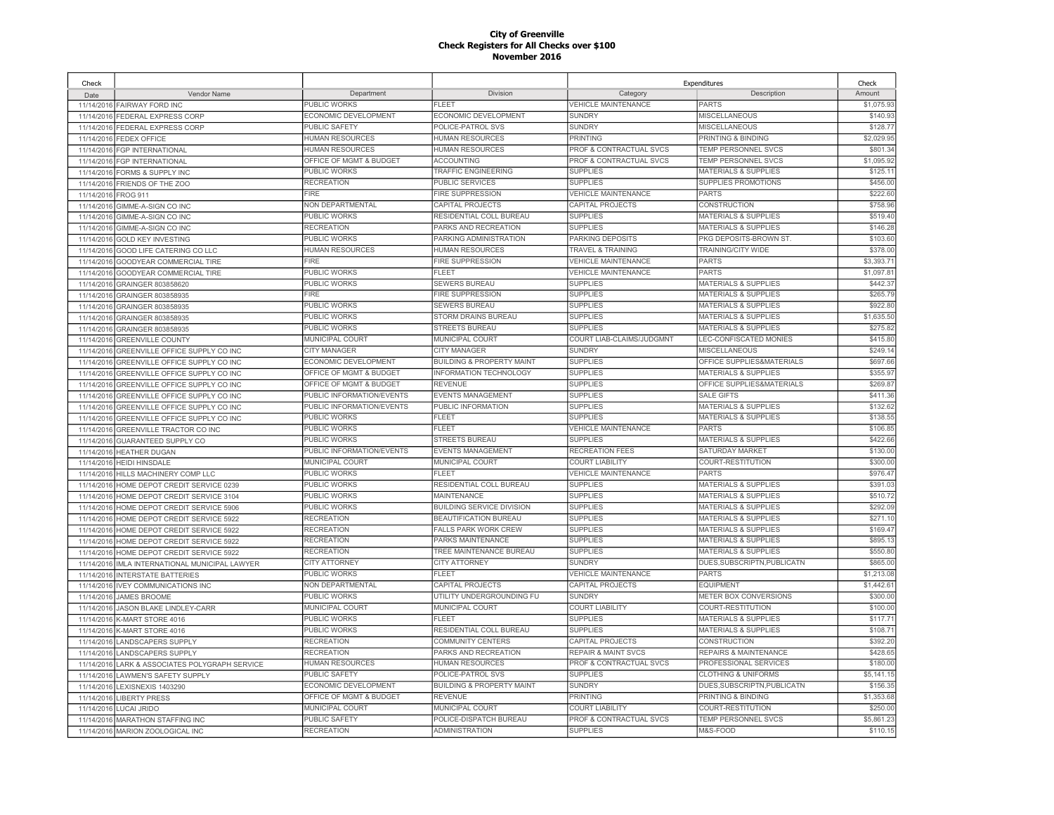**City of Greenville**
**Check Registers for All Checks over $100**
**November 2016**

| Check Date | Vendor Name | Department | Division | Expenditures Category | Description | Check Amount |
|---|---|---|---|---|---|---|
| 11/14/2016 | FAIRWAY FORD INC | PUBLIC WORKS | FLEET | VEHICLE MAINTENANCE | PARTS | $1,075.93 |
| 11/14/2016 | FEDERAL EXPRESS CORP | ECONOMIC DEVELOPMENT | ECONOMIC DEVELOPMENT | SUNDRY | MISCELLANEOUS | $140.93 |
| 11/14/2016 | FEDERAL EXPRESS CORP | PUBLIC SAFETY | POLICE-PATROL SVS | SUNDRY | MISCELLANEOUS | $128.77 |
| 11/14/2016 | FEDEX OFFICE | HUMAN RESOURCES | HUMAN RESOURCES | PRINTING | PRINTING & BINDING | $2,029.95 |
| 11/14/2016 | FGP INTERNATIONAL | HUMAN RESOURCES | HUMAN RESOURCES | PROF & CONTRACTUAL SVCS | TEMP PERSONNEL SVCS | $801.34 |
| 11/14/2016 | FGP INTERNATIONAL | OFFICE OF MGMT & BUDGET | ACCOUNTING | PROF & CONTRACTUAL SVCS | TEMP PERSONNEL SVCS | $1,095.92 |
| 11/14/2016 | FORMS & SUPPLY INC | PUBLIC WORKS | TRAFFIC ENGINEERING | SUPPLIES | MATERIALS & SUPPLIES | $125.11 |
| 11/14/2016 | FRIENDS OF THE ZOO | RECREATION | PUBLIC SERVICES | SUPPLIES | SUPPLIES PROMOTIONS | $456.00 |
| 11/14/2016 | FROG 911 | FIRE | FIRE SUPPRESSION | VEHICLE MAINTENANCE | PARTS | $222.60 |
| 11/14/2016 | GIMME-A-SIGN CO INC | NON DEPARTMENTAL | CAPITAL PROJECTS | CAPITAL PROJECTS | CONSTRUCTION | $758.96 |
| 11/14/2016 | GIMME-A-SIGN CO INC | PUBLIC WORKS | RESIDENTIAL COLL BUREAU | SUPPLIES | MATERIALS & SUPPLIES | $519.40 |
| 11/14/2016 | GIMME-A-SIGN CO INC | RECREATION | PARKS AND RECREATION | SUPPLIES | MATERIALS & SUPPLIES | $146.28 |
| 11/14/2016 | GOLD KEY INVESTING | PUBLIC WORKS | PARKING ADMINISTRATION | PARKING DEPOSITS | PKG DEPOSITS-BROWN ST. | $103.60 |
| 11/14/2016 | GOOD LIFE CATERING CO LLC | HUMAN RESOURCES | HUMAN RESOURCES | TRAVEL & TRAINING | TRAINING/CITY WIDE | $378.00 |
| 11/14/2016 | GOODYEAR COMMERCIAL TIRE | FIRE | FIRE SUPPRESSION | VEHICLE MAINTENANCE | PARTS | $3,393.71 |
| 11/14/2016 | GOODYEAR COMMERCIAL TIRE | PUBLIC WORKS | FLEET | VEHICLE MAINTENANCE | PARTS | $1,097.81 |
| 11/14/2016 | GRAINGER 803858620 | PUBLIC WORKS | SEWERS BUREAU | SUPPLIES | MATERIALS & SUPPLIES | $442.37 |
| 11/14/2016 | GRAINGER 803858935 | FIRE | FIRE SUPPRESSION | SUPPLIES | MATERIALS & SUPPLIES | $265.79 |
| 11/14/2016 | GRAINGER 803858935 | PUBLIC WORKS | SEWERS BUREAU | SUPPLIES | MATERIALS & SUPPLIES | $922.80 |
| 11/14/2016 | GRAINGER 803858935 | PUBLIC WORKS | STORM DRAINS BUREAU | SUPPLIES | MATERIALS & SUPPLIES | $1,635.50 |
| 11/14/2016 | GRAINGER 803858935 | PUBLIC WORKS | STREETS BUREAU | SUPPLIES | MATERIALS & SUPPLIES | $275.82 |
| 11/14/2016 | GREENVILLE COUNTY | MUNICIPAL COURT | MUNICIPAL COURT | COURT LIAB-CLAIMS/JUDGMNT | LEC-CONFISCATED MONIES | $415.80 |
| 11/14/2016 | GREENVILLE OFFICE SUPPLY CO INC | CITY MANAGER | CITY MANAGER | SUNDRY | MISCELLANEOUS | $249.14 |
| 11/14/2016 | GREENVILLE OFFICE SUPPLY CO INC | ECONOMIC DEVELOPMENT | BUILDING & PROPERTY MAINT | SUPPLIES | OFFICE SUPPLIES&MATERIALS | $697.66 |
| 11/14/2016 | GREENVILLE OFFICE SUPPLY CO INC | OFFICE OF MGMT & BUDGET | INFORMATION TECHNOLOGY | SUPPLIES | MATERIALS & SUPPLIES | $355.97 |
| 11/14/2016 | GREENVILLE OFFICE SUPPLY CO INC | OFFICE OF MGMT & BUDGET | REVENUE | SUPPLIES | OFFICE SUPPLIES&MATERIALS | $269.87 |
| 11/14/2016 | GREENVILLE OFFICE SUPPLY CO INC | PUBLIC INFORMATION/EVENTS | EVENTS MANAGEMENT | SUPPLIES | SALE GIFTS | $411.36 |
| 11/14/2016 | GREENVILLE OFFICE SUPPLY CO INC | PUBLIC INFORMATION/EVENTS | PUBLIC INFORMATION | SUPPLIES | MATERIALS & SUPPLIES | $132.62 |
| 11/14/2016 | GREENVILLE OFFICE SUPPLY CO INC | PUBLIC WORKS | FLEET | SUPPLIES | MATERIALS & SUPPLIES | $138.55 |
| 11/14/2016 | GREENVILLE TRACTOR CO INC | PUBLIC WORKS | FLEET | VEHICLE MAINTENANCE | PARTS | $106.85 |
| 11/14/2016 | GUARANTEED SUPPLY CO | PUBLIC WORKS | STREETS BUREAU | SUPPLIES | MATERIALS & SUPPLIES | $422.66 |
| 11/14/2016 | HEATHER DUGAN | PUBLIC INFORMATION/EVENTS | EVENTS MANAGEMENT | RECREATION FEES | SATURDAY MARKET | $130.00 |
| 11/14/2016 | HEIDI HINSDALE | MUNICIPAL COURT | MUNICIPAL COURT | COURT LIABILITY | COURT-RESTITUTION | $300.00 |
| 11/14/2016 | HILLS MACHINERY COMP LLC | PUBLIC WORKS | FLEET | VEHICLE MAINTENANCE | PARTS | $976.47 |
| 11/14/2016 | HOME DEPOT CREDIT SERVICE 0239 | PUBLIC WORKS | RESIDENTIAL COLL BUREAU | SUPPLIES | MATERIALS & SUPPLIES | $391.03 |
| 11/14/2016 | HOME DEPOT CREDIT SERVICE 3104 | PUBLIC WORKS | MAINTENANCE | SUPPLIES | MATERIALS & SUPPLIES | $510.72 |
| 11/14/2016 | HOME DEPOT CREDIT SERVICE 5906 | PUBLIC WORKS | BUILDING SERVICE DIVISION | SUPPLIES | MATERIALS & SUPPLIES | $292.09 |
| 11/14/2016 | HOME DEPOT CREDIT SERVICE 5922 | RECREATION | BEAUTIFICATION BUREAU | SUPPLIES | MATERIALS & SUPPLIES | $271.10 |
| 11/14/2016 | HOME DEPOT CREDIT SERVICE 5922 | RECREATION | FALLS PARK WORK CREW | SUPPLIES | MATERIALS & SUPPLIES | $169.47 |
| 11/14/2016 | HOME DEPOT CREDIT SERVICE 5922 | RECREATION | PARKS MAINTENANCE | SUPPLIES | MATERIALS & SUPPLIES | $895.13 |
| 11/14/2016 | HOME DEPOT CREDIT SERVICE 5922 | RECREATION | TREE MAINTENANCE BUREAU | SUPPLIES | MATERIALS & SUPPLIES | $550.80 |
| 11/14/2016 | IMLA INTERNATIONAL MUNICIPAL LAWYER | CITY ATTORNEY | CITY ATTORNEY | SUNDRY | DUES,SUBSCRIPTN,PUBLICATN | $865.00 |
| 11/14/2016 | INTERSTATE BATTERIES | PUBLIC WORKS | FLEET | VEHICLE MAINTENANCE | PARTS | $1,213.08 |
| 11/14/2016 | IVEY COMMUNICATIONS INC | NON DEPARTMENTAL | CAPITAL PROJECTS | CAPITAL PROJECTS | EQUIPMENT | $1,442.61 |
| 11/14/2016 | JAMES BROOME | PUBLIC WORKS | UTILITY UNDERGROUNDING FU | SUNDRY | METER BOX CONVERSIONS | $300.00 |
| 11/14/2016 | JASON BLAKE LINDLEY-CARR | MUNICIPAL COURT | MUNICIPAL COURT | COURT LIABILITY | COURT-RESTITUTION | $100.00 |
| 11/14/2016 | K-MART STORE 4016 | PUBLIC WORKS | FLEET | SUPPLIES | MATERIALS & SUPPLIES | $117.71 |
| 11/14/2016 | K-MART STORE 4016 | PUBLIC WORKS | RESIDENTIAL COLL BUREAU | SUPPLIES | MATERIALS & SUPPLIES | $108.71 |
| 11/14/2016 | LANDSCAPERS SUPPLY | RECREATION | COMMUNITY CENTERS | CAPITAL PROJECTS | CONSTRUCTION | $392.20 |
| 11/14/2016 | LANDSCAPERS SUPPLY | RECREATION | PARKS AND RECREATION | REPAIR & MAINT SVCS | REPAIRS & MAINTENANCE | $428.65 |
| 11/14/2016 | LARK & ASSOCIATES POLYGRAPH SERVICE | HUMAN RESOURCES | HUMAN RESOURCES | PROF & CONTRACTUAL SVCS | PROFESSIONAL SERVICES | $180.00 |
| 11/14/2016 | LAWMEN'S SAFETY SUPPLY | PUBLIC SAFETY | POLICE-PATROL SVS | SUPPLIES | CLOTHING & UNIFORMS | $5,141.15 |
| 11/14/2016 | LEXISNEXIS 1403290 | ECONOMIC DEVELOPMENT | BUILDING & PROPERTY MAINT | SUNDRY | DUES,SUBSCRIPTN,PUBLICATN | $156.35 |
| 11/14/2016 | LIBERTY PRESS | OFFICE OF MGMT & BUDGET | REVENUE | PRINTING | PRINTING & BINDING | $1,353.68 |
| 11/14/2016 | LUCAI JRIDO | MUNICIPAL COURT | MUNICIPAL COURT | COURT LIABILITY | COURT-RESTITUTION | $250.00 |
| 11/14/2016 | MARATHON STAFFING INC | PUBLIC SAFETY | POLICE-DISPATCH BUREAU | PROF & CONTRACTUAL SVCS | TEMP PERSONNEL SVCS | $5,861.23 |
| 11/14/2016 | MARION ZOOLOGICAL INC | RECREATION | ADMINISTRATION | SUPPLIES | M&S-FOOD | $110.15 |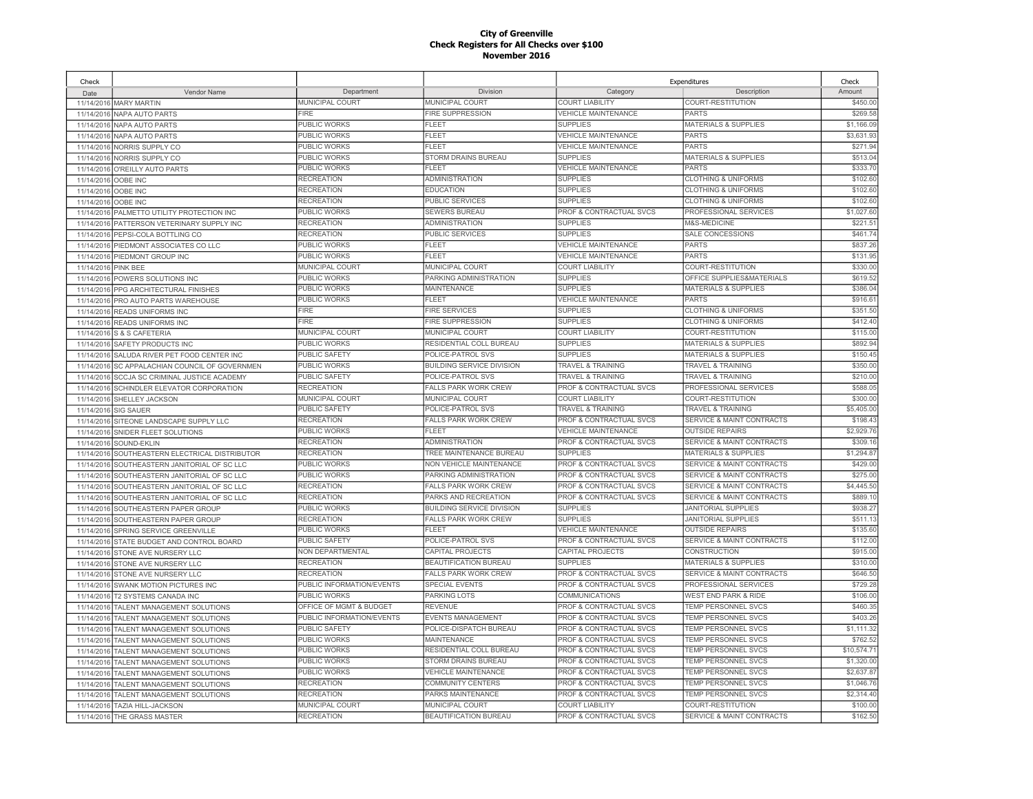**City of Greenville**
**Check Registers for All Checks over $100**
**November 2016**

| Check Date | Vendor Name | Department | Division | Expenditures Category | Expenditures Description | Check Amount |
|---|---|---|---|---|---|---|
| 11/14/2016 | MARY MARTIN | MUNICIPAL COURT | MUNICIPAL COURT | COURT LIABILITY | COURT-RESTITUTION | $450.00 |
| 11/14/2016 | NAPA AUTO PARTS | FIRE | FIRE SUPPRESSION | VEHICLE MAINTENANCE | PARTS | $269.58 |
| 11/14/2016 | NAPA AUTO PARTS | PUBLIC WORKS | FLEET | SUPPLIES | MATERIALS & SUPPLIES | $1,166.09 |
| 11/14/2016 | NAPA AUTO PARTS | PUBLIC WORKS | FLEET | VEHICLE MAINTENANCE | PARTS | $3,631.93 |
| 11/14/2016 | NORRIS SUPPLY CO | PUBLIC WORKS | FLEET | VEHICLE MAINTENANCE | PARTS | $271.94 |
| 11/14/2016 | NORRIS SUPPLY CO | PUBLIC WORKS | STORM DRAINS BUREAU | SUPPLIES | MATERIALS & SUPPLIES | $513.04 |
| 11/14/2016 | O'REILLY AUTO PARTS | PUBLIC WORKS | FLEET | VEHICLE MAINTENANCE | PARTS | $333.70 |
| 11/14/2016 | OOBE INC | RECREATION | ADMINISTRATION | SUPPLIES | CLOTHING & UNIFORMS | $102.60 |
| 11/14/2016 | OOBE INC | RECREATION | EDUCATION | SUPPLIES | CLOTHING & UNIFORMS | $102.60 |
| 11/14/2016 | OOBE INC | RECREATION | PUBLIC SERVICES | SUPPLIES | CLOTHING & UNIFORMS | $102.60 |
| 11/14/2016 | PALMETTO UTILITY PROTECTION INC | PUBLIC WORKS | SEWERS BUREAU | PROF & CONTRACTUAL SVCS | PROFESSIONAL SERVICES | $1,027.60 |
| 11/14/2016 | PATTERSON VETERINARY SUPPLY INC | RECREATION | ADMINISTRATION | SUPPLIES | M&S-MEDICINE | $221.51 |
| 11/14/2016 | PEPSI-COLA BOTTLING CO | RECREATION | PUBLIC SERVICES | SUPPLIES | SALE CONCESSIONS | $461.74 |
| 11/14/2016 | PIEDMONT ASSOCIATES CO LLC | PUBLIC WORKS | FLEET | VEHICLE MAINTENANCE | PARTS | $837.26 |
| 11/14/2016 | PIEDMONT GROUP INC | PUBLIC WORKS | FLEET | VEHICLE MAINTENANCE | PARTS | $131.95 |
| 11/14/2016 | PINK BEE | MUNICIPAL COURT | MUNICIPAL COURT | COURT LIABILITY | COURT-RESTITUTION | $330.00 |
| 11/14/2016 | POWERS SOLUTIONS INC | PUBLIC WORKS | PARKING ADMINISTRATION | SUPPLIES | OFFICE SUPPLIES&MATERIALS | $619.52 |
| 11/14/2016 | PPG ARCHITECTURAL FINISHES | PUBLIC WORKS | MAINTENANCE | SUPPLIES | MATERIALS & SUPPLIES | $386.04 |
| 11/14/2016 | PRO AUTO PARTS WAREHOUSE | PUBLIC WORKS | FLEET | VEHICLE MAINTENANCE | PARTS | $916.61 |
| 11/14/2016 | READS UNIFORMS INC | FIRE | FIRE SERVICES | SUPPLIES | CLOTHING & UNIFORMS | $351.50 |
| 11/14/2016 | READS UNIFORMS INC | FIRE | FIRE SUPPRESSION | SUPPLIES | CLOTHING & UNIFORMS | $412.40 |
| 11/14/2016 | S & S CAFETERIA | MUNICIPAL COURT | MUNICIPAL COURT | COURT LIABILITY | COURT-RESTITUTION | $115.00 |
| 11/14/2016 | SAFETY PRODUCTS INC | PUBLIC WORKS | RESIDENTIAL COLL BUREAU | SUPPLIES | MATERIALS & SUPPLIES | $892.94 |
| 11/14/2016 | SALUDA RIVER PET FOOD CENTER INC | PUBLIC SAFETY | POLICE-PATROL SVS | SUPPLIES | MATERIALS & SUPPLIES | $150.45 |
| 11/14/2016 | SC APPALACHIAN COUNCIL OF GOVERNMEN | PUBLIC WORKS | BUILDING SERVICE DIVISION | TRAVEL & TRAINING | TRAVEL & TRAINING | $350.00 |
| 11/14/2016 | SCCJA SC CRIMINAL JUSTICE ACADEMY | PUBLIC SAFETY | POLICE-PATROL SVS | TRAVEL & TRAINING | TRAVEL & TRAINING | $210.00 |
| 11/14/2016 | SCHINDLER ELEVATOR CORPORATION | RECREATION | FALLS PARK WORK CREW | PROF & CONTRACTUAL SVCS | PROFESSIONAL SERVICES | $588.05 |
| 11/14/2016 | SHELLEY JACKSON | MUNICIPAL COURT | MUNICIPAL COURT | COURT LIABILITY | COURT-RESTITUTION | $300.00 |
| 11/14/2016 | SIG SAUER | PUBLIC SAFETY | POLICE-PATROL SVS | TRAVEL & TRAINING | TRAVEL & TRAINING | $5,405.00 |
| 11/14/2016 | SITEONE LANDSCAPE SUPPLY LLC | RECREATION | FALLS PARK WORK CREW | PROF & CONTRACTUAL SVCS | SERVICE & MAINT CONTRACTS | $198.43 |
| 11/14/2016 | SNIDER FLEET SOLUTIONS | PUBLIC WORKS | FLEET | VEHICLE MAINTENANCE | OUTSIDE REPAIRS | $2,929.76 |
| 11/14/2016 | SOUND-EKLIN | RECREATION | ADMINISTRATION | PROF & CONTRACTUAL SVCS | SERVICE & MAINT CONTRACTS | $309.16 |
| 11/14/2016 | SOUTHEASTERN ELECTRICAL DISTRIBUTOR | RECREATION | TREE MAINTENANCE BUREAU | SUPPLIES | MATERIALS & SUPPLIES | $1,294.87 |
| 11/14/2016 | SOUTHEASTERN JANITORIAL OF SC LLC | PUBLIC WORKS | NON VEHICLE MAINTENANCE | PROF & CONTRACTUAL SVCS | SERVICE & MAINT CONTRACTS | $429.00 |
| 11/14/2016 | SOUTHEASTERN JANITORIAL OF SC LLC | PUBLIC WORKS | PARKING ADMINISTRATION | PROF & CONTRACTUAL SVCS | SERVICE & MAINT CONTRACTS | $275.00 |
| 11/14/2016 | SOUTHEASTERN JANITORIAL OF SC LLC | RECREATION | FALLS PARK WORK CREW | PROF & CONTRACTUAL SVCS | SERVICE & MAINT CONTRACTS | $4,445.50 |
| 11/14/2016 | SOUTHEASTERN JANITORIAL OF SC LLC | RECREATION | PARKS AND RECREATION | PROF & CONTRACTUAL SVCS | SERVICE & MAINT CONTRACTS | $889.10 |
| 11/14/2016 | SOUTHEASTERN PAPER GROUP | PUBLIC WORKS | BUILDING SERVICE DIVISION | SUPPLIES | JANITORIAL SUPPLIES | $938.27 |
| 11/14/2016 | SOUTHEASTERN PAPER GROUP | RECREATION | FALLS PARK WORK CREW | SUPPLIES | JANITORIAL SUPPLIES | $511.13 |
| 11/14/2016 | SPRING SERVICE GREENVILLE | PUBLIC WORKS | FLEET | VEHICLE MAINTENANCE | OUTSIDE REPAIRS | $135.60 |
| 11/14/2016 | STATE BUDGET AND CONTROL BOARD | PUBLIC SAFETY | POLICE-PATROL SVS | PROF & CONTRACTUAL SVCS | SERVICE & MAINT CONTRACTS | $112.00 |
| 11/14/2016 | STONE AVE NURSERY LLC | NON DEPARTMENTAL | CAPITAL PROJECTS | CAPITAL PROJECTS | CONSTRUCTION | $915.00 |
| 11/14/2016 | STONE AVE NURSERY LLC | RECREATION | BEAUTIFICATION BUREAU | SUPPLIES | MATERIALS & SUPPLIES | $310.00 |
| 11/14/2016 | STONE AVE NURSERY LLC | RECREATION | FALLS PARK WORK CREW | PROF & CONTRACTUAL SVCS | SERVICE & MAINT CONTRACTS | $646.50 |
| 11/14/2016 | SWANK MOTION PICTURES INC | PUBLIC INFORMATION/EVENTS | SPECIAL EVENTS | PROF & CONTRACTUAL SVCS | PROFESSIONAL SERVICES | $729.28 |
| 11/14/2016 | T2 SYSTEMS CANADA INC | PUBLIC WORKS | PARKING LOTS | COMMUNICATIONS | WEST END PARK & RIDE | $106.00 |
| 11/14/2016 | TALENT MANAGEMENT SOLUTIONS | OFFICE OF MGMT & BUDGET | REVENUE | PROF & CONTRACTUAL SVCS | TEMP PERSONNEL SVCS | $460.35 |
| 11/14/2016 | TALENT MANAGEMENT SOLUTIONS | PUBLIC INFORMATION/EVENTS | EVENTS MANAGEMENT | PROF & CONTRACTUAL SVCS | TEMP PERSONNEL SVCS | $403.26 |
| 11/14/2016 | TALENT MANAGEMENT SOLUTIONS | PUBLIC SAFETY | POLICE-DISPATCH BUREAU | PROF & CONTRACTUAL SVCS | TEMP PERSONNEL SVCS | $1,111.32 |
| 11/14/2016 | TALENT MANAGEMENT SOLUTIONS | PUBLIC WORKS | MAINTENANCE | PROF & CONTRACTUAL SVCS | TEMP PERSONNEL SVCS | $762.52 |
| 11/14/2016 | TALENT MANAGEMENT SOLUTIONS | PUBLIC WORKS | RESIDENTIAL COLL BUREAU | PROF & CONTRACTUAL SVCS | TEMP PERSONNEL SVCS | $10,574.71 |
| 11/14/2016 | TALENT MANAGEMENT SOLUTIONS | PUBLIC WORKS | STORM DRAINS BUREAU | PROF & CONTRACTUAL SVCS | TEMP PERSONNEL SVCS | $1,320.00 |
| 11/14/2016 | TALENT MANAGEMENT SOLUTIONS | PUBLIC WORKS | VEHICLE MAINTENANCE | PROF & CONTRACTUAL SVCS | TEMP PERSONNEL SVCS | $2,637.87 |
| 11/14/2016 | TALENT MANAGEMENT SOLUTIONS | RECREATION | COMMUNITY CENTERS | PROF & CONTRACTUAL SVCS | TEMP PERSONNEL SVCS | $1,046.76 |
| 11/14/2016 | TALENT MANAGEMENT SOLUTIONS | RECREATION | PARKS MAINTENANCE | PROF & CONTRACTUAL SVCS | TEMP PERSONNEL SVCS | $2,314.40 |
| 11/14/2016 | TAZIA HILL-JACKSON | MUNICIPAL COURT | MUNICIPAL COURT | COURT LIABILITY | COURT-RESTITUTION | $100.00 |
| 11/14/2016 | THE GRASS MASTER | RECREATION | BEAUTIFICATION BUREAU | PROF & CONTRACTUAL SVCS | SERVICE & MAINT CONTRACTS | $162.50 |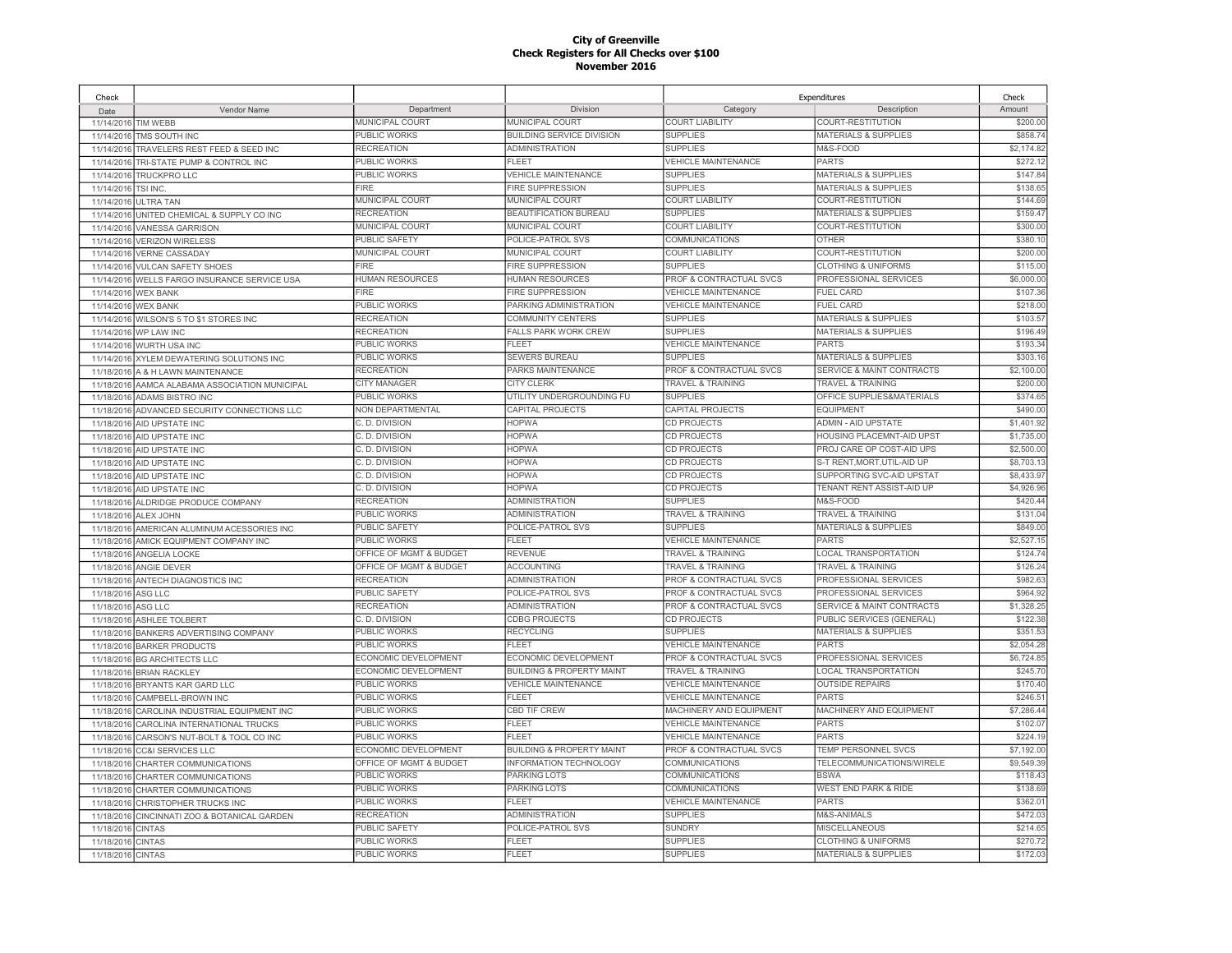# City of Greenville
## Check Registers for All Checks over $100
## November 2016

| Check Date | Vendor Name | Department | Division | Expenditures Category | Expenditures Description | Check Amount |
|---|---|---|---|---|---|---|
| 11/14/2016 | TIM WEBB | MUNICIPAL COURT | MUNICIPAL COURT | COURT LIABILITY | COURT-RESTITUTION | $200.00 |
| 11/14/2016 | TMS SOUTH INC | PUBLIC WORKS | BUILDING SERVICE DIVISION | SUPPLIES | MATERIALS & SUPPLIES | $858.74 |
| 11/14/2016 | TRAVELERS REST FEED & SEED INC | RECREATION | ADMINISTRATION | SUPPLIES | M&S-FOOD | $2,174.82 |
| 11/14/2016 | TRI-STATE PUMP & CONTROL INC | PUBLIC WORKS | FLEET | VEHICLE MAINTENANCE | PARTS | $272.12 |
| 11/14/2016 | TRUCKPRO LLC | PUBLIC WORKS | VEHICLE MAINTENANCE | SUPPLIES | MATERIALS & SUPPLIES | $147.84 |
| 11/14/2016 | TSI INC. | FIRE | FIRE SUPPRESSION | SUPPLIES | MATERIALS & SUPPLIES | $138.65 |
| 11/14/2016 | ULTRA TAN | MUNICIPAL COURT | MUNICIPAL COURT | COURT LIABILITY | COURT-RESTITUTION | $144.69 |
| 11/14/2016 | UNITED CHEMICAL & SUPPLY CO INC | RECREATION | BEAUTIFICATION BUREAU | SUPPLIES | MATERIALS & SUPPLIES | $159.47 |
| 11/14/2016 | VANESSA GARRISON | MUNICIPAL COURT | MUNICIPAL COURT | COURT LIABILITY | COURT-RESTITUTION | $300.00 |
| 11/14/2016 | VERIZON WIRELESS | PUBLIC SAFETY | POLICE-PATROL SVS | COMMUNICATIONS | OTHER | $380.10 |
| 11/14/2016 | VERNE CASSADAY | MUNICIPAL COURT | MUNICIPAL COURT | COURT LIABILITY | COURT-RESTITUTION | $200.00 |
| 11/14/2016 | VULCAN SAFETY SHOES | FIRE | FIRE SUPPRESSION | SUPPLIES | CLOTHING & UNIFORMS | $115.00 |
| 11/14/2016 | WELLS FARGO INSURANCE SERVICE USA | HUMAN RESOURCES | HUMAN RESOURCES | PROF & CONTRACTUAL SVCS | PROFESSIONAL SERVICES | $6,000.00 |
| 11/14/2016 | WEX BANK | FIRE | FIRE SUPPRESSION | VEHICLE MAINTENANCE | FUEL CARD | $107.36 |
| 11/14/2016 | WEX BANK | PUBLIC WORKS | PARKING ADMINISTRATION | VEHICLE MAINTENANCE | FUEL CARD | $218.00 |
| 11/14/2016 | WILSON'S 5 TO $1 STORES INC | RECREATION | COMMUNITY CENTERS | SUPPLIES | MATERIALS & SUPPLIES | $103.57 |
| 11/14/2016 | WP LAW INC | RECREATION | FALLS PARK WORK CREW | SUPPLIES | MATERIALS & SUPPLIES | $196.49 |
| 11/14/2016 | WURTH USA INC | PUBLIC WORKS | FLEET | VEHICLE MAINTENANCE | PARTS | $193.34 |
| 11/14/2016 | XYLEM DEWATERING SOLUTIONS INC | PUBLIC WORKS | SEWERS BUREAU | SUPPLIES | MATERIALS & SUPPLIES | $303.16 |
| 11/18/2016 | A & H LAWN MAINTENANCE | RECREATION | PARKS MAINTENANCE | PROF & CONTRACTUAL SVCS | SERVICE & MAINT CONTRACTS | $2,100.00 |
| 11/18/2016 | AAMCA ALABAMA ASSOCIATION MUNICIPAL | CITY MANAGER | CITY CLERK | TRAVEL & TRAINING | TRAVEL & TRAINING | $200.00 |
| 11/18/2016 | ADAMS BISTRO INC | PUBLIC WORKS | UTILITY UNDERGROUNDING FU | SUPPLIES | OFFICE SUPPLIES&MATERIALS | $374.65 |
| 11/18/2016 | ADVANCED SECURITY CONNECTIONS LLC | NON DEPARTMENTAL | CAPITAL PROJECTS | CAPITAL PROJECTS | EQUIPMENT | $490.00 |
| 11/18/2016 | AID UPSTATE INC | C. D. DIVISION | HOPWA | CD PROJECTS | ADMIN - AID UPSTATE | $1,401.92 |
| 11/18/2016 | AID UPSTATE INC | C. D. DIVISION | HOPWA | CD PROJECTS | HOUSING PLACEMNT-AID UPST | $1,735.00 |
| 11/18/2016 | AID UPSTATE INC | C. D. DIVISION | HOPWA | CD PROJECTS | PROJ CARE OP COST-AID UPS | $2,500.00 |
| 11/18/2016 | AID UPSTATE INC | C. D. DIVISION | HOPWA | CD PROJECTS | S-T RENT,MORT,UTIL-AID UP | $8,703.13 |
| 11/18/2016 | AID UPSTATE INC | C. D. DIVISION | HOPWA | CD PROJECTS | SUPPORTING SVC-AID UPSTAT | $8,433.97 |
| 11/18/2016 | AID UPSTATE INC | C. D. DIVISION | HOPWA | CD PROJECTS | TENANT RENT ASSIST-AID UP | $4,926.96 |
| 11/18/2016 | ALDRIDGE PRODUCE COMPANY | RECREATION | ADMINISTRATION | SUPPLIES | M&S-FOOD | $420.44 |
| 11/18/2016 | ALEX JOHN | PUBLIC WORKS | ADMINISTRATION | TRAVEL & TRAINING | TRAVEL & TRAINING | $131.04 |
| 11/18/2016 | AMERICAN ALUMINUM ACESSORIES INC | PUBLIC SAFETY | POLICE-PATROL SVS | SUPPLIES | MATERIALS & SUPPLIES | $849.00 |
| 11/18/2016 | AMICK EQUIPMENT COMPANY INC | PUBLIC WORKS | FLEET | VEHICLE MAINTENANCE | PARTS | $2,527.15 |
| 11/18/2016 | ANGELIA LOCKE | OFFICE OF MGMT & BUDGET | REVENUE | TRAVEL & TRAINING | LOCAL TRANSPORTATION | $124.74 |
| 11/18/2016 | ANGIE DEVER | OFFICE OF MGMT & BUDGET | ACCOUNTING | TRAVEL & TRAINING | TRAVEL & TRAINING | $126.24 |
| 11/18/2016 | ANTECH DIAGNOSTICS INC | RECREATION | ADMINISTRATION | PROF & CONTRACTUAL SVCS | PROFESSIONAL SERVICES | $982.63 |
| 11/18/2016 | ASG LLC | PUBLIC SAFETY | POLICE-PATROL SVS | PROF & CONTRACTUAL SVCS | PROFESSIONAL SERVICES | $964.92 |
| 11/18/2016 | ASG LLC | RECREATION | ADMINISTRATION | PROF & CONTRACTUAL SVCS | SERVICE & MAINT CONTRACTS | $1,328.25 |
| 11/18/2016 | ASHLEE TOLBERT | C. D. DIVISION | CDBG PROJECTS | CD PROJECTS | PUBLIC SERVICES (GENERAL) | $122.38 |
| 11/18/2016 | BANKERS ADVERTISING COMPANY | PUBLIC WORKS | RECYCLING | SUPPLIES | MATERIALS & SUPPLIES | $351.53 |
| 11/18/2016 | BARKER PRODUCTS | PUBLIC WORKS | FLEET | VEHICLE MAINTENANCE | PARTS | $2,054.28 |
| 11/18/2016 | BG ARCHITECTS LLC | ECONOMIC DEVELOPMENT | ECONOMIC DEVELOPMENT | PROF & CONTRACTUAL SVCS | PROFESSIONAL SERVICES | $6,724.85 |
| 11/18/2016 | BRIAN RACKLEY | ECONOMIC DEVELOPMENT | BUILDING & PROPERTY MAINT | TRAVEL & TRAINING | LOCAL TRANSPORTATION | $245.70 |
| 11/18/2016 | BRYANTS KAR GARD LLC | PUBLIC WORKS | VEHICLE MAINTENANCE | VEHICLE MAINTENANCE | OUTSIDE REPAIRS | $170.40 |
| 11/18/2016 | CAMPBELL-BROWN INC | PUBLIC WORKS | FLEET | VEHICLE MAINTENANCE | PARTS | $246.51 |
| 11/18/2016 | CAROLINA INDUSTRIAL EQUIPMENT INC | PUBLIC WORKS | CBD TIF CREW | MACHINERY AND EQUIPMENT | MACHINERY AND EQUIPMENT | $7,286.44 |
| 11/18/2016 | CAROLINA INTERNATIONAL TRUCKS | PUBLIC WORKS | FLEET | VEHICLE MAINTENANCE | PARTS | $102.07 |
| 11/18/2016 | CARSON'S NUT-BOLT & TOOL CO INC | PUBLIC WORKS | FLEET | VEHICLE MAINTENANCE | PARTS | $224.19 |
| 11/18/2016 | CC&I SERVICES LLC | ECONOMIC DEVELOPMENT | BUILDING & PROPERTY MAINT | PROF & CONTRACTUAL SVCS | TEMP PERSONNEL SVCS | $7,192.00 |
| 11/18/2016 | CHARTER COMMUNICATIONS | OFFICE OF MGMT & BUDGET | INFORMATION TECHNOLOGY | COMMUNICATIONS | TELECOMMUNICATIONS/WIRELE | $9,549.39 |
| 11/18/2016 | CHARTER COMMUNICATIONS | PUBLIC WORKS | PARKING LOTS | COMMUNICATIONS | BSWA | $118.43 |
| 11/18/2016 | CHARTER COMMUNICATIONS | PUBLIC WORKS | PARKING LOTS | COMMUNICATIONS | WEST END PARK & RIDE | $138.69 |
| 11/18/2016 | CHRISTOPHER TRUCKS INC | PUBLIC WORKS | FLEET | VEHICLE MAINTENANCE | PARTS | $362.01 |
| 11/18/2016 | CINCINNATI ZOO & BOTANICAL GARDEN | RECREATION | ADMINISTRATION | SUPPLIES | M&S-ANIMALS | $472.03 |
| 11/18/2016 | CINTAS | PUBLIC SAFETY | POLICE-PATROL SVS | SUNDRY | MISCELLANEOUS | $214.65 |
| 11/18/2016 | CINTAS | PUBLIC WORKS | FLEET | SUPPLIES | CLOTHING & UNIFORMS | $270.72 |
| 11/18/2016 | CINTAS | PUBLIC WORKS | FLEET | SUPPLIES | MATERIALS & SUPPLIES | $172.03 |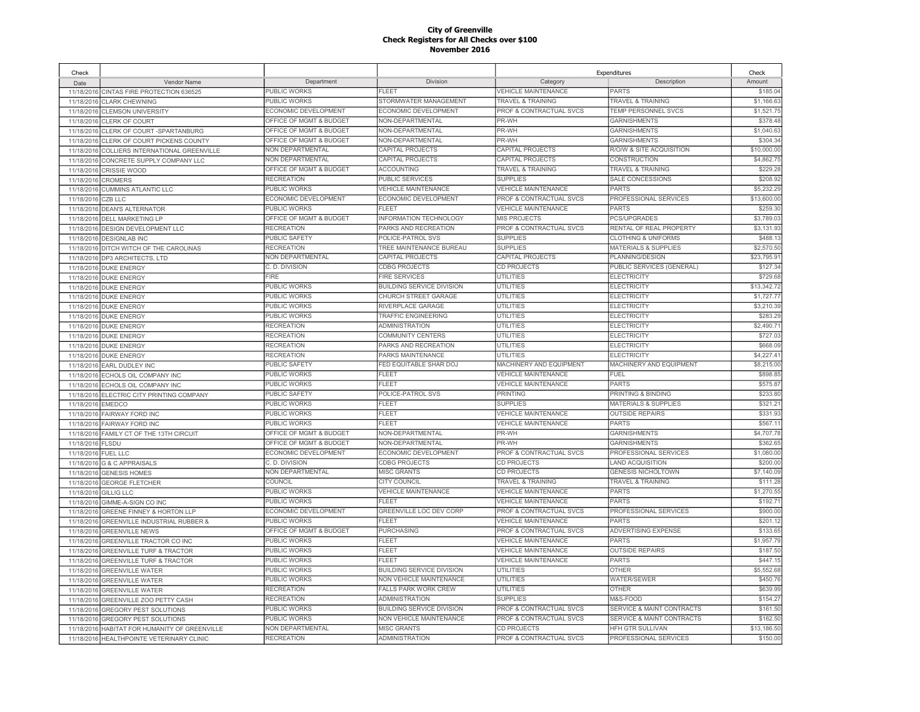**City of Greenville**
**Check Registers for All Checks over $100**
**November 2016**

| Check Date | Vendor Name | Department | Division | Expenditures Category | Expenditures Description | Check Amount |
|---|---|---|---|---|---|---|
| 11/18/2016 | CINTAS FIRE PROTECTION 636525 | PUBLIC WORKS | FLEET | VEHICLE MAINTENANCE | PARTS | $185.04 |
| 11/18/2016 | CLARK CHEWNING | PUBLIC WORKS | STORMWATER MANAGEMENT | TRAVEL & TRAINING | TRAVEL & TRAINING | $1,166.63 |
| 11/18/2016 | CLEMSON UNIVERSITY | ECONOMIC DEVELOPMENT | ECONOMIC DEVELOPMENT | PROF & CONTRACTUAL SVCS | TEMP PERSONNEL SVCS | $1,521.75 |
| 11/18/2016 | CLERK OF COURT | OFFICE OF MGMT & BUDGET | NON-DEPARTMENTAL | PR-WH | GARNISHMENTS | $378.48 |
| 11/18/2016 | CLERK OF COURT -SPARTANBURG | OFFICE OF MGMT & BUDGET | NON-DEPARTMENTAL | PR-WH | GARNISHMENTS | $1,040.63 |
| 11/18/2016 | CLERK OF COURT PICKENS COUNTY | OFFICE OF MGMT & BUDGET | NON-DEPARTMENTAL | PR-WH | GARNISHMENTS | $304.34 |
| 11/18/2016 | COLLIERS INTERNATIONAL GREENVILLE | NON DEPARTMENTAL | CAPITAL PROJECTS | CAPITAL PROJECTS | R/O/W & SITE ACQUISITION | $10,000.00 |
| 11/18/2016 | CONCRETE SUPPLY COMPANY LLC | NON DEPARTMENTAL | CAPITAL PROJECTS | CAPITAL PROJECTS | CONSTRUCTION | $4,862.75 |
| 11/18/2016 | CRISSIE WOOD | OFFICE OF MGMT & BUDGET | ACCOUNTING | TRAVEL & TRAINING | TRAVEL & TRAINING | $229.28 |
| 11/18/2016 | CROMERS | RECREATION | PUBLIC SERVICES | SUPPLIES | SALE CONCESSIONS | $208.92 |
| 11/18/2016 | CUMMINS ATLANTIC LLC | PUBLIC WORKS | VEHICLE MAINTENANCE | VEHICLE MAINTENANCE | PARTS | $5,232.29 |
| 11/18/2016 | CZB LLC | ECONOMIC DEVELOPMENT | ECONOMIC DEVELOPMENT | PROF & CONTRACTUAL SVCS | PROFESSIONAL SERVICES | $13,600.00 |
| 11/18/2016 | DEAN'S ALTERNATOR | PUBLIC WORKS | FLEET | VEHICLE MAINTENANCE | PARTS | $259.30 |
| 11/18/2016 | DELL MARKETING LP | OFFICE OF MGMT & BUDGET | INFORMATION TECHNOLOGY | MIS PROJECTS | PCS/UPGRADES | $3,789.03 |
| 11/18/2016 | DESIGN DEVELOPMENT LLC | RECREATION | PARKS AND RECREATION | PROF & CONTRACTUAL SVCS | RENTAL OF REAL PROPERTY | $3,131.93 |
| 11/18/2016 | DESIGNLAB INC | PUBLIC SAFETY | POLICE-PATROL SVS | SUPPLIES | CLOTHING & UNIFORMS | $488.13 |
| 11/18/2016 | DITCH WITCH OF THE CAROLINAS | RECREATION | TREE MAINTENANCE BUREAU | SUPPLIES | MATERIALS & SUPPLIES | $2,570.50 |
| 11/18/2016 | DP3 ARCHITECTS, LTD | NON DEPARTMENTAL | CAPITAL PROJECTS | CAPITAL PROJECTS | PLANNING/DESIGN | $23,795.91 |
| 11/18/2016 | DUKE ENERGY | C. D. DIVISION | CDBG PROJECTS | CD PROJECTS | PUBLIC SERVICES (GENERAL) | $127.34 |
| 11/18/2016 | DUKE ENERGY | FIRE | FIRE SERVICES | UTILITIES | ELECTRICITY | $729.68 |
| 11/18/2016 | DUKE ENERGY | PUBLIC WORKS | BUILDING SERVICE DIVISION | UTILITIES | ELECTRICITY | $13,342.72 |
| 11/18/2016 | DUKE ENERGY | PUBLIC WORKS | CHURCH STREET GARAGE | UTILITIES | ELECTRICITY | $1,727.77 |
| 11/18/2016 | DUKE ENERGY | PUBLIC WORKS | RIVERPLACE GARAGE | UTILITIES | ELECTRICITY | $3,210.39 |
| 11/18/2016 | DUKE ENERGY | PUBLIC WORKS | TRAFFIC ENGINEERING | UTILITIES | ELECTRICITY | $283.29 |
| 11/18/2016 | DUKE ENERGY | RECREATION | ADMINISTRATION | UTILITIES | ELECTRICITY | $2,490.71 |
| 11/18/2016 | DUKE ENERGY | RECREATION | COMMUNITY CENTERS | UTILITIES | ELECTRICITY | $727.03 |
| 11/18/2016 | DUKE ENERGY | RECREATION | PARKS AND RECREATION | UTILITIES | ELECTRICITY | $668.09 |
| 11/18/2016 | DUKE ENERGY | RECREATION | PARKS MAINTENANCE | UTILITIES | ELECTRICITY | $4,227.41 |
| 11/18/2016 | EARL DUDLEY INC | PUBLIC SAFETY | FED EQUITABLE SHAR DOJ | MACHINERY AND EQUIPMENT | MACHINERY AND EQUIPMENT | $8,215.00 |
| 11/18/2016 | ECHOLS OIL COMPANY INC | PUBLIC WORKS | FLEET | VEHICLE MAINTENANCE | FUEL | $898.85 |
| 11/18/2016 | ECHOLS OIL COMPANY INC | PUBLIC WORKS | FLEET | VEHICLE MAINTENANCE | PARTS | $575.87 |
| 11/18/2016 | ELECTRIC CITY PRINTING COMPANY | PUBLIC SAFETY | POLICE-PATROL SVS | PRINTING | PRINTING & BINDING | $233.80 |
| 11/18/2016 | EMEDCO | PUBLIC WORKS | FLEET | SUPPLIES | MATERIALS & SUPPLIES | $321.21 |
| 11/18/2016 | FAIRWAY FORD INC | PUBLIC WORKS | FLEET | VEHICLE MAINTENANCE | OUTSIDE REPAIRS | $331.93 |
| 11/18/2016 | FAIRWAY FORD INC | PUBLIC WORKS | FLEET | VEHICLE MAINTENANCE | PARTS | $567.11 |
| 11/18/2016 | FAMILY CT OF THE 13TH CIRCUIT | OFFICE OF MGMT & BUDGET | NON-DEPARTMENTAL | PR-WH | GARNISHMENTS | $4,707.78 |
| 11/18/2016 | FLSDU | OFFICE OF MGMT & BUDGET | NON-DEPARTMENTAL | PR-WH | GARNISHMENTS | $362.65 |
| 11/18/2016 | FUEL LLC | ECONOMIC DEVELOPMENT | ECONOMIC DEVELOPMENT | PROF & CONTRACTUAL SVCS | PROFESSIONAL SERVICES | $1,080.00 |
| 11/18/2016 | G & C APPRAISALS | C. D. DIVISION | CDBG PROJECTS | CD PROJECTS | LAND ACQUISITION | $200.00 |
| 11/18/2016 | GENESIS HOMES | NON DEPARTMENTAL | MISC GRANTS | CD PROJECTS | GENESIS NICHOLTOWN | $7,140.09 |
| 11/18/2016 | GEORGE FLETCHER | COUNCIL | CITY COUNCIL | TRAVEL & TRAINING | TRAVEL & TRAINING | $111.28 |
| 11/18/2016 | GILLIG LLC | PUBLIC WORKS | VEHICLE MAINTENANCE | VEHICLE MAINTENANCE | PARTS | $1,270.55 |
| 11/18/2016 | GIMME-A-SIGN CO INC | PUBLIC WORKS | FLEET | VEHICLE MAINTENANCE | PARTS | $192.71 |
| 11/18/2016 | GREENE FINNEY & HORTON LLP | ECONOMIC DEVELOPMENT | GREENVILLE LOC DEV CORP | PROF & CONTRACTUAL SVCS | PROFESSIONAL SERVICES | $900.00 |
| 11/18/2016 | GREENVILLE INDUSTRIAL RUBBER & | PUBLIC WORKS | FLEET | VEHICLE MAINTENANCE | PARTS | $201.12 |
| 11/18/2016 | GREENVILLE NEWS | OFFICE OF MGMT & BUDGET | PURCHASING | PROF & CONTRACTUAL SVCS | ADVERTISING EXPENSE | $133.65 |
| 11/18/2016 | GREENVILLE TRACTOR CO INC | PUBLIC WORKS | FLEET | VEHICLE MAINTENANCE | PARTS | $1,957.79 |
| 11/18/2016 | GREENVILLE TURF & TRACTOR | PUBLIC WORKS | FLEET | VEHICLE MAINTENANCE | OUTSIDE REPAIRS | $187.50 |
| 11/18/2016 | GREENVILLE TURF & TRACTOR | PUBLIC WORKS | FLEET | VEHICLE MAINTENANCE | PARTS | $447.15 |
| 11/18/2016 | GREENVILLE WATER | PUBLIC WORKS | BUILDING SERVICE DIVISION | UTILITIES | OTHER | $5,552.68 |
| 11/18/2016 | GREENVILLE WATER | PUBLIC WORKS | NON VEHICLE MAINTENANCE | UTILITIES | WATER/SEWER | $450.76 |
| 11/18/2016 | GREENVILLE WATER | RECREATION | FALLS PARK WORK CREW | UTILITIES | OTHER | $639.99 |
| 11/18/2016 | GREENVILLE ZOO PETTY CASH | RECREATION | ADMINISTRATION | SUPPLIES | M&S-FOOD | $154.27 |
| 11/18/2016 | GREGORY PEST SOLUTIONS | PUBLIC WORKS | BUILDING SERVICE DIVISION | PROF & CONTRACTUAL SVCS | SERVICE & MAINT CONTRACTS | $161.50 |
| 11/18/2016 | GREGORY PEST SOLUTIONS | PUBLIC WORKS | NON VEHICLE MAINTENANCE | PROF & CONTRACTUAL SVCS | SERVICE & MAINT CONTRACTS | $162.50 |
| 11/18/2016 | HABITAT FOR HUMANITY OF GREENVILLE | NON DEPARTMENTAL | MISC GRANTS | CD PROJECTS | HFH GTR SULLIVAN | $13,186.50 |
| 11/18/2016 | HEALTHPOINTE VETERINARY CLINIC | RECREATION | ADMINISTRATION | PROF & CONTRACTUAL SVCS | PROFESSIONAL SERVICES | $150.00 |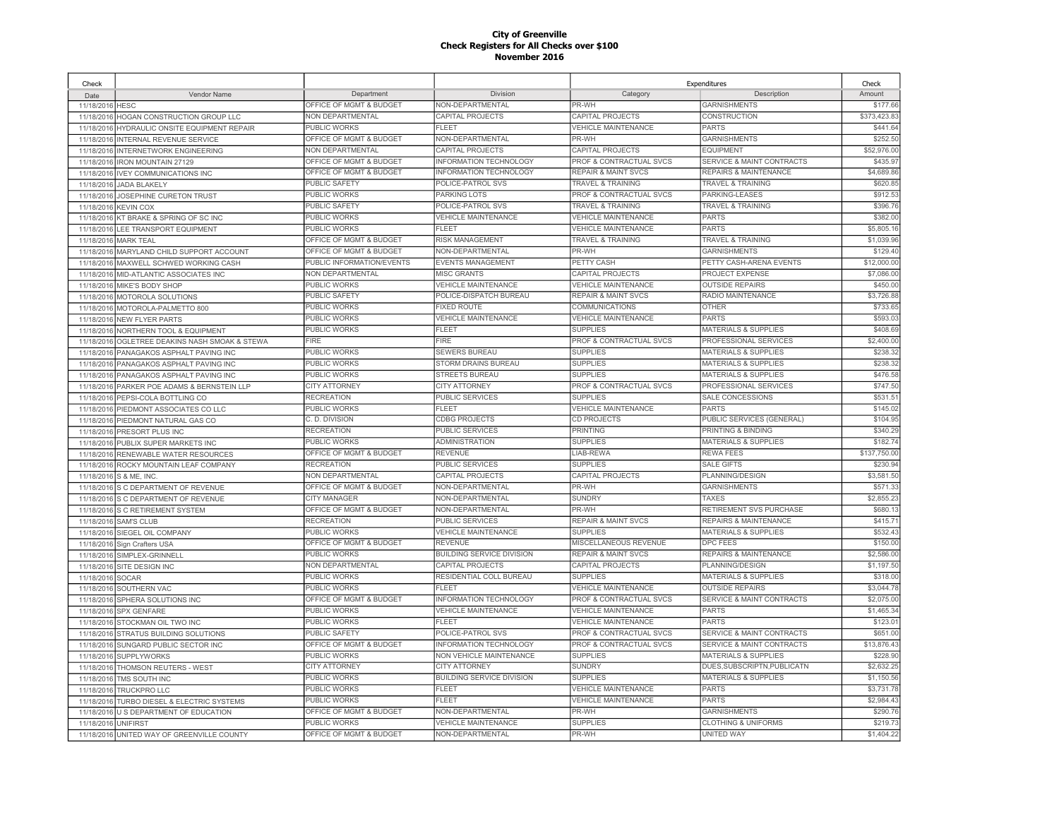**City of Greenville**
**Check Registers for All Checks over $100**
**November 2016**

| Check Date | Vendor Name | Department | Division | Expenditures Category | Description | Check Amount |
|---|---|---|---|---|---|---|
| 11/18/2016 | HESC | OFFICE OF MGMT & BUDGET | NON-DEPARTMENTAL | PR-WH | GARNISHMENTS | $177.66 |
| 11/18/2016 | HOGAN CONSTRUCTION GROUP LLC | NON DEPARTMENTAL | CAPITAL PROJECTS | CAPITAL PROJECTS | CONSTRUCTION | $373,423.83 |
| 11/18/2016 | HYDRAULIC ONSITE EQUIPMENT REPAIR | PUBLIC WORKS | FLEET | VEHICLE MAINTENANCE | PARTS | $441.64 |
| 11/18/2016 | INTERNAL REVENUE SERVICE | OFFICE OF MGMT & BUDGET | NON-DEPARTMENTAL | PR-WH | GARNISHMENTS | $252.50 |
| 11/18/2016 | INTERNETWORK ENGINEERING | NON DEPARTMENTAL | CAPITAL PROJECTS | CAPITAL PROJECTS | EQUIPMENT | $52,976.00 |
| 11/18/2016 | IRON MOUNTAIN 27129 | OFFICE OF MGMT & BUDGET | INFORMATION TECHNOLOGY | PROF & CONTRACTUAL SVCS | SERVICE & MAINT CONTRACTS | $435.97 |
| 11/18/2016 | IVEY COMMUNICATIONS INC | OFFICE OF MGMT & BUDGET | INFORMATION TECHNOLOGY | REPAIR & MAINT SVCS | REPAIRS & MAINTENANCE | $4,689.86 |
| 11/18/2016 | JADA BLAKELY | PUBLIC SAFETY | POLICE-PATROL SVS | TRAVEL & TRAINING | TRAVEL & TRAINING | $620.85 |
| 11/18/2016 | JOSEPHINE CURETON TRUST | PUBLIC WORKS | PARKING LOTS | PROF & CONTRACTUAL SVCS | PARKING-LEASES | $912.53 |
| 11/18/2016 | KEVIN COX | PUBLIC SAFETY | POLICE-PATROL SVS | TRAVEL & TRAINING | TRAVEL & TRAINING | $396.76 |
| 11/18/2016 | KT BRAKE & SPRING OF SC INC | PUBLIC WORKS | VEHICLE MAINTENANCE | VEHICLE MAINTENANCE | PARTS | $382.00 |
| 11/18/2016 | LEE TRANSPORT EQUIPMENT | PUBLIC WORKS | FLEET | VEHICLE MAINTENANCE | PARTS | $5,805.16 |
| 11/18/2016 | MARK TEAL | OFFICE OF MGMT & BUDGET | RISK MANAGEMENT | TRAVEL & TRAINING | TRAVEL & TRAINING | $1,039.96 |
| 11/18/2016 | MARYLAND CHILD SUPPORT ACCOUNT | OFFICE OF MGMT & BUDGET | NON-DEPARTMENTAL | PR-WH | GARNISHMENTS | $129.40 |
| 11/18/2016 | MAXWELL SCHWED WORKING CASH | PUBLIC INFORMATION/EVENTS | EVENTS MANAGEMENT | PETTY CASH | PETTY CASH-ARENA EVENTS | $12,000.00 |
| 11/18/2016 | MID-ATLANTIC ASSOCIATES INC | NON DEPARTMENTAL | MISC GRANTS | CAPITAL PROJECTS | PROJECT EXPENSE | $7,086.00 |
| 11/18/2016 | MIKE'S BODY SHOP | PUBLIC WORKS | VEHICLE MAINTENANCE | VEHICLE MAINTENANCE | OUTSIDE REPAIRS | $450.00 |
| 11/18/2016 | MOTOROLA SOLUTIONS | PUBLIC SAFETY | POLICE-DISPATCH BUREAU | REPAIR & MAINT SVCS | RADIO MAINTENANCE | $3,726.88 |
| 11/18/2016 | MOTOROLA-PALMETTO 800 | PUBLIC WORKS | FIXED ROUTE | COMMUNICATIONS | OTHER | $733.65 |
| 11/18/2016 | NEW FLYER PARTS | PUBLIC WORKS | VEHICLE MAINTENANCE | VEHICLE MAINTENANCE | PARTS | $593.03 |
| 11/18/2016 | NORTHERN TOOL & EQUIPMENT | PUBLIC WORKS | FLEET | SUPPLIES | MATERIALS & SUPPLIES | $408.69 |
| 11/18/2016 | OGLETREE DEAKINS NASH SMOAK & STEWA | FIRE | FIRE | PROF & CONTRACTUAL SVCS | PROFESSIONAL SERVICES | $2,400.00 |
| 11/18/2016 | PANAGAKOS ASPHALT PAVING INC | PUBLIC WORKS | SEWERS BUREAU | SUPPLIES | MATERIALS & SUPPLIES | $238.32 |
| 11/18/2016 | PANAGAKOS ASPHALT PAVING INC | PUBLIC WORKS | STORM DRAINS BUREAU | SUPPLIES | MATERIALS & SUPPLIES | $238.32 |
| 11/18/2016 | PANAGAKOS ASPHALT PAVING INC | PUBLIC WORKS | STREETS BUREAU | SUPPLIES | MATERIALS & SUPPLIES | $476.58 |
| 11/18/2016 | PARKER POE ADAMS & BERNSTEIN LLP | CITY ATTORNEY | CITY ATTORNEY | PROF & CONTRACTUAL SVCS | PROFESSIONAL SERVICES | $747.50 |
| 11/18/2016 | PEPSI-COLA BOTTLING CO | RECREATION | PUBLIC SERVICES | SUPPLIES | SALE CONCESSIONS | $531.51 |
| 11/18/2016 | PIEDMONT ASSOCIATES CO LLC | PUBLIC WORKS | FLEET | VEHICLE MAINTENANCE | PARTS | $145.02 |
| 11/18/2016 | PIEDMONT NATURAL GAS CO | C. D. DIVISION | CDBG PROJECTS | CD PROJECTS | PUBLIC SERVICES (GENERAL) | $104.95 |
| 11/18/2016 | PRESORT PLUS INC | RECREATION | PUBLIC SERVICES | PRINTING | PRINTING & BINDING | $340.29 |
| 11/18/2016 | PUBLIX SUPER MARKETS INC | PUBLIC WORKS | ADMINISTRATION | SUPPLIES | MATERIALS & SUPPLIES | $182.74 |
| 11/18/2016 | RENEWABLE WATER RESOURCES | OFFICE OF MGMT & BUDGET | REVENUE | LIAB-REWA | REWA FEES | $137,750.00 |
| 11/18/2016 | ROCKY MOUNTAIN LEAF COMPANY | RECREATION | PUBLIC SERVICES | SUPPLIES | SALE GIFTS | $230.94 |
| 11/18/2016 | S & ME, INC. | NON DEPARTMENTAL | CAPITAL PROJECTS | CAPITAL PROJECTS | PLANNING/DESIGN | $3,581.50 |
| 11/18/2016 | S C DEPARTMENT OF REVENUE | OFFICE OF MGMT & BUDGET | NON-DEPARTMENTAL | PR-WH | GARNISHMENTS | $571.33 |
| 11/18/2016 | S C DEPARTMENT OF REVENUE | CITY MANAGER | NON-DEPARTMENTAL | SUNDRY | TAXES | $2,855.23 |
| 11/18/2016 | S C RETIREMENT SYSTEM | OFFICE OF MGMT & BUDGET | NON-DEPARTMENTAL | PR-WH | RETIREMENT SVS PURCHASE | $680.13 |
| 11/18/2016 | SAM'S CLUB | RECREATION | PUBLIC SERVICES | REPAIR & MAINT SVCS | REPAIRS & MAINTENANCE | $415.71 |
| 11/18/2016 | SIEGEL OIL COMPANY | PUBLIC WORKS | VEHICLE MAINTENANCE | SUPPLIES | MATERIALS & SUPPLIES | $532.43 |
| 11/18/2016 | Sign Crafters USA | OFFICE OF MGMT & BUDGET | REVENUE | MISCELLANEOUS REVENUE | DPC FEES | $150.00 |
| 11/18/2016 | SIMPLEX-GRINNELL | PUBLIC WORKS | BUILDING SERVICE DIVISION | REPAIR & MAINT SVCS | REPAIRS & MAINTENANCE | $2,586.00 |
| 11/18/2016 | SITE DESIGN INC | NON DEPARTMENTAL | CAPITAL PROJECTS | CAPITAL PROJECTS | PLANNING/DESIGN | $1,197.50 |
| 11/18/2016 | SOCAR | PUBLIC WORKS | RESIDENTIAL COLL BUREAU | SUPPLIES | MATERIALS & SUPPLIES | $318.00 |
| 11/18/2016 | SOUTHERN VAC | PUBLIC WORKS | FLEET | VEHICLE MAINTENANCE | OUTSIDE REPAIRS | $3,044.78 |
| 11/18/2016 | SPHERA SOLUTIONS INC | OFFICE OF MGMT & BUDGET | INFORMATION TECHNOLOGY | PROF & CONTRACTUAL SVCS | SERVICE & MAINT CONTRACTS | $2,075.00 |
| 11/18/2016 | SPX GENFARE | PUBLIC WORKS | VEHICLE MAINTENANCE | VEHICLE MAINTENANCE | PARTS | $1,465.34 |
| 11/18/2016 | STOCKMAN OIL TWO INC | PUBLIC WORKS | FLEET | VEHICLE MAINTENANCE | PARTS | $123.01 |
| 11/18/2016 | STRATUS BUILDING SOLUTIONS | PUBLIC SAFETY | POLICE-PATROL SVS | PROF & CONTRACTUAL SVCS | SERVICE & MAINT CONTRACTS | $651.00 |
| 11/18/2016 | SUNGARD PUBLIC SECTOR INC | OFFICE OF MGMT & BUDGET | INFORMATION TECHNOLOGY | PROF & CONTRACTUAL SVCS | SERVICE & MAINT CONTRACTS | $13,876.43 |
| 11/18/2016 | SUPPLYWORKS | PUBLIC WORKS | NON VEHICLE MAINTENANCE | SUPPLIES | MATERIALS & SUPPLIES | $228.90 |
| 11/18/2016 | THOMSON REUTERS - WEST | CITY ATTORNEY | CITY ATTORNEY | SUNDRY | DUES,SUBSCRIPTN,PUBLICATN | $2,632.25 |
| 11/18/2016 | TMS SOUTH INC | PUBLIC WORKS | BUILDING SERVICE DIVISION | SUPPLIES | MATERIALS & SUPPLIES | $1,150.56 |
| 11/18/2016 | TRUCKPRO LLC | PUBLIC WORKS | FLEET | VEHICLE MAINTENANCE | PARTS | $3,731.78 |
| 11/18/2016 | TURBO DIESEL & ELECTRIC SYSTEMS | PUBLIC WORKS | FLEET | VEHICLE MAINTENANCE | PARTS | $2,984.43 |
| 11/18/2016 | U S DEPARTMENT OF EDUCATION | OFFICE OF MGMT & BUDGET | NON-DEPARTMENTAL | PR-WH | GARNISHMENTS | $290.76 |
| 11/18/2016 | UNIFIRST | PUBLIC WORKS | VEHICLE MAINTENANCE | SUPPLIES | CLOTHING & UNIFORMS | $219.73 |
| 11/18/2016 | UNITED WAY OF GREENVILLE COUNTY | OFFICE OF MGMT & BUDGET | NON-DEPARTMENTAL | PR-WH | UNITED WAY | $1,404.22 |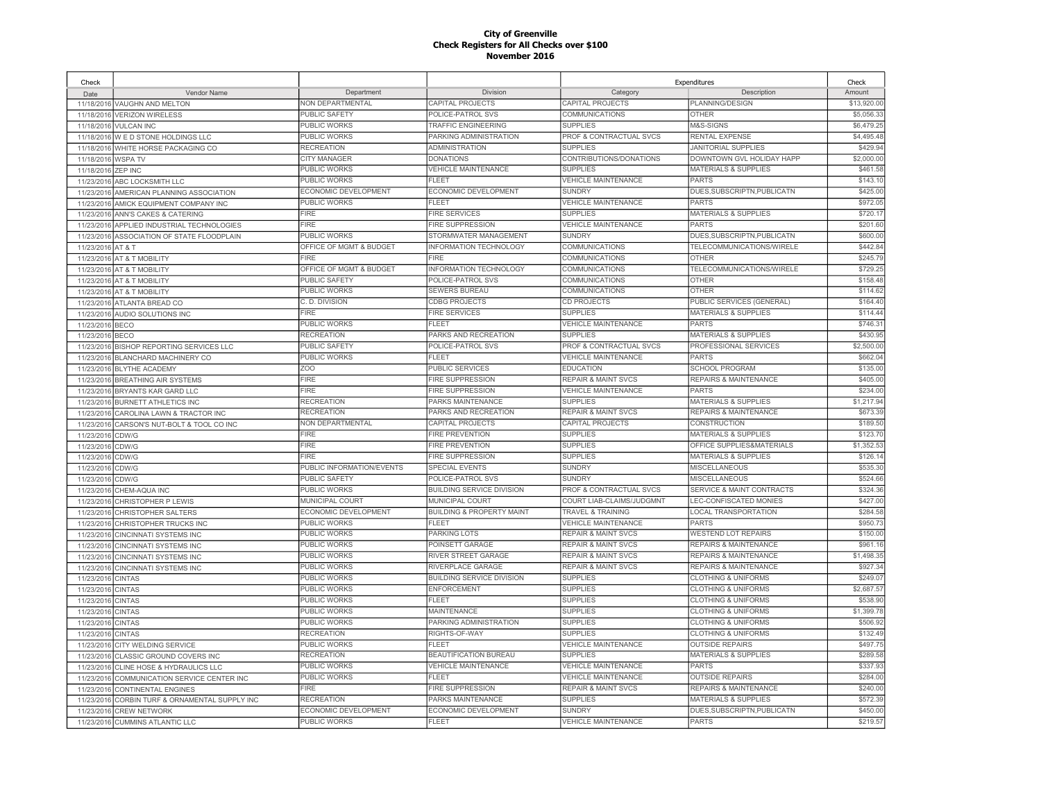**City of Greenville**
**Check Registers for All Checks over $100**
**November 2016**

| Check Date | Vendor Name | Department | Division | Expenditures Category | Expenditures Description | Check Amount |
|---|---|---|---|---|---|---|
| 11/18/2016 | VAUGHN AND MELTON | NON DEPARTMENTAL | CAPITAL PROJECTS | CAPITAL PROJECTS | PLANNING/DESIGN | $13,920.00 |
| 11/18/2016 | VERIZON WIRELESS | PUBLIC SAFETY | POLICE-PATROL SVS | COMMUNICATIONS | OTHER | $5,056.33 |
| 11/18/2016 | VULCAN INC | PUBLIC WORKS | TRAFFIC ENGINEERING | SUPPLIES | M&S-SIGNS | $6,479.25 |
| 11/18/2016 | W E D STONE HOLDINGS LLC | PUBLIC WORKS | PARKING ADMINISTRATION | PROF & CONTRACTUAL SVCS | RENTAL EXPENSE | $4,495.48 |
| 11/18/2016 | WHITE HORSE PACKAGING CO | RECREATION | ADMINISTRATION | SUPPLIES | JANITORIAL SUPPLIES | $429.94 |
| 11/18/2016 | WSPA TV | CITY MANAGER | DONATIONS | CONTRIBUTIONS/DONATIONS | DOWNTOWN GVL HOLIDAY HAPP | $2,000.00 |
| 11/18/2016 | ZEP INC | PUBLIC WORKS | VEHICLE MAINTENANCE | SUPPLIES | MATERIALS & SUPPLIES | $461.58 |
| 11/23/2016 | ABC LOCKSMITH LLC | PUBLIC WORKS | FLEET | VEHICLE MAINTENANCE | PARTS | $143.10 |
| 11/23/2016 | AMERICAN PLANNING ASSOCIATION | ECONOMIC DEVELOPMENT | ECONOMIC DEVELOPMENT | SUNDRY | DUES,SUBSCRIPTN,PUBLICATN | $425.00 |
| 11/23/2016 | AMICK EQUIPMENT COMPANY INC | PUBLIC WORKS | FLEET | VEHICLE MAINTENANCE | PARTS | $972.05 |
| 11/23/2016 | ANN'S CAKES & CATERING | FIRE | FIRE SERVICES | SUPPLIES | MATERIALS & SUPPLIES | $720.17 |
| 11/23/2016 | APPLIED INDUSTRIAL TECHNOLOGIES | FIRE | FIRE SUPPRESSION | VEHICLE MAINTENANCE | PARTS | $201.60 |
| 11/23/2016 | ASSOCIATION OF STATE FLOODPLAIN | PUBLIC WORKS | STORMWATER MANAGEMENT | SUNDRY | DUES,SUBSCRIPTN,PUBLICATN | $600.00 |
| 11/23/2016 | AT & T | OFFICE OF MGMT & BUDGET | INFORMATION TECHNOLOGY | COMMUNICATIONS | TELECOMMUNICATIONS/WIRELE | $442.84 |
| 11/23/2016 | AT & T MOBILITY | FIRE | FIRE | COMMUNICATIONS | OTHER | $245.79 |
| 11/23/2016 | AT & T MOBILITY | OFFICE OF MGMT & BUDGET | INFORMATION TECHNOLOGY | COMMUNICATIONS | TELECOMMUNICATIONS/WIRELE | $729.25 |
| 11/23/2016 | AT & T MOBILITY | PUBLIC SAFETY | POLICE-PATROL SVS | COMMUNICATIONS | OTHER | $158.48 |
| 11/23/2016 | AT & T MOBILITY | PUBLIC WORKS | SEWERS BUREAU | COMMUNICATIONS | OTHER | $114.62 |
| 11/23/2016 | ATLANTA BREAD CO | C. D. DIVISION | CDBG PROJECTS | CD PROJECTS | PUBLIC SERVICES (GENERAL) | $164.40 |
| 11/23/2016 | AUDIO SOLUTIONS INC | FIRE | FIRE SERVICES | SUPPLIES | MATERIALS & SUPPLIES | $114.44 |
| 11/23/2016 | BECO | PUBLIC WORKS | FLEET | VEHICLE MAINTENANCE | PARTS | $746.31 |
| 11/23/2016 | BECO | RECREATION | PARKS AND RECREATION | SUPPLIES | MATERIALS & SUPPLIES | $430.95 |
| 11/23/2016 | BISHOP REPORTING SERVICES LLC | PUBLIC SAFETY | POLICE-PATROL SVS | PROF & CONTRACTUAL SVCS | PROFESSIONAL SERVICES | $2,500.00 |
| 11/23/2016 | BLANCHARD MACHINERY CO | PUBLIC WORKS | FLEET | VEHICLE MAINTENANCE | PARTS | $662.04 |
| 11/23/2016 | BLYTHE ACADEMY | ZOO | PUBLIC SERVICES | EDUCATION | SCHOOL PROGRAM | $135.00 |
| 11/23/2016 | BREATHING AIR SYSTEMS | FIRE | FIRE SUPPRESSION | REPAIR & MAINT SVCS | REPAIRS & MAINTENANCE | $405.00 |
| 11/23/2016 | BRYANTS KAR GARD LLC | FIRE | FIRE SUPPRESSION | VEHICLE MAINTENANCE | PARTS | $234.00 |
| 11/23/2016 | BURNETT ATHLETICS INC | RECREATION | PARKS MAINTENANCE | SUPPLIES | MATERIALS & SUPPLIES | $1,217.94 |
| 11/23/2016 | CAROLINA LAWN & TRACTOR INC | RECREATION | PARKS AND RECREATION | REPAIR & MAINT SVCS | REPAIRS & MAINTENANCE | $673.39 |
| 11/23/2016 | CARSON'S NUT-BOLT & TOOL CO INC | NON DEPARTMENTAL | CAPITAL PROJECTS | CAPITAL PROJECTS | CONSTRUCTION | $189.50 |
| 11/23/2016 | CDW/G | FIRE | FIRE PREVENTION | SUPPLIES | MATERIALS & SUPPLIES | $123.70 |
| 11/23/2016 | CDW/G | FIRE | FIRE PREVENTION | SUPPLIES | OFFICE SUPPLIES&MATERIALS | $1,352.53 |
| 11/23/2016 | CDW/G | FIRE | FIRE SUPPRESSION | SUPPLIES | MATERIALS & SUPPLIES | $126.14 |
| 11/23/2016 | CDW/G | PUBLIC INFORMATION/EVENTS | SPECIAL EVENTS | SUNDRY | MISCELLANEOUS | $535.30 |
| 11/23/2016 | CDW/G | PUBLIC SAFETY | POLICE-PATROL SVS | SUNDRY | MISCELLANEOUS | $524.66 |
| 11/23/2016 | CHEM-AQUA INC | PUBLIC WORKS | BUILDING SERVICE DIVISION | PROF & CONTRACTUAL SVCS | SERVICE & MAINT CONTRACTS | $324.36 |
| 11/23/2016 | CHRISTOPHER P LEWIS | MUNICIPAL COURT | MUNICIPAL COURT | COURT LIAB-CLAIMS/JUDGMNT | LEC-CONFISCATED MONIES | $427.00 |
| 11/23/2016 | CHRISTOPHER SALTERS | ECONOMIC DEVELOPMENT | BUILDING & PROPERTY MAINT | TRAVEL & TRAINING | LOCAL TRANSPORTATION | $284.58 |
| 11/23/2016 | CHRISTOPHER TRUCKS INC | PUBLIC WORKS | FLEET | VEHICLE MAINTENANCE | PARTS | $950.73 |
| 11/23/2016 | CINCINNATI SYSTEMS INC | PUBLIC WORKS | PARKING LOTS | REPAIR & MAINT SVCS | WESTEND LOT REPAIRS | $150.00 |
| 11/23/2016 | CINCINNATI SYSTEMS INC | PUBLIC WORKS | POINSETT GARAGE | REPAIR & MAINT SVCS | REPAIRS & MAINTENANCE | $961.16 |
| 11/23/2016 | CINCINNATI SYSTEMS INC | PUBLIC WORKS | RIVER STREET GARAGE | REPAIR & MAINT SVCS | REPAIRS & MAINTENANCE | $1,498.35 |
| 11/23/2016 | CINCINNATI SYSTEMS INC | PUBLIC WORKS | RIVERPLACE GARAGE | REPAIR & MAINT SVCS | REPAIRS & MAINTENANCE | $927.34 |
| 11/23/2016 | CINTAS | PUBLIC WORKS | BUILDING SERVICE DIVISION | SUPPLIES | CLOTHING & UNIFORMS | $249.07 |
| 11/23/2016 | CINTAS | PUBLIC WORKS | ENFORCEMENT | SUPPLIES | CLOTHING & UNIFORMS | $2,687.57 |
| 11/23/2016 | CINTAS | PUBLIC WORKS | FLEET | SUPPLIES | CLOTHING & UNIFORMS | $538.90 |
| 11/23/2016 | CINTAS | PUBLIC WORKS | MAINTENANCE | SUPPLIES | CLOTHING & UNIFORMS | $1,399.78 |
| 11/23/2016 | CINTAS | PUBLIC WORKS | PARKING ADMINISTRATION | SUPPLIES | CLOTHING & UNIFORMS | $506.92 |
| 11/23/2016 | CINTAS | RECREATION | RIGHTS-OF-WAY | SUPPLIES | CLOTHING & UNIFORMS | $132.49 |
| 11/23/2016 | CITY WELDING SERVICE | PUBLIC WORKS | FLEET | VEHICLE MAINTENANCE | OUTSIDE REPAIRS | $497.75 |
| 11/23/2016 | CLASSIC GROUND COVERS INC | RECREATION | BEAUTIFICATION BUREAU | SUPPLIES | MATERIALS & SUPPLIES | $289.58 |
| 11/23/2016 | CLINE HOSE & HYDRAULICS LLC | PUBLIC WORKS | VEHICLE MAINTENANCE | VEHICLE MAINTENANCE | PARTS | $337.93 |
| 11/23/2016 | COMMUNICATION SERVICE CENTER INC | PUBLIC WORKS | FLEET | VEHICLE MAINTENANCE | OUTSIDE REPAIRS | $284.00 |
| 11/23/2016 | CONTINENTAL ENGINES | FIRE | FIRE SUPPRESSION | REPAIR & MAINT SVCS | REPAIRS & MAINTENANCE | $240.00 |
| 11/23/2016 | CORBIN TURF & ORNAMENTAL SUPPLY INC | RECREATION | PARKS MAINTENANCE | SUPPLIES | MATERIALS & SUPPLIES | $572.39 |
| 11/23/2016 | CREW NETWORK | ECONOMIC DEVELOPMENT | ECONOMIC DEVELOPMENT | SUNDRY | DUES,SUBSCRIPTN,PUBLICATN | $450.00 |
| 11/23/2016 | CUMMINS ATLANTIC LLC | PUBLIC WORKS | FLEET | VEHICLE MAINTENANCE | PARTS | $219.57 |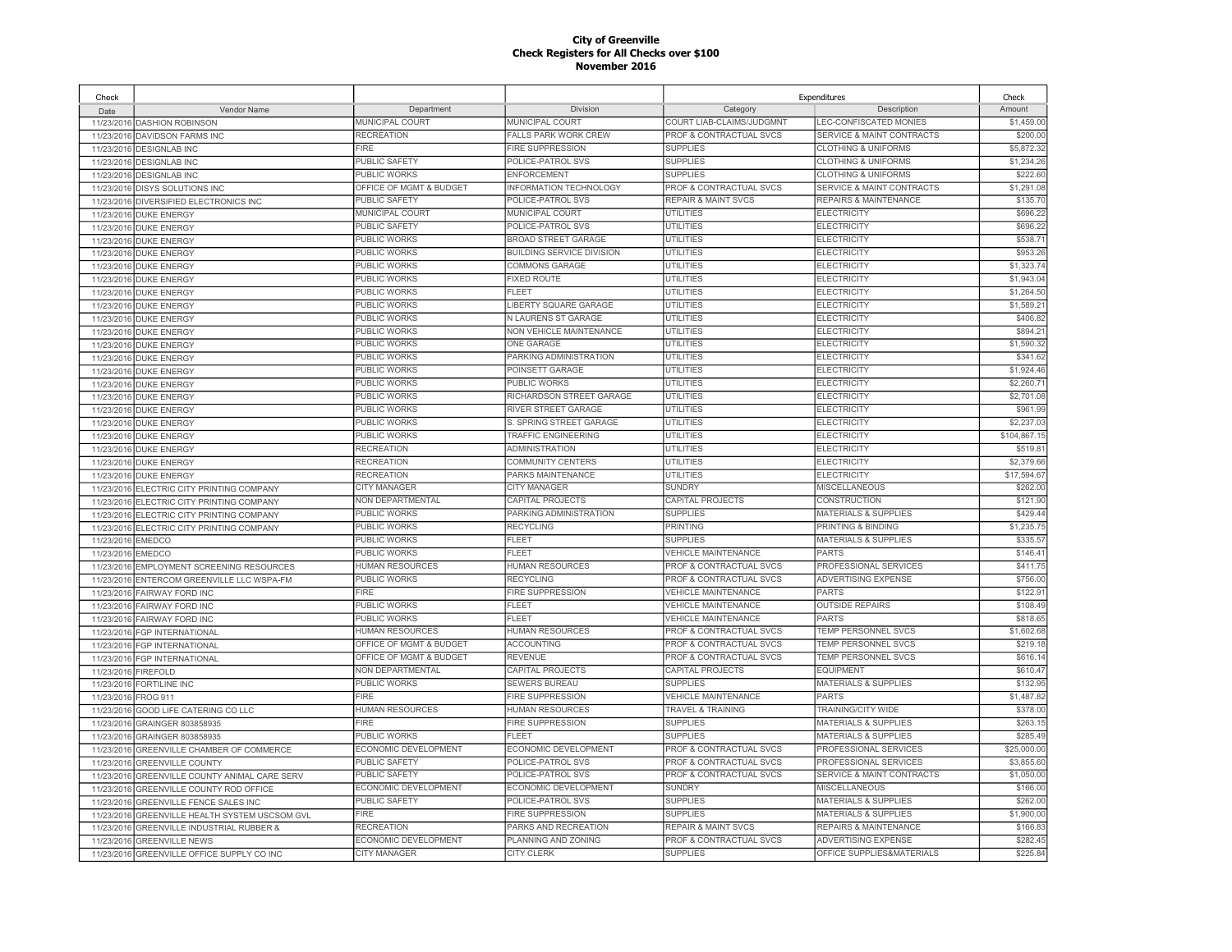**City of Greenville**
**Check Registers for All Checks over $100**
**November 2016**

| Check Date | Vendor Name | Department | Division | Expenditures Category | Description | Check Amount |
|---|---|---|---|---|---|---|
| 11/23/2016 | DASHION ROBINSON | MUNICIPAL COURT | MUNICIPAL COURT | COURT LIAB-CLAIMS/JUDGMNT | LEC-CONFISCATED MONIES | $1,459.00 |
| 11/23/2016 | DAVIDSON FARMS INC | RECREATION | FALLS PARK WORK CREW | PROF & CONTRACTUAL SVCS | SERVICE & MAINT CONTRACTS | $200.00 |
| 11/23/2016 | DESIGNLAB INC | FIRE | FIRE SUPPRESSION | SUPPLIES | CLOTHING & UNIFORMS | $5,872.32 |
| 11/23/2016 | DESIGNLAB INC | PUBLIC SAFETY | POLICE-PATROL SVS | SUPPLIES | CLOTHING & UNIFORMS | $1,234.26 |
| 11/23/2016 | DESIGNLAB INC | PUBLIC WORKS | ENFORCEMENT | SUPPLIES | CLOTHING & UNIFORMS | $222.60 |
| 11/23/2016 | DISYS SOLUTIONS INC | OFFICE OF MGMT & BUDGET | INFORMATION TECHNOLOGY | PROF & CONTRACTUAL SVCS | SERVICE & MAINT CONTRACTS | $1,291.08 |
| 11/23/2016 | DIVERSIFIED ELECTRONICS INC | PUBLIC SAFETY | POLICE-PATROL SVS | REPAIR & MAINT SVCS | REPAIRS & MAINTENANCE | $135.70 |
| 11/23/2016 | DUKE ENERGY | MUNICIPAL COURT | MUNICIPAL COURT | UTILITIES | ELECTRICITY | $696.22 |
| 11/23/2016 | DUKE ENERGY | PUBLIC SAFETY | POLICE-PATROL SVS | UTILITIES | ELECTRICITY | $696.22 |
| 11/23/2016 | DUKE ENERGY | PUBLIC WORKS | BROAD STREET GARAGE | UTILITIES | ELECTRICITY | $538.71 |
| 11/23/2016 | DUKE ENERGY | PUBLIC WORKS | BUILDING SERVICE DIVISION | UTILITIES | ELECTRICITY | $953.26 |
| 11/23/2016 | DUKE ENERGY | PUBLIC WORKS | COMMONS GARAGE | UTILITIES | ELECTRICITY | $1,323.74 |
| 11/23/2016 | DUKE ENERGY | PUBLIC WORKS | FIXED ROUTE | UTILITIES | ELECTRICITY | $1,943.04 |
| 11/23/2016 | DUKE ENERGY | PUBLIC WORKS | FLEET | UTILITIES | ELECTRICITY | $1,264.50 |
| 11/23/2016 | DUKE ENERGY | PUBLIC WORKS | LIBERTY SQUARE GARAGE | UTILITIES | ELECTRICITY | $1,589.21 |
| 11/23/2016 | DUKE ENERGY | PUBLIC WORKS | N LAURENS ST GARAGE | UTILITIES | ELECTRICITY | $406.82 |
| 11/23/2016 | DUKE ENERGY | PUBLIC WORKS | NON VEHICLE MAINTENANCE | UTILITIES | ELECTRICITY | $894.21 |
| 11/23/2016 | DUKE ENERGY | PUBLIC WORKS | ONE GARAGE | UTILITIES | ELECTRICITY | $1,590.32 |
| 11/23/2016 | DUKE ENERGY | PUBLIC WORKS | PARKING ADMINISTRATION | UTILITIES | ELECTRICITY | $341.62 |
| 11/23/2016 | DUKE ENERGY | PUBLIC WORKS | POINSETT GARAGE | UTILITIES | ELECTRICITY | $1,924.46 |
| 11/23/2016 | DUKE ENERGY | PUBLIC WORKS | PUBLIC WORKS | UTILITIES | ELECTRICITY | $2,260.71 |
| 11/23/2016 | DUKE ENERGY | PUBLIC WORKS | RICHARDSON STREET GARAGE | UTILITIES | ELECTRICITY | $2,701.08 |
| 11/23/2016 | DUKE ENERGY | PUBLIC WORKS | RIVER STREET GARAGE | UTILITIES | ELECTRICITY | $961.99 |
| 11/23/2016 | DUKE ENERGY | PUBLIC WORKS | S. SPRING STREET GARAGE | UTILITIES | ELECTRICITY | $2,237.03 |
| 11/23/2016 | DUKE ENERGY | PUBLIC WORKS | TRAFFIC ENGINEERING | UTILITIES | ELECTRICITY | $104,867.15 |
| 11/23/2016 | DUKE ENERGY | RECREATION | ADMINISTRATION | UTILITIES | ELECTRICITY | $519.81 |
| 11/23/2016 | DUKE ENERGY | RECREATION | COMMUNITY CENTERS | UTILITIES | ELECTRICITY | $2,379.66 |
| 11/23/2016 | DUKE ENERGY | RECREATION | PARKS MAINTENANCE | UTILITIES | ELECTRICITY | $17,594.67 |
| 11/23/2016 | ELECTRIC CITY PRINTING COMPANY | CITY MANAGER | CITY MANAGER | SUNDRY | MISCELLANEOUS | $262.00 |
| 11/23/2016 | ELECTRIC CITY PRINTING COMPANY | NON DEPARTMENTAL | CAPITAL PROJECTS | CAPITAL PROJECTS | CONSTRUCTION | $121.90 |
| 11/23/2016 | ELECTRIC CITY PRINTING COMPANY | PUBLIC WORKS | PARKING ADMINISTRATION | SUPPLIES | MATERIALS & SUPPLIES | $429.44 |
| 11/23/2016 | ELECTRIC CITY PRINTING COMPANY | PUBLIC WORKS | RECYCLING | PRINTING | PRINTING & BINDING | $1,235.75 |
| 11/23/2016 | EMEDCO | PUBLIC WORKS | FLEET | SUPPLIES | MATERIALS & SUPPLIES | $335.57 |
| 11/23/2016 | EMEDCO | PUBLIC WORKS | FLEET | VEHICLE MAINTENANCE | PARTS | $146.41 |
| 11/23/2016 | EMPLOYMENT SCREENING RESOURCES | HUMAN RESOURCES | HUMAN RESOURCES | PROF & CONTRACTUAL SVCS | PROFESSIONAL SERVICES | $411.75 |
| 11/23/2016 | ENTERCOM GREENVILLE LLC WSPA-FM | PUBLIC WORKS | RECYCLING | PROF & CONTRACTUAL SVCS | ADVERTISING EXPENSE | $756.00 |
| 11/23/2016 | FAIRWAY FORD INC | FIRE | FIRE SUPPRESSION | VEHICLE MAINTENANCE | PARTS | $122.91 |
| 11/23/2016 | FAIRWAY FORD INC | PUBLIC WORKS | FLEET | VEHICLE MAINTENANCE | OUTSIDE REPAIRS | $108.49 |
| 11/23/2016 | FAIRWAY FORD INC | PUBLIC WORKS | FLEET | VEHICLE MAINTENANCE | PARTS | $818.65 |
| 11/23/2016 | FGP INTERNATIONAL | HUMAN RESOURCES | HUMAN RESOURCES | PROF & CONTRACTUAL SVCS | TEMP PERSONNEL SVCS | $1,602.68 |
| 11/23/2016 | FGP INTERNATIONAL | OFFICE OF MGMT & BUDGET | ACCOUNTING | PROF & CONTRACTUAL SVCS | TEMP PERSONNEL SVCS | $219.18 |
| 11/23/2016 | FGP INTERNATIONAL | OFFICE OF MGMT & BUDGET | REVENUE | PROF & CONTRACTUAL SVCS | TEMP PERSONNEL SVCS | $616.14 |
| 11/23/2016 | FIREFOLD | NON DEPARTMENTAL | CAPITAL PROJECTS | CAPITAL PROJECTS | EQUIPMENT | $610.47 |
| 11/23/2016 | FORTILINE INC | PUBLIC WORKS | SEWERS BUREAU | SUPPLIES | MATERIALS & SUPPLIES | $132.95 |
| 11/23/2016 | FROG 911 | FIRE | FIRE SUPPRESSION | VEHICLE MAINTENANCE | PARTS | $1,487.82 |
| 11/23/2016 | GOOD LIFE CATERING CO LLC | HUMAN RESOURCES | HUMAN RESOURCES | TRAVEL & TRAINING | TRAINING/CITY WIDE | $378.00 |
| 11/23/2016 | GRAINGER 803858935 | FIRE | FIRE SUPPRESSION | SUPPLIES | MATERIALS & SUPPLIES | $263.15 |
| 11/23/2016 | GRAINGER 803858935 | PUBLIC WORKS | FLEET | SUPPLIES | MATERIALS & SUPPLIES | $285.49 |
| 11/23/2016 | GREENVILLE CHAMBER OF COMMERCE | ECONOMIC DEVELOPMENT | ECONOMIC DEVELOPMENT | PROF & CONTRACTUAL SVCS | PROFESSIONAL SERVICES | $25,000.00 |
| 11/23/2016 | GREENVILLE COUNTY | PUBLIC SAFETY | POLICE-PATROL SVS | PROF & CONTRACTUAL SVCS | PROFESSIONAL SERVICES | $3,855.60 |
| 11/23/2016 | GREENVILLE COUNTY ANIMAL CARE SERV | PUBLIC SAFETY | POLICE-PATROL SVS | PROF & CONTRACTUAL SVCS | SERVICE & MAINT CONTRACTS | $1,050.00 |
| 11/23/2016 | GREENVILLE COUNTY ROD OFFICE | ECONOMIC DEVELOPMENT | ECONOMIC DEVELOPMENT | SUNDRY | MISCELLANEOUS | $166.00 |
| 11/23/2016 | GREENVILLE FENCE SALES INC | PUBLIC SAFETY | POLICE-PATROL SVS | SUPPLIES | MATERIALS & SUPPLIES | $262.00 |
| 11/23/2016 | GREENVILLE HEALTH SYSTEM USCSOM GVL | FIRE | FIRE SUPPRESSION | SUPPLIES | MATERIALS & SUPPLIES | $1,900.00 |
| 11/23/2016 | GREENVILLE INDUSTRIAL RUBBER & | RECREATION | PARKS AND RECREATION | REPAIR & MAINT SVCS | REPAIRS & MAINTENANCE | $166.83 |
| 11/23/2016 | GREENVILLE NEWS | ECONOMIC DEVELOPMENT | PLANNING AND ZONING | PROF & CONTRACTUAL SVCS | ADVERTISING EXPENSE | $282.45 |
| 11/23/2016 | GREENVILLE OFFICE SUPPLY CO INC | CITY MANAGER | CITY CLERK | SUPPLIES | OFFICE SUPPLIES&MATERIALS | $225.84 |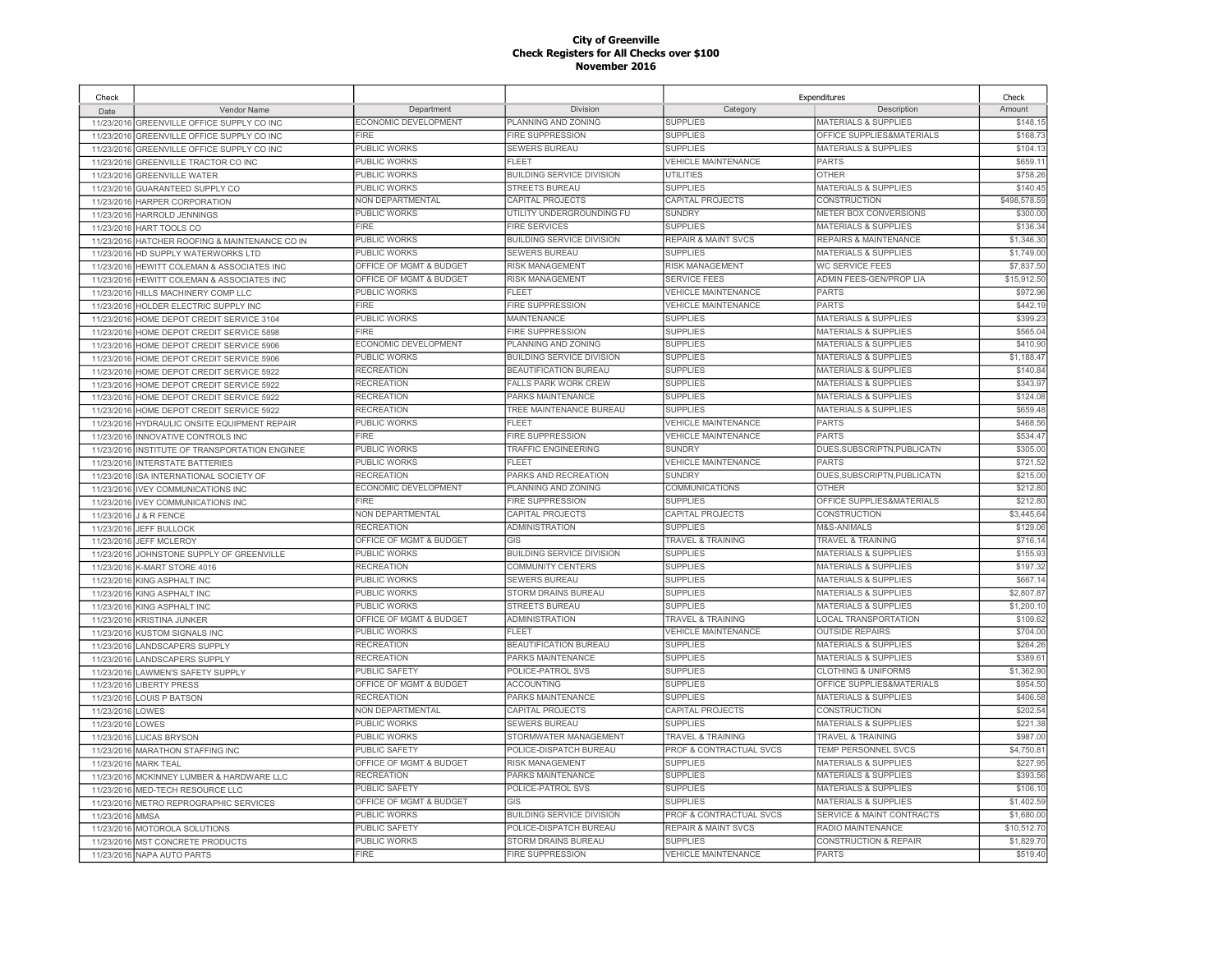**City of Greenville**
**Check Registers for All Checks over $100**
**November 2016**

| Check Date | Vendor Name | Department | Division | Expenditures Category | Expenditures Description | Check Amount |
|---|---|---|---|---|---|---|
| 11/23/2016 | GREENVILLE OFFICE SUPPLY CO INC | ECONOMIC DEVELOPMENT | PLANNING AND ZONING | SUPPLIES | MATERIALS & SUPPLIES | $148.15 |
| 11/23/2016 | GREENVILLE OFFICE SUPPLY CO INC | FIRE | FIRE SUPPRESSION | SUPPLIES | OFFICE SUPPLIES&MATERIALS | $168.73 |
| 11/23/2016 | GREENVILLE OFFICE SUPPLY CO INC | PUBLIC WORKS | SEWERS BUREAU | SUPPLIES | MATERIALS & SUPPLIES | $104.13 |
| 11/23/2016 | GREENVILLE TRACTOR CO INC | PUBLIC WORKS | FLEET | VEHICLE MAINTENANCE | PARTS | $659.11 |
| 11/23/2016 | GREENVILLE WATER | PUBLIC WORKS | BUILDING SERVICE DIVISION | UTILITIES | OTHER | $758.26 |
| 11/23/2016 | GUARANTEED SUPPLY CO | PUBLIC WORKS | STREETS BUREAU | SUPPLIES | MATERIALS & SUPPLIES | $140.45 |
| 11/23/2016 | HARPER CORPORATION | NON DEPARTMENTAL | CAPITAL PROJECTS | CAPITAL PROJECTS | CONSTRUCTION | $498,578.59 |
| 11/23/2016 | HARROLD JENNINGS | PUBLIC WORKS | UTILITY UNDERGROUNDING FU | SUNDRY | METER BOX CONVERSIONS | $300.00 |
| 11/23/2016 | HART TOOLS CO | FIRE | FIRE SERVICES | SUPPLIES | MATERIALS & SUPPLIES | $136.34 |
| 11/23/2016 | HATCHER ROOFING & MAINTENANCE CO IN | PUBLIC WORKS | BUILDING SERVICE DIVISION | REPAIR & MAINT SVCS | REPAIRS & MAINTENANCE | $1,346.30 |
| 11/23/2016 | HD SUPPLY WATERWORKS LTD | PUBLIC WORKS | SEWERS BUREAU | SUPPLIES | MATERIALS & SUPPLIES | $1,749.00 |
| 11/23/2016 | HEWITT COLEMAN & ASSOCIATES INC | OFFICE OF MGMT & BUDGET | RISK MANAGEMENT | RISK MANAGEMENT | WC SERVICE FEES | $7,837.50 |
| 11/23/2016 | HEWITT COLEMAN & ASSOCIATES INC | OFFICE OF MGMT & BUDGET | RISK MANAGEMENT | SERVICE FEES | ADMIN FEES-GEN/PROP LIA | $15,912.50 |
| 11/23/2016 | HILLS MACHINERY COMP LLC | PUBLIC WORKS | FLEET | VEHICLE MAINTENANCE | PARTS | $972.96 |
| 11/23/2016 | HOLDER ELECTRIC SUPPLY INC | FIRE | FIRE SUPPRESSION | VEHICLE MAINTENANCE | PARTS | $442.19 |
| 11/23/2016 | HOME DEPOT CREDIT SERVICE 3104 | PUBLIC WORKS | MAINTENANCE | SUPPLIES | MATERIALS & SUPPLIES | $399.23 |
| 11/23/2016 | HOME DEPOT CREDIT SERVICE 5898 | FIRE | FIRE SUPPRESSION | SUPPLIES | MATERIALS & SUPPLIES | $565.04 |
| 11/23/2016 | HOME DEPOT CREDIT SERVICE 5906 | ECONOMIC DEVELOPMENT | PLANNING AND ZONING | SUPPLIES | MATERIALS & SUPPLIES | $410.90 |
| 11/23/2016 | HOME DEPOT CREDIT SERVICE 5906 | PUBLIC WORKS | BUILDING SERVICE DIVISION | SUPPLIES | MATERIALS & SUPPLIES | $1,188.47 |
| 11/23/2016 | HOME DEPOT CREDIT SERVICE 5922 | RECREATION | BEAUTIFICATION BUREAU | SUPPLIES | MATERIALS & SUPPLIES | $140.84 |
| 11/23/2016 | HOME DEPOT CREDIT SERVICE 5922 | RECREATION | FALLS PARK WORK CREW | SUPPLIES | MATERIALS & SUPPLIES | $343.97 |
| 11/23/2016 | HOME DEPOT CREDIT SERVICE 5922 | RECREATION | PARKS MAINTENANCE | SUPPLIES | MATERIALS & SUPPLIES | $124.08 |
| 11/23/2016 | HOME DEPOT CREDIT SERVICE 5922 | RECREATION | TREE MAINTENANCE BUREAU | SUPPLIES | MATERIALS & SUPPLIES | $659.48 |
| 11/23/2016 | HYDRAULIC ONSITE EQUIPMENT REPAIR | PUBLIC WORKS | FLEET | VEHICLE MAINTENANCE | PARTS | $468.56 |
| 11/23/2016 | INNOVATIVE CONTROLS INC | FIRE | FIRE SUPPRESSION | VEHICLE MAINTENANCE | PARTS | $534.47 |
| 11/23/2016 | INSTITUTE OF TRANSPORTATION ENGINEE | PUBLIC WORKS | TRAFFIC ENGINEERING | SUNDRY | DUES,SUBSCRIPTN,PUBLICATN | $305.00 |
| 11/23/2016 | INTERSTATE BATTERIES | PUBLIC WORKS | FLEET | VEHICLE MAINTENANCE | PARTS | $721.52 |
| 11/23/2016 | ISA INTERNATIONAL SOCIETY OF | RECREATION | PARKS AND RECREATION | SUNDRY | DUES,SUBSCRIPTN,PUBLICATN | $215.00 |
| 11/23/2016 | IVEY COMMUNICATIONS INC | ECONOMIC DEVELOPMENT | PLANNING AND ZONING | COMMUNICATIONS | OTHER | $212.80 |
| 11/23/2016 | IVEY COMMUNICATIONS INC | FIRE | FIRE SUPPRESSION | SUPPLIES | OFFICE SUPPLIES&MATERIALS | $212.80 |
| 11/23/2016 | J & R FENCE | NON DEPARTMENTAL | CAPITAL PROJECTS | CAPITAL PROJECTS | CONSTRUCTION | $3,445.64 |
| 11/23/2016 | JEFF BULLOCK | RECREATION | ADMINISTRATION | SUPPLIES | M&S-ANIMALS | $129.06 |
| 11/23/2016 | JEFF MCLEROY | OFFICE OF MGMT & BUDGET | GIS | TRAVEL & TRAINING | TRAVEL & TRAINING | $716.14 |
| 11/23/2016 | JOHNSTONE SUPPLY OF GREENVILLE | PUBLIC WORKS | BUILDING SERVICE DIVISION | SUPPLIES | MATERIALS & SUPPLIES | $155.93 |
| 11/23/2016 | K-MART STORE 4016 | RECREATION | COMMUNITY CENTERS | SUPPLIES | MATERIALS & SUPPLIES | $197.32 |
| 11/23/2016 | KING ASPHALT INC | PUBLIC WORKS | SEWERS BUREAU | SUPPLIES | MATERIALS & SUPPLIES | $667.14 |
| 11/23/2016 | KING ASPHALT INC | PUBLIC WORKS | STORM DRAINS BUREAU | SUPPLIES | MATERIALS & SUPPLIES | $2,807.87 |
| 11/23/2016 | KING ASPHALT INC | PUBLIC WORKS | STREETS BUREAU | SUPPLIES | MATERIALS & SUPPLIES | $1,200.10 |
| 11/23/2016 | KRISTINA JUNKER | OFFICE OF MGMT & BUDGET | ADMINISTRATION | TRAVEL & TRAINING | LOCAL TRANSPORTATION | $109.62 |
| 11/23/2016 | KUSTOM SIGNALS INC | PUBLIC WORKS | FLEET | VEHICLE MAINTENANCE | OUTSIDE REPAIRS | $704.00 |
| 11/23/2016 | LANDSCAPERS SUPPLY | RECREATION | BEAUTIFICATION BUREAU | SUPPLIES | MATERIALS & SUPPLIES | $264.26 |
| 11/23/2016 | LANDSCAPERS SUPPLY | RECREATION | PARKS MAINTENANCE | SUPPLIES | MATERIALS & SUPPLIES | $389.61 |
| 11/23/2016 | LAWMEN'S SAFETY SUPPLY | PUBLIC SAFETY | POLICE-PATROL SVS | SUPPLIES | CLOTHING & UNIFORMS | $1,362.90 |
| 11/23/2016 | LIBERTY PRESS | OFFICE OF MGMT & BUDGET | ACCOUNTING | SUPPLIES | OFFICE SUPPLIES&MATERIALS | $954.50 |
| 11/23/2016 | LOUIS P BATSON | RECREATION | PARKS MAINTENANCE | SUPPLIES | MATERIALS & SUPPLIES | $406.58 |
| 11/23/2016 | LOWES | NON DEPARTMENTAL | CAPITAL PROJECTS | CAPITAL PROJECTS | CONSTRUCTION | $202.54 |
| 11/23/2016 | LOWES | PUBLIC WORKS | SEWERS BUREAU | SUPPLIES | MATERIALS & SUPPLIES | $221.38 |
| 11/23/2016 | LUCAS BRYSON | PUBLIC WORKS | STORMWATER MANAGEMENT | TRAVEL & TRAINING | TRAVEL & TRAINING | $987.00 |
| 11/23/2016 | MARATHON STAFFING INC | PUBLIC SAFETY | POLICE-DISPATCH BUREAU | PROF & CONTRACTUAL SVCS | TEMP PERSONNEL SVCS | $4,750.81 |
| 11/23/2016 | MARK TEAL | OFFICE OF MGMT & BUDGET | RISK MANAGEMENT | SUPPLIES | MATERIALS & SUPPLIES | $227.95 |
| 11/23/2016 | MCKINNEY LUMBER & HARDWARE LLC | RECREATION | PARKS MAINTENANCE | SUPPLIES | MATERIALS & SUPPLIES | $393.56 |
| 11/23/2016 | MED-TECH RESOURCE LLC | PUBLIC SAFETY | POLICE-PATROL SVS | SUPPLIES | MATERIALS & SUPPLIES | $106.10 |
| 11/23/2016 | METRO REPROGRAPHIC SERVICES | OFFICE OF MGMT & BUDGET | GIS | SUPPLIES | MATERIALS & SUPPLIES | $1,402.59 |
| 11/23/2016 | MMSA | PUBLIC WORKS | BUILDING SERVICE DIVISION | PROF & CONTRACTUAL SVCS | SERVICE & MAINT CONTRACTS | $1,680.00 |
| 11/23/2016 | MOTOROLA SOLUTIONS | PUBLIC SAFETY | POLICE-DISPATCH BUREAU | REPAIR & MAINT SVCS | RADIO MAINTENANCE | $10,512.70 |
| 11/23/2016 | MST CONCRETE PRODUCTS | PUBLIC WORKS | STORM DRAINS BUREAU | SUPPLIES | CONSTRUCTION & REPAIR | $1,829.70 |
| 11/23/2016 | NAPA AUTO PARTS | FIRE | FIRE SUPPRESSION | VEHICLE MAINTENANCE | PARTS | $519.40 |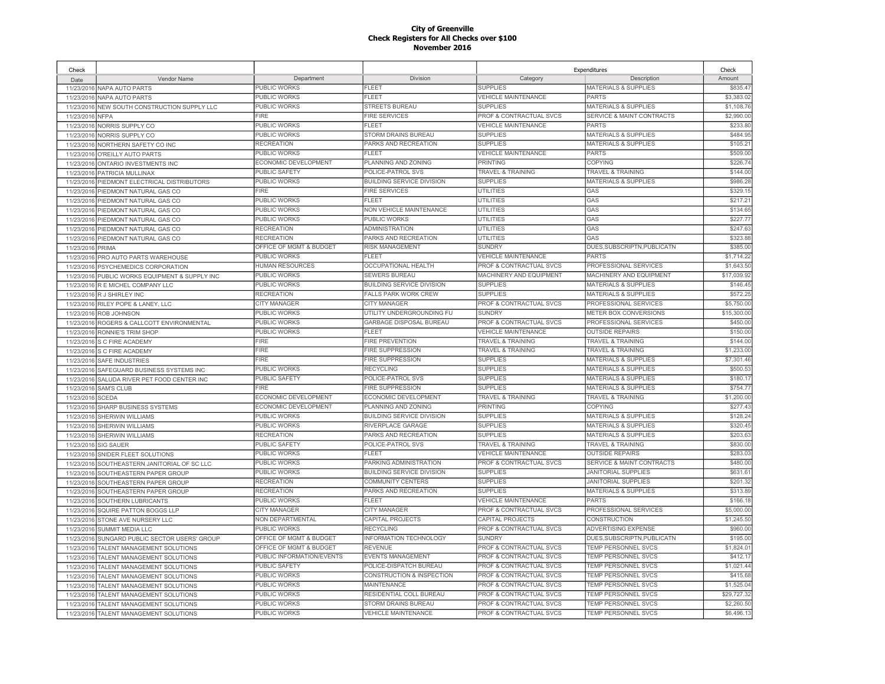# City of Greenville
## Check Registers for All Checks over $100
## November 2016

| Check Date | Vendor Name | Department | Division | Expenditures Category | Expenditures Description | Check Amount |
|---|---|---|---|---|---|---|
| 11/23/2016 | NAPA AUTO PARTS | PUBLIC WORKS | FLEET | SUPPLIES | MATERIALS & SUPPLIES | $835.47 |
| 11/23/2016 | NAPA AUTO PARTS | PUBLIC WORKS | FLEET | VEHICLE MAINTENANCE | PARTS | $3,383.02 |
| 11/23/2016 | NEW SOUTH CONSTRUCTION SUPPLY LLC | PUBLIC WORKS | STREETS BUREAU | SUPPLIES | MATERIALS & SUPPLIES | $1,108.76 |
| 11/23/2016 | NFPA | FIRE | FIRE SERVICES | PROF & CONTRACTUAL SVCS | SERVICE & MAINT CONTRACTS | $2,990.00 |
| 11/23/2016 | NORRIS SUPPLY CO | PUBLIC WORKS | FLEET | VEHICLE MAINTENANCE | PARTS | $233.80 |
| 11/23/2016 | NORRIS SUPPLY CO | PUBLIC WORKS | STORM DRAINS BUREAU | SUPPLIES | MATERIALS & SUPPLIES | $484.95 |
| 11/23/2016 | NORTHERN SAFETY CO INC | RECREATION | PARKS AND RECREATION | SUPPLIES | MATERIALS & SUPPLIES | $105.21 |
| 11/23/2016 | O'REILLY AUTO PARTS | PUBLIC WORKS | FLEET | VEHICLE MAINTENANCE | PARTS | $509.00 |
| 11/23/2016 | ONTARIO INVESTMENTS INC | ECONOMIC DEVELOPMENT | PLANNING AND ZONING | PRINTING | COPYING | $226.74 |
| 11/23/2016 | PATRICIA MULLINAX | PUBLIC SAFETY | POLICE-PATROL SVS | TRAVEL & TRAINING | TRAVEL & TRAINING | $144.00 |
| 11/23/2016 | PIEDMONT ELECTRICAL DISTRIBUTORS | PUBLIC WORKS | BUILDING SERVICE DIVISION | SUPPLIES | MATERIALS & SUPPLIES | $986.28 |
| 11/23/2016 | PIEDMONT NATURAL GAS CO | FIRE | FIRE SERVICES | UTILITIES | GAS | $329.15 |
| 11/23/2016 | PIEDMONT NATURAL GAS CO | PUBLIC WORKS | FLEET | UTILITIES | GAS | $217.21 |
| 11/23/2016 | PIEDMONT NATURAL GAS CO | PUBLIC WORKS | NON VEHICLE MAINTENANCE | UTILITIES | GAS | $134.65 |
| 11/23/2016 | PIEDMONT NATURAL GAS CO | PUBLIC WORKS | PUBLIC WORKS | UTILITIES | GAS | $227.77 |
| 11/23/2016 | PIEDMONT NATURAL GAS CO | RECREATION | ADMINISTRATION | UTILITIES | GAS | $247.63 |
| 11/23/2016 | PIEDMONT NATURAL GAS CO | RECREATION | PARKS AND RECREATION | UTILITIES | GAS | $323.88 |
| 11/23/2016 | PRIMA | OFFICE OF MGMT & BUDGET | RISK MANAGEMENT | SUNDRY | DUES,SUBSCRIPTN,PUBLICATN | $385.00 |
| 11/23/2016 | PRO AUTO PARTS WAREHOUSE | PUBLIC WORKS | FLEET | VEHICLE MAINTENANCE | PARTS | $1,714.22 |
| 11/23/2016 | PSYCHEMEDICS CORPORATION | HUMAN RESOURCES | OCCUPATIONAL HEALTH | PROF & CONTRACTUAL SVCS | PROFESSIONAL SERVICES | $1,643.50 |
| 11/23/2016 | PUBLIC WORKS EQUIPMENT & SUPPLY INC | PUBLIC WORKS | SEWERS BUREAU | MACHINERY AND EQUIPMENT | MACHINERY AND EQUIPMENT | $17,039.92 |
| 11/23/2016 | R E MICHEL COMPANY LLC | PUBLIC WORKS | BUILDING SERVICE DIVISION | SUPPLIES | MATERIALS & SUPPLIES | $146.45 |
| 11/23/2016 | R J SHIRLEY INC | RECREATION | FALLS PARK WORK CREW | SUPPLIES | MATERIALS & SUPPLIES | $572.25 |
| 11/23/2016 | RILEY POPE & LANEY, LLC | CITY MANAGER | CITY MANAGER | PROF & CONTRACTUAL SVCS | PROFESSIONAL SERVICES | $5,750.00 |
| 11/23/2016 | ROB JOHNSON | PUBLIC WORKS | UTILITY UNDERGROUNDING FU | SUNDRY | METER BOX CONVERSIONS | $15,300.00 |
| 11/23/2016 | ROGERS & CALLCOTT ENVIRONMENTAL | PUBLIC WORKS | GARBAGE DISPOSAL BUREAU | PROF & CONTRACTUAL SVCS | PROFESSIONAL SERVICES | $450.00 |
| 11/23/2016 | RONNIE'S TRIM SHOP | PUBLIC WORKS | FLEET | VEHICLE MAINTENANCE | OUTSIDE REPAIRS | $150.00 |
| 11/23/2016 | S C FIRE ACADEMY | FIRE | FIRE PREVENTION | TRAVEL & TRAINING | TRAVEL & TRAINING | $144.00 |
| 11/23/2016 | S C FIRE ACADEMY | FIRE | FIRE SUPPRESSION | TRAVEL & TRAINING | TRAVEL & TRAINING | $1,233.00 |
| 11/23/2016 | SAFE INDUSTRIES | FIRE | FIRE SUPPRESSION | SUPPLIES | MATERIALS & SUPPLIES | $7,301.46 |
| 11/23/2016 | SAFEGUARD BUSINESS SYSTEMS INC | PUBLIC WORKS | RECYCLING | SUPPLIES | MATERIALS & SUPPLIES | $500.53 |
| 11/23/2016 | SALUDA RIVER PET FOOD CENTER INC | PUBLIC SAFETY | POLICE-PATROL SVS | SUPPLIES | MATERIALS & SUPPLIES | $180.17 |
| 11/23/2016 | SAM'S CLUB | FIRE | FIRE SUPPRESSION | SUPPLIES | MATERIALS & SUPPLIES | $754.77 |
| 11/23/2016 | SCEDA | ECONOMIC DEVELOPMENT | ECONOMIC DEVELOPMENT | TRAVEL & TRAINING | TRAVEL & TRAINING | $1,200.00 |
| 11/23/2016 | SHARP BUSINESS SYSTEMS | ECONOMIC DEVELOPMENT | PLANNING AND ZONING | PRINTING | COPYING | $277.43 |
| 11/23/2016 | SHERWIN WILLIAMS | PUBLIC WORKS | BUILDING SERVICE DIVISION | SUPPLIES | MATERIALS & SUPPLIES | $128.24 |
| 11/23/2016 | SHERWIN WILLIAMS | PUBLIC WORKS | RIVERPLACE GARAGE | SUPPLIES | MATERIALS & SUPPLIES | $320.45 |
| 11/23/2016 | SHERWIN WILLIAMS | RECREATION | PARKS AND RECREATION | SUPPLIES | MATERIALS & SUPPLIES | $203.63 |
| 11/23/2016 | SIG SAUER | PUBLIC SAFETY | POLICE-PATROL SVS | TRAVEL & TRAINING | TRAVEL & TRAINING | $830.00 |
| 11/23/2016 | SNIDER FLEET SOLUTIONS | PUBLIC WORKS | FLEET | VEHICLE MAINTENANCE | OUTSIDE REPAIRS | $283.03 |
| 11/23/2016 | SOUTHEASTERN JANITORIAL OF SC LLC | PUBLIC WORKS | PARKING ADMINISTRATION | PROF & CONTRACTUAL SVCS | SERVICE & MAINT CONTRACTS | $480.00 |
| 11/23/2016 | SOUTHEASTERN PAPER GROUP | PUBLIC WORKS | BUILDING SERVICE DIVISION | SUPPLIES | JANITORIAL SUPPLIES | $631.61 |
| 11/23/2016 | SOUTHEASTERN PAPER GROUP | RECREATION | COMMUNITY CENTERS | SUPPLIES | JANITORIAL SUPPLIES | $201.32 |
| 11/23/2016 | SOUTHEASTERN PAPER GROUP | RECREATION | PARKS AND RECREATION | SUPPLIES | MATERIALS & SUPPLIES | $313.89 |
| 11/23/2016 | SOUTHERN LUBRICANTS | PUBLIC WORKS | FLEET | VEHICLE MAINTENANCE | PARTS | $166.18 |
| 11/23/2016 | SQUIRE PATTON BOGGS LLP | CITY MANAGER | CITY MANAGER | PROF & CONTRACTUAL SVCS | PROFESSIONAL SERVICES | $5,000.00 |
| 11/23/2016 | STONE AVE NURSERY LLC | NON DEPARTMENTAL | CAPITAL PROJECTS | CAPITAL PROJECTS | CONSTRUCTION | $1,245.50 |
| 11/23/2016 | SUMMIT MEDIA LLC | PUBLIC WORKS | RECYCLING | PROF & CONTRACTUAL SVCS | ADVERTISING EXPENSE | $960.00 |
| 11/23/2016 | SUNGARD PUBLIC SECTOR USERS' GROUP | OFFICE OF MGMT & BUDGET | INFORMATION TECHNOLOGY | SUNDRY | DUES,SUBSCRIPTN,PUBLICATN | $195.00 |
| 11/23/2016 | TALENT MANAGEMENT SOLUTIONS | OFFICE OF MGMT & BUDGET | REVENUE | PROF & CONTRACTUAL SVCS | TEMP PERSONNEL SVCS | $1,824.01 |
| 11/23/2016 | TALENT MANAGEMENT SOLUTIONS | PUBLIC INFORMATION/EVENTS | EVENTS MANAGEMENT | PROF & CONTRACTUAL SVCS | TEMP PERSONNEL SVCS | $412.17 |
| 11/23/2016 | TALENT MANAGEMENT SOLUTIONS | PUBLIC SAFETY | POLICE-DISPATCH BUREAU | PROF & CONTRACTUAL SVCS | TEMP PERSONNEL SVCS | $1,021.44 |
| 11/23/2016 | TALENT MANAGEMENT SOLUTIONS | PUBLIC WORKS | CONSTRUCTION & INSPECTION | PROF & CONTRACTUAL SVCS | TEMP PERSONNEL SVCS | $415.68 |
| 11/23/2016 | TALENT MANAGEMENT SOLUTIONS | PUBLIC WORKS | MAINTENANCE | PROF & CONTRACTUAL SVCS | TEMP PERSONNEL SVCS | $1,525.04 |
| 11/23/2016 | TALENT MANAGEMENT SOLUTIONS | PUBLIC WORKS | RESIDENTIAL COLL BUREAU | PROF & CONTRACTUAL SVCS | TEMP PERSONNEL SVCS | $29,727.32 |
| 11/23/2016 | TALENT MANAGEMENT SOLUTIONS | PUBLIC WORKS | STORM DRAINS BUREAU | PROF & CONTRACTUAL SVCS | TEMP PERSONNEL SVCS | $2,260.50 |
| 11/23/2016 | TALENT MANAGEMENT SOLUTIONS | PUBLIC WORKS | VEHICLE MAINTENANCE | PROF & CONTRACTUAL SVCS | TEMP PERSONNEL SVCS | $6,496.13 |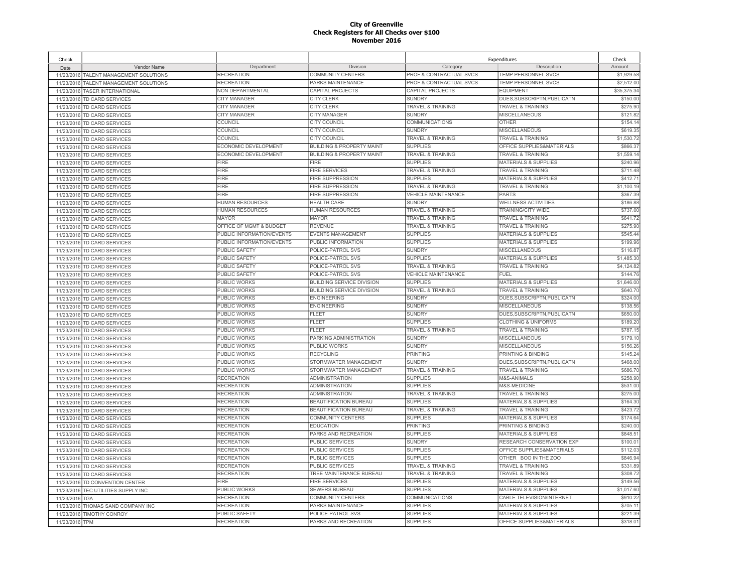# City of Greenville
## Check Registers for All Checks over $100
## November 2016

| Check Date | Vendor Name | Department | Division | Expenditures Category | Description | Check Amount |
|---|---|---|---|---|---|---|
| 11/23/2016 | TALENT MANAGEMENT SOLUTIONS | RECREATION | COMMUNITY CENTERS | PROF & CONTRACTUAL SVCS | TEMP PERSONNEL SVCS | $1,929.58 |
| 11/23/2016 | TALENT MANAGEMENT SOLUTIONS | RECREATION | PARKS MAINTENANCE | PROF & CONTRACTUAL SVCS | TEMP PERSONNEL SVCS | $2,512.00 |
| 11/23/2016 | TASER INTERNATIONAL | NON DEPARTMENTAL | CAPITAL PROJECTS | CAPITAL PROJECTS | EQUIPMENT | $35,375.34 |
| 11/23/2016 | TD CARD SERVICES | CITY MANAGER | CITY CLERK | SUNDRY | DUES,SUBSCRIPTN,PUBLICATN | $150.00 |
| 11/23/2016 | TD CARD SERVICES | CITY MANAGER | CITY CLERK | TRAVEL & TRAINING | TRAVEL & TRAINING | $275.90 |
| 11/23/2016 | TD CARD SERVICES | CITY MANAGER | CITY MANAGER | SUNDRY | MISCELLANEOUS | $121.82 |
| 11/23/2016 | TD CARD SERVICES | COUNCIL | CITY COUNCIL | COMMUNICATIONS | OTHER | $154.14 |
| 11/23/2016 | TD CARD SERVICES | COUNCIL | CITY COUNCIL | SUNDRY | MISCELLANEOUS | $619.35 |
| 11/23/2016 | TD CARD SERVICES | COUNCIL | CITY COUNCIL | TRAVEL & TRAINING | TRAVEL & TRAINING | $1,530.72 |
| 11/23/2016 | TD CARD SERVICES | ECONOMIC DEVELOPMENT | BUILDING & PROPERTY MAINT | SUPPLIES | OFFICE SUPPLIES&MATERIALS | $866.37 |
| 11/23/2016 | TD CARD SERVICES | ECONOMIC DEVELOPMENT | BUILDING & PROPERTY MAINT | TRAVEL & TRAINING | TRAVEL & TRAINING | $1,559.14 |
| 11/23/2016 | TD CARD SERVICES | FIRE | FIRE | SUPPLIES | MATERIALS & SUPPLIES | $240.96 |
| 11/23/2016 | TD CARD SERVICES | FIRE | FIRE SERVICES | TRAVEL & TRAINING | TRAVEL & TRAINING | $711.48 |
| 11/23/2016 | TD CARD SERVICES | FIRE | FIRE SUPPRESSION | SUPPLIES | MATERIALS & SUPPLIES | $412.71 |
| 11/23/2016 | TD CARD SERVICES | FIRE | FIRE SUPPRESSION | TRAVEL & TRAINING | TRAVEL & TRAINING | $1,100.19 |
| 11/23/2016 | TD CARD SERVICES | FIRE | FIRE SUPPRESSION | VEHICLE MAINTENANCE | PARTS | $367.39 |
| 11/23/2016 | TD CARD SERVICES | HUMAN RESOURCES | HEALTH CARE | SUNDRY | WELLNESS ACTIVITIES | $186.88 |
| 11/23/2016 | TD CARD SERVICES | HUMAN RESOURCES | HUMAN RESOURCES | TRAVEL & TRAINING | TRAINING/CITY WIDE | $737.00 |
| 11/23/2016 | TD CARD SERVICES | MAYOR | MAYOR | TRAVEL & TRAINING | TRAVEL & TRAINING | $641.72 |
| 11/23/2016 | TD CARD SERVICES | OFFICE OF MGMT & BUDGET | REVENUE | TRAVEL & TRAINING | TRAVEL & TRAINING | $275.90 |
| 11/23/2016 | TD CARD SERVICES | PUBLIC INFORMATION/EVENTS | EVENTS MANAGEMENT | SUPPLIES | MATERIALS & SUPPLIES | $545.44 |
| 11/23/2016 | TD CARD SERVICES | PUBLIC INFORMATION/EVENTS | PUBLIC INFORMATION | SUPPLIES | MATERIALS & SUPPLIES | $199.96 |
| 11/23/2016 | TD CARD SERVICES | PUBLIC SAFETY | POLICE-PATROL SVS | SUNDRY | MISCELLANEOUS | $116.87 |
| 11/23/2016 | TD CARD SERVICES | PUBLIC SAFETY | POLICE-PATROL SVS | SUPPLIES | MATERIALS & SUPPLIES | $1,485.30 |
| 11/23/2016 | TD CARD SERVICES | PUBLIC SAFETY | POLICE-PATROL SVS | TRAVEL & TRAINING | TRAVEL & TRAINING | $4,124.82 |
| 11/23/2016 | TD CARD SERVICES | PUBLIC SAFETY | POLICE-PATROL SVS | VEHICLE MAINTENANCE | FUEL | $144.76 |
| 11/23/2016 | TD CARD SERVICES | PUBLIC WORKS | BUILDING SERVICE DIVISION | SUPPLIES | MATERIALS & SUPPLIES | $1,646.00 |
| 11/23/2016 | TD CARD SERVICES | PUBLIC WORKS | BUILDING SERVICE DIVISION | TRAVEL & TRAINING | TRAVEL & TRAINING | $640.70 |
| 11/23/2016 | TD CARD SERVICES | PUBLIC WORKS | ENGINEERING | SUNDRY | DUES,SUBSCRIPTN,PUBLICATN | $324.00 |
| 11/23/2016 | TD CARD SERVICES | PUBLIC WORKS | ENGINEERING | SUNDRY | MISCELLANEOUS | $138.56 |
| 11/23/2016 | TD CARD SERVICES | PUBLIC WORKS | FLEET | SUNDRY | DUES,SUBSCRIPTN,PUBLICATN | $650.00 |
| 11/23/2016 | TD CARD SERVICES | PUBLIC WORKS | FLEET | SUPPLIES | CLOTHING & UNIFORMS | $189.20 |
| 11/23/2016 | TD CARD SERVICES | PUBLIC WORKS | FLEET | TRAVEL & TRAINING | TRAVEL & TRAINING | $787.15 |
| 11/23/2016 | TD CARD SERVICES | PUBLIC WORKS | PARKING ADMINISTRATION | SUNDRY | MISCELLANEOUS | $179.10 |
| 11/23/2016 | TD CARD SERVICES | PUBLIC WORKS | PUBLIC WORKS | SUNDRY | MISCELLANEOUS | $156.26 |
| 11/23/2016 | TD CARD SERVICES | PUBLIC WORKS | RECYCLING | PRINTING | PRINTING & BINDING | $145.24 |
| 11/23/2016 | TD CARD SERVICES | PUBLIC WORKS | STORMWATER MANAGEMENT | SUNDRY | DUES,SUBSCRIPTN,PUBLICATN | $468.00 |
| 11/23/2016 | TD CARD SERVICES | PUBLIC WORKS | STORMWATER MANAGEMENT | TRAVEL & TRAINING | TRAVEL & TRAINING | $686.70 |
| 11/23/2016 | TD CARD SERVICES | RECREATION | ADMINISTRATION | SUPPLIES | M&S-ANIMALS | $258.90 |
| 11/23/2016 | TD CARD SERVICES | RECREATION | ADMINISTRATION | SUPPLIES | M&S-MEDICINE | $531.00 |
| 11/23/2016 | TD CARD SERVICES | RECREATION | ADMINISTRATION | TRAVEL & TRAINING | TRAVEL & TRAINING | $275.00 |
| 11/23/2016 | TD CARD SERVICES | RECREATION | BEAUTIFICATION BUREAU | SUPPLIES | MATERIALS & SUPPLIES | $164.30 |
| 11/23/2016 | TD CARD SERVICES | RECREATION | BEAUTIFICATION BUREAU | TRAVEL & TRAINING | TRAVEL & TRAINING | $423.72 |
| 11/23/2016 | TD CARD SERVICES | RECREATION | COMMUNITY CENTERS | SUPPLIES | MATERIALS & SUPPLIES | $174.64 |
| 11/23/2016 | TD CARD SERVICES | RECREATION | EDUCATION | PRINTING | PRINTING & BINDING | $240.00 |
| 11/23/2016 | TD CARD SERVICES | RECREATION | PARKS AND RECREATION | SUPPLIES | MATERIALS & SUPPLIES | $848.51 |
| 11/23/2016 | TD CARD SERVICES | RECREATION | PUBLIC SERVICES | SUNDRY | RESEARCH CONSERVATION EXP | $100.01 |
| 11/23/2016 | TD CARD SERVICES | RECREATION | PUBLIC SERVICES | SUPPLIES | OFFICE SUPPLIES&MATERIALS | $112.03 |
| 11/23/2016 | TD CARD SERVICES | RECREATION | PUBLIC SERVICES | SUPPLIES | OTHER BOO IN THE ZOO | $846.94 |
| 11/23/2016 | TD CARD SERVICES | RECREATION | PUBLIC SERVICES | TRAVEL & TRAINING | TRAVEL & TRAINING | $331.89 |
| 11/23/2016 | TD CARD SERVICES | RECREATION | TREE MAINTENANCE BUREAU | TRAVEL & TRAINING | TRAVEL & TRAINING | $308.72 |
| 11/23/2016 | TD CONVENTION CENTER | FIRE | FIRE SERVICES | SUPPLIES | MATERIALS & SUPPLIES | $149.56 |
| 11/23/2016 | TEC UTILITIES SUPPLY INC | PUBLIC WORKS | SEWERS BUREAU | SUPPLIES | MATERIALS & SUPPLIES | $1,017.60 |
| 11/23/2016 | TGA | RECREATION | COMMUNITY CENTERS | COMMUNICATIONS | CABLE TELEVISION/INTERNET | $910.22 |
| 11/23/2016 | THOMAS SAND COMPANY INC | RECREATION | PARKS MAINTENANCE | SUPPLIES | MATERIALS & SUPPLIES | $705.11 |
| 11/23/2016 | TIMOTHY CONROY | PUBLIC SAFETY | POLICE-PATROL SVS | SUPPLIES | MATERIALS & SUPPLIES | $221.39 |
| 11/23/2016 | TPM | RECREATION | PARKS AND RECREATION | SUPPLIES | OFFICE SUPPLIES&MATERIALS | $318.01 |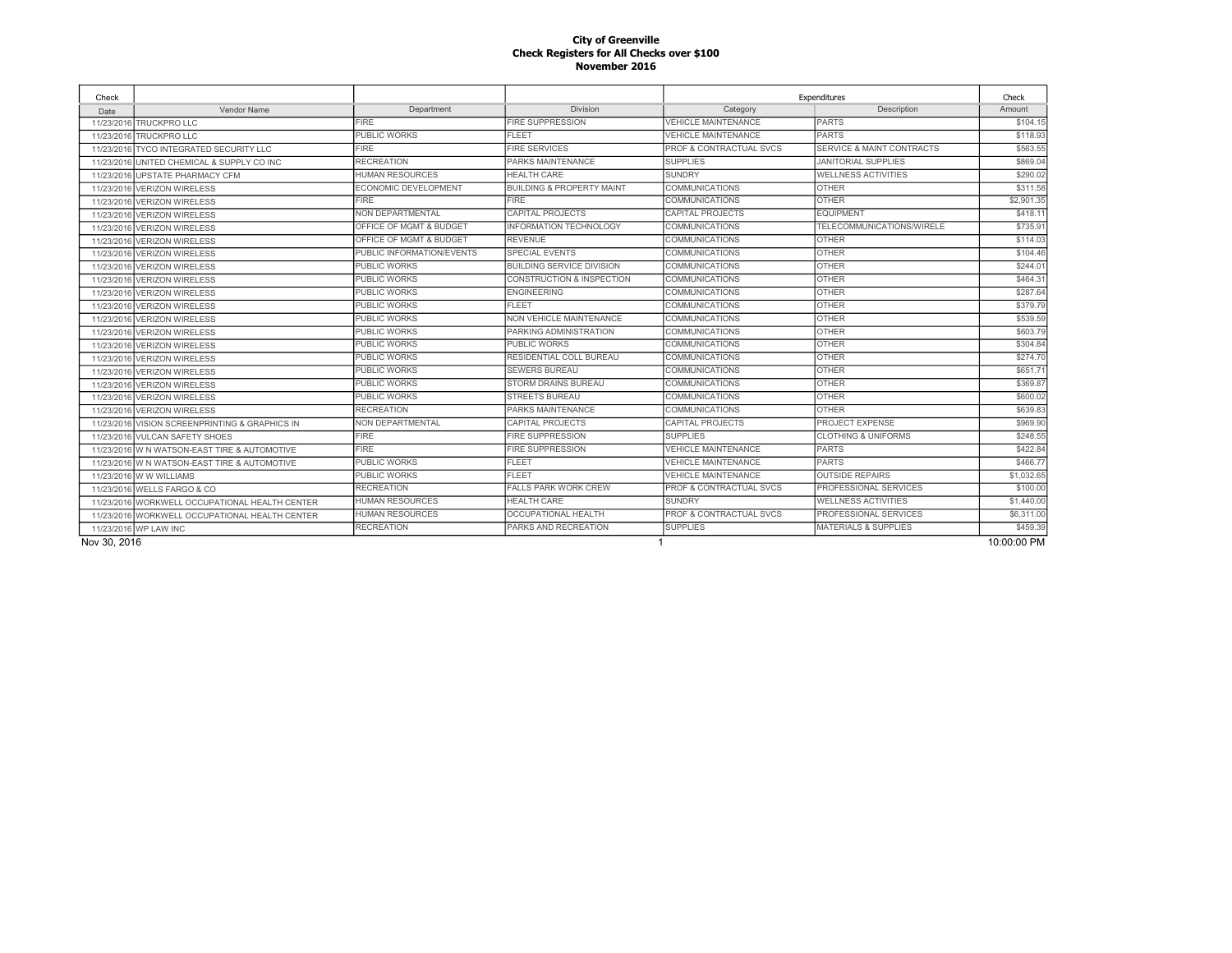# City of Greenville
## Check Registers for All Checks over $100
### November 2016

| Check | | | | Expenditures | | Check |
|---|---|---|---|---|---|---|
| Date | Vendor Name | Department | Division | Category | Description | Amount |
| 11/23/2016 | TRUCKPRO LLC | FIRE | FIRE SUPPRESSION | VEHICLE MAINTENANCE | PARTS | $104.15 |
| 11/23/2016 | TRUCKPRO LLC | PUBLIC WORKS | FLEET | VEHICLE MAINTENANCE | PARTS | $118.93 |
| 11/23/2016 | TYCO INTEGRATED SECURITY LLC | FIRE | FIRE SERVICES | PROF & CONTRACTUAL SVCS | SERVICE & MAINT CONTRACTS | $563.55 |
| 11/23/2016 | UNITED CHEMICAL & SUPPLY CO INC | RECREATION | PARKS MAINTENANCE | SUPPLIES | JANITORIAL SUPPLIES | $869.04 |
| 11/23/2016 | UPSTATE PHARMACY CFM | HUMAN RESOURCES | HEALTH CARE | SUNDRY | WELLNESS ACTIVITIES | $290.02 |
| 11/23/2016 | VERIZON WIRELESS | ECONOMIC DEVELOPMENT | BUILDING & PROPERTY MAINT | COMMUNICATIONS | OTHER | $311.58 |
| 11/23/2016 | VERIZON WIRELESS | FIRE | FIRE | COMMUNICATIONS | OTHER | $2,901.35 |
| 11/23/2016 | VERIZON WIRELESS | NON DEPARTMENTAL | CAPITAL PROJECTS | CAPITAL PROJECTS | EQUIPMENT | $418.11 |
| 11/23/2016 | VERIZON WIRELESS | OFFICE OF MGMT & BUDGET | INFORMATION TECHNOLOGY | COMMUNICATIONS | TELECOMMUNICATIONS/WIRELE | $735.91 |
| 11/23/2016 | VERIZON WIRELESS | OFFICE OF MGMT & BUDGET | REVENUE | COMMUNICATIONS | OTHER | $114.03 |
| 11/23/2016 | VERIZON WIRELESS | PUBLIC INFORMATION/EVENTS | SPECIAL EVENTS | COMMUNICATIONS | OTHER | $104.46 |
| 11/23/2016 | VERIZON WIRELESS | PUBLIC WORKS | BUILDING SERVICE DIVISION | COMMUNICATIONS | OTHER | $244.01 |
| 11/23/2016 | VERIZON WIRELESS | PUBLIC WORKS | CONSTRUCTION & INSPECTION | COMMUNICATIONS | OTHER | $464.31 |
| 11/23/2016 | VERIZON WIRELESS | PUBLIC WORKS | ENGINEERING | COMMUNICATIONS | OTHER | $287.64 |
| 11/23/2016 | VERIZON WIRELESS | PUBLIC WORKS | FLEET | COMMUNICATIONS | OTHER | $379.79 |
| 11/23/2016 | VERIZON WIRELESS | PUBLIC WORKS | NON VEHICLE MAINTENANCE | COMMUNICATIONS | OTHER | $539.59 |
| 11/23/2016 | VERIZON WIRELESS | PUBLIC WORKS | PARKING ADMINISTRATION | COMMUNICATIONS | OTHER | $603.79 |
| 11/23/2016 | VERIZON WIRELESS | PUBLIC WORKS | PUBLIC WORKS | COMMUNICATIONS | OTHER | $304.84 |
| 11/23/2016 | VERIZON WIRELESS | PUBLIC WORKS | RESIDENTIAL COLL BUREAU | COMMUNICATIONS | OTHER | $274.70 |
| 11/23/2016 | VERIZON WIRELESS | PUBLIC WORKS | SEWERS BUREAU | COMMUNICATIONS | OTHER | $651.71 |
| 11/23/2016 | VERIZON WIRELESS | PUBLIC WORKS | STORM DRAINS BUREAU | COMMUNICATIONS | OTHER | $369.87 |
| 11/23/2016 | VERIZON WIRELESS | PUBLIC WORKS | STREETS BUREAU | COMMUNICATIONS | OTHER | $600.02 |
| 11/23/2016 | VERIZON WIRELESS | RECREATION | PARKS MAINTENANCE | COMMUNICATIONS | OTHER | $639.83 |
| 11/23/2016 | VISION SCREENPRINTING & GRAPHICS IN | NON DEPARTMENTAL | CAPITAL PROJECTS | CAPITAL PROJECTS | PROJECT EXPENSE | $969.90 |
| 11/23/2016 | VULCAN SAFETY SHOES | FIRE | FIRE SUPPRESSION | SUPPLIES | CLOTHING & UNIFORMS | $248.55 |
| 11/23/2016 | W N WATSON-EAST TIRE & AUTOMOTIVE | FIRE | FIRE SUPPRESSION | VEHICLE MAINTENANCE | PARTS | $422.84 |
| 11/23/2016 | W N WATSON-EAST TIRE & AUTOMOTIVE | PUBLIC WORKS | FLEET | VEHICLE MAINTENANCE | PARTS | $466.77 |
| 11/23/2016 | W W WILLIAMS | PUBLIC WORKS | FLEET | VEHICLE MAINTENANCE | OUTSIDE REPAIRS | $1,032.65 |
| 11/23/2016 | WELLS FARGO & CO | RECREATION | FALLS PARK WORK CREW | PROF & CONTRACTUAL SVCS | PROFESSIONAL SERVICES | $100.00 |
| 11/23/2016 | WORKWELL OCCUPATIONAL HEALTH CENTER | HUMAN RESOURCES | HEALTH CARE | SUNDRY | WELLNESS ACTIVITIES | $1,440.00 |
| 11/23/2016 | WORKWELL OCCUPATIONAL HEALTH CENTER | HUMAN RESOURCES | OCCUPATIONAL HEALTH | PROF & CONTRACTUAL SVCS | PROFESSIONAL SERVICES | $6,311.00 |
| 11/23/2016 | WP LAW INC | RECREATION | PARKS AND RECREATION | SUPPLIES | MATERIALS & SUPPLIES | $459.39 |

Nov 30, 2016 10:00:00 PM